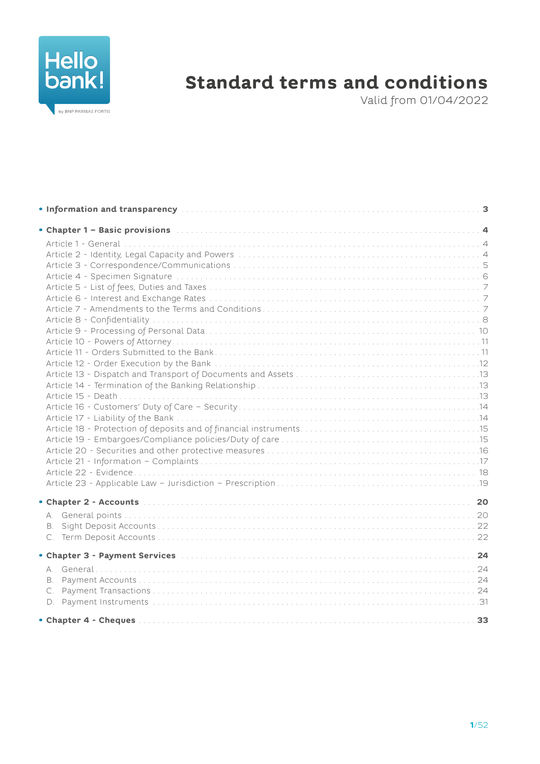Hello bank!
by BNP PARIBAS FORTIS

# Standard terms and conditions

Valid from 01/04/2022

- **Information and transparency** ........ **3**

- **Chapter 1 – Basic provisions** ........ **4**

  Article 1 - General ........ 4
  Article 2 - Identity, Legal Capacity and Powers ........ 4
  Article 3 - Correspondence/Communications ........ 5
  Article 4 - Specimen Signature ........ 6
  Article 5 - List of fees, Duties and Taxes ........ 7
  Article 6 - Interest and Exchange Rates ........ 7
  Article 7 - Amendments to the Terms and Conditions ........ 7
  Article 8 - Confidentiality ........ 8
  Article 9 - Processing of Personal Data ........ 10
  Article 10 - Powers of Attorney ........ 11
  Article 11 - Orders Submitted to the Bank ........ 11
  Article 12 - Order Execution by the Bank ........ 12
  Article 13 - Dispatch and Transport of Documents and Assets ........ 13
  Article 14 - Termination of the Banking Relationship ........ 13
  Article 15 - Death ........ 13
  Article 16 - Customers' Duty of Care – Security ........ 14
  Article 17 - Liability of the Bank ........ 14
  Article 18 - Protection of deposits and of financial instruments ........ 15
  Article 19 - Embargoes/Compliance policies/Duty of care ........ 15
  Article 20 - Securities and other protective measures ........ 16
  Article 21 - Information – Complaints ........ 17
  Article 22 - Evidence ........ 18
  Article 23 - Applicable Law – Jurisdiction – Prescription ........ 19

- **Chapter 2 - Accounts** ........ **20**

  A. General points ........ 20
  B. Sight Deposit Accounts ........ 22
  C. Term Deposit Accounts ........ 22

- **Chapter 3 - Payment Services** ........ **24**

  A. General ........ 24
  B. Payment Accounts ........ 24
  C. Payment Transactions ........ 24
  D. Payment Instruments ........ 31

- **Chapter 4 - Cheques** ........ **33**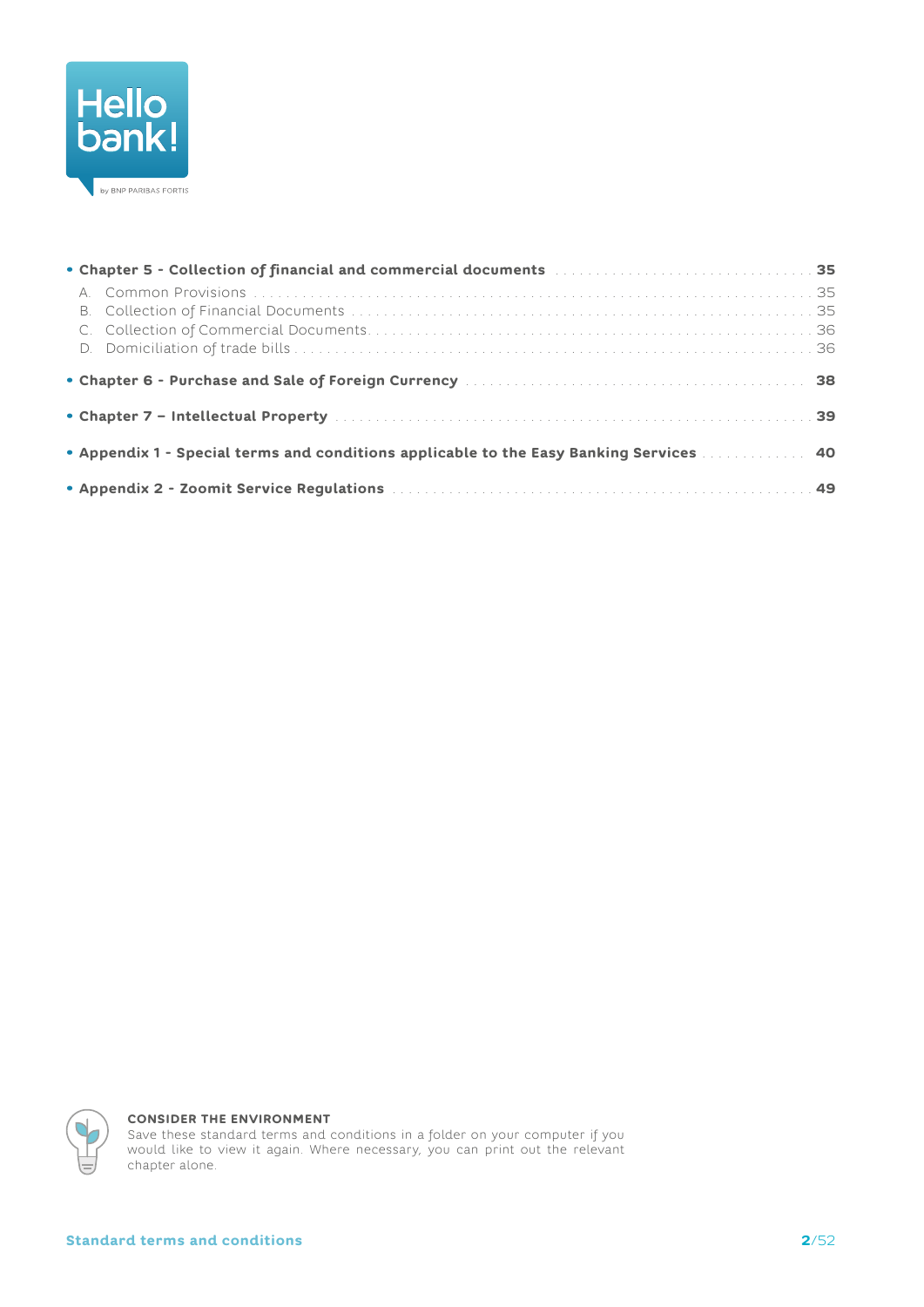- **Chapter 5 - Collection of financial and commercial documents** ..... **35**
  - A. Common Provisions ..... 35
  - B. Collection of Financial Documents ..... 35
  - C. Collection of Commercial Documents ..... 36
  - D. Domiciliation of trade bills ..... 36
- **Chapter 6 - Purchase and Sale of Foreign Currency** ..... **38**
- **Chapter 7 – Intellectual Property** ..... **39**
- **Appendix 1 - Special terms and conditions applicable to the Easy Banking Services** ..... **40**
- **Appendix 2 - Zoomit Service Regulations** ..... **49**

**CONSIDER THE ENVIRONMENT**

Save these standard terms and conditions in a folder on your computer if you would like to view it again. Where necessary, you can print out the relevant chapter alone.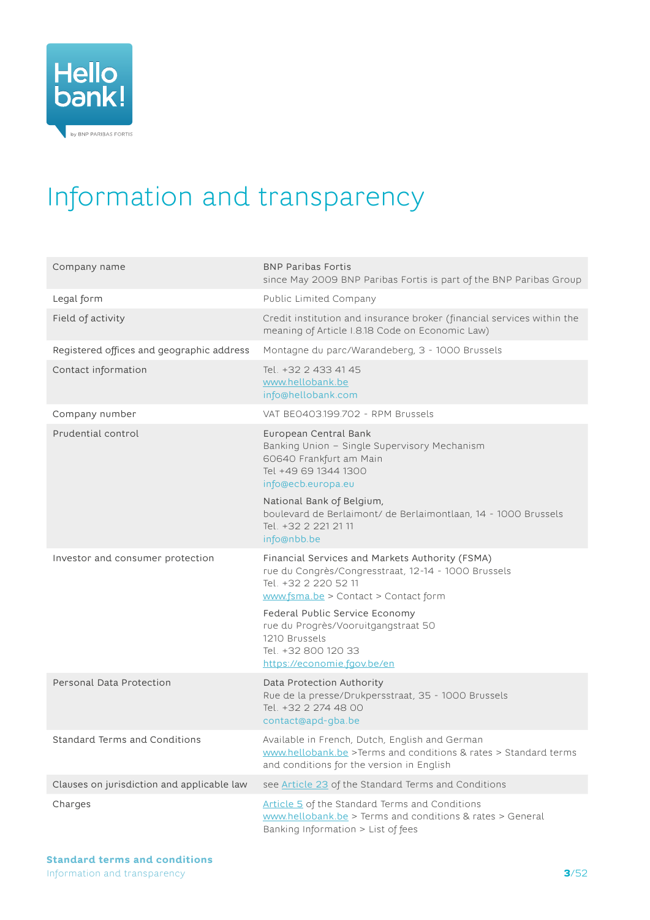# Information and transparency

| | |
|---|---|
| Company name | BNP Paribas Fortis<br>since May 2009 BNP Paribas Fortis is part of the BNP Paribas Group |
| Legal form | Public Limited Company |
| Field of activity | Credit institution and insurance broker (financial services within the meaning of Article I.8.18 Code on Economic Law) |
| Registered offices and geographic address | Montagne du parc/Warandeberg, 3 - 1000 Brussels |
| Contact information | Tel. +32 2 433 41 45<br>www.hellobank.be<br>info@hellobank.com |
| Company number | VAT BE0403.199.702 - RPM Brussels |
| Prudential control | European Central Bank<br>Banking Union – Single Supervisory Mechanism<br>60640 Frankfurt am Main<br>Tel +49 69 1344 1300<br>info@ecb.europa.eu<br><br>National Bank of Belgium,<br>boulevard de Berlaimont/ de Berlaimontlaan, 14 - 1000 Brussels<br>Tel. +32 2 221 21 11<br>info@nbb.be |
| Investor and consumer protection | Financial Services and Markets Authority (FSMA)<br>rue du Congrès/Congresstraat, 12-14 - 1000 Brussels<br>Tel. +32 2 220 52 11<br>www.fsma.be > Contact > Contact form<br><br>Federal Public Service Economy<br>rue du Progrès/Vooruitgangstraat 50<br>1210 Brussels<br>Tel. +32 800 120 33<br>https://economie.fgov.be/en |
| Personal Data Protection | Data Protection Authority<br>Rue de la presse/Drukpersstraat, 35 - 1000 Brussels<br>Tel. +32 2 274 48 00<br>contact@apd-gba.be |
| Standard Terms and Conditions | Available in French, Dutch, English and German<br>www.hellobank.be >Terms and conditions & rates > Standard terms and conditions for the version in English |
| Clauses on jurisdiction and applicable law | see Article 23 of the Standard Terms and Conditions |
| Charges | Article 5 of the Standard Terms and Conditions<br>www.hellobank.be > Terms and conditions & rates > General Banking Information > List of fees |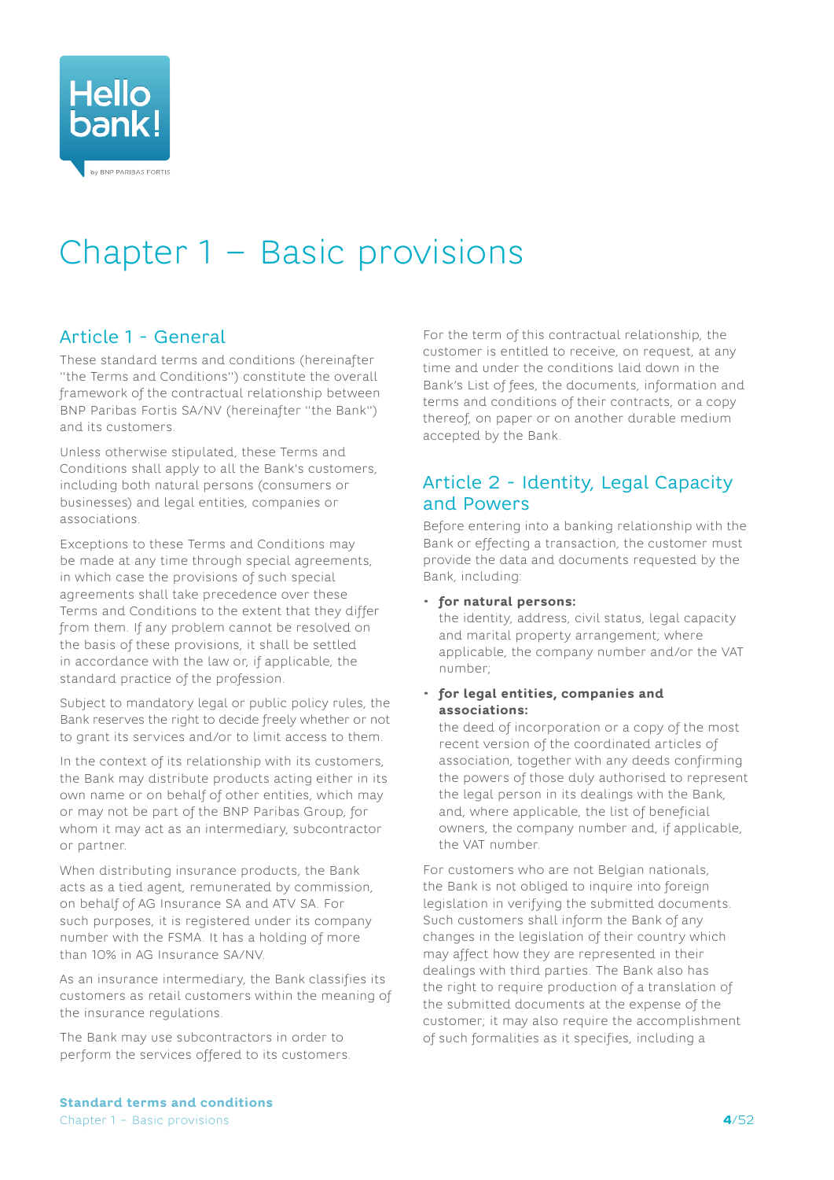# Chapter 1 – Basic provisions

## Article 1 - General

These standard terms and conditions (hereinafter "the Terms and Conditions") constitute the overall framework of the contractual relationship between BNP Paribas Fortis SA/NV (hereinafter "the Bank") and its customers.

Unless otherwise stipulated, these Terms and Conditions shall apply to all the Bank's customers, including both natural persons (consumers or businesses) and legal entities, companies or associations.

Exceptions to these Terms and Conditions may be made at any time through special agreements, in which case the provisions of such special agreements shall take precedence over these Terms and Conditions to the extent that they differ from them. If any problem cannot be resolved on the basis of these provisions, it shall be settled in accordance with the law or, if applicable, the standard practice of the profession.

Subject to mandatory legal or public policy rules, the Bank reserves the right to decide freely whether or not to grant its services and/or to limit access to them.

In the context of its relationship with its customers, the Bank may distribute products acting either in its own name or on behalf of other entities, which may or may not be part of the BNP Paribas Group, for whom it may act as an intermediary, subcontractor or partner.

When distributing insurance products, the Bank acts as a tied agent, remunerated by commission, on behalf of AG Insurance SA and ATV SA. For such purposes, it is registered under its company number with the FSMA. It has a holding of more than 10% in AG Insurance SA/NV.

As an insurance intermediary, the Bank classifies its customers as retail customers within the meaning of the insurance regulations.

The Bank may use subcontractors in order to perform the services offered to its customers.

For the term of this contractual relationship, the customer is entitled to receive, on request, at any time and under the conditions laid down in the Bank's List of fees, the documents, information and terms and conditions of their contracts, or a copy thereof, on paper or on another durable medium accepted by the Bank.

## Article 2 - Identity, Legal Capacity and Powers

Before entering into a banking relationship with the Bank or effecting a transaction, the customer must provide the data and documents requested by the Bank, including:

- **for natural persons:**
  the identity, address, civil status, legal capacity and marital property arrangement; where applicable, the company number and/or the VAT number;
- **for legal entities, companies and associations:**
  the deed of incorporation or a copy of the most recent version of the coordinated articles of association, together with any deeds confirming the powers of those duly authorised to represent the legal person in its dealings with the Bank, and, where applicable, the list of beneficial owners, the company number and, if applicable, the VAT number.

For customers who are not Belgian nationals, the Bank is not obliged to inquire into foreign legislation in verifying the submitted documents. Such customers shall inform the Bank of any changes in the legislation of their country which may affect how they are represented in their dealings with third parties. The Bank also has the right to require production of a translation of the submitted documents at the expense of the customer; it may also require the accomplishment of such formalities as it specifies, including a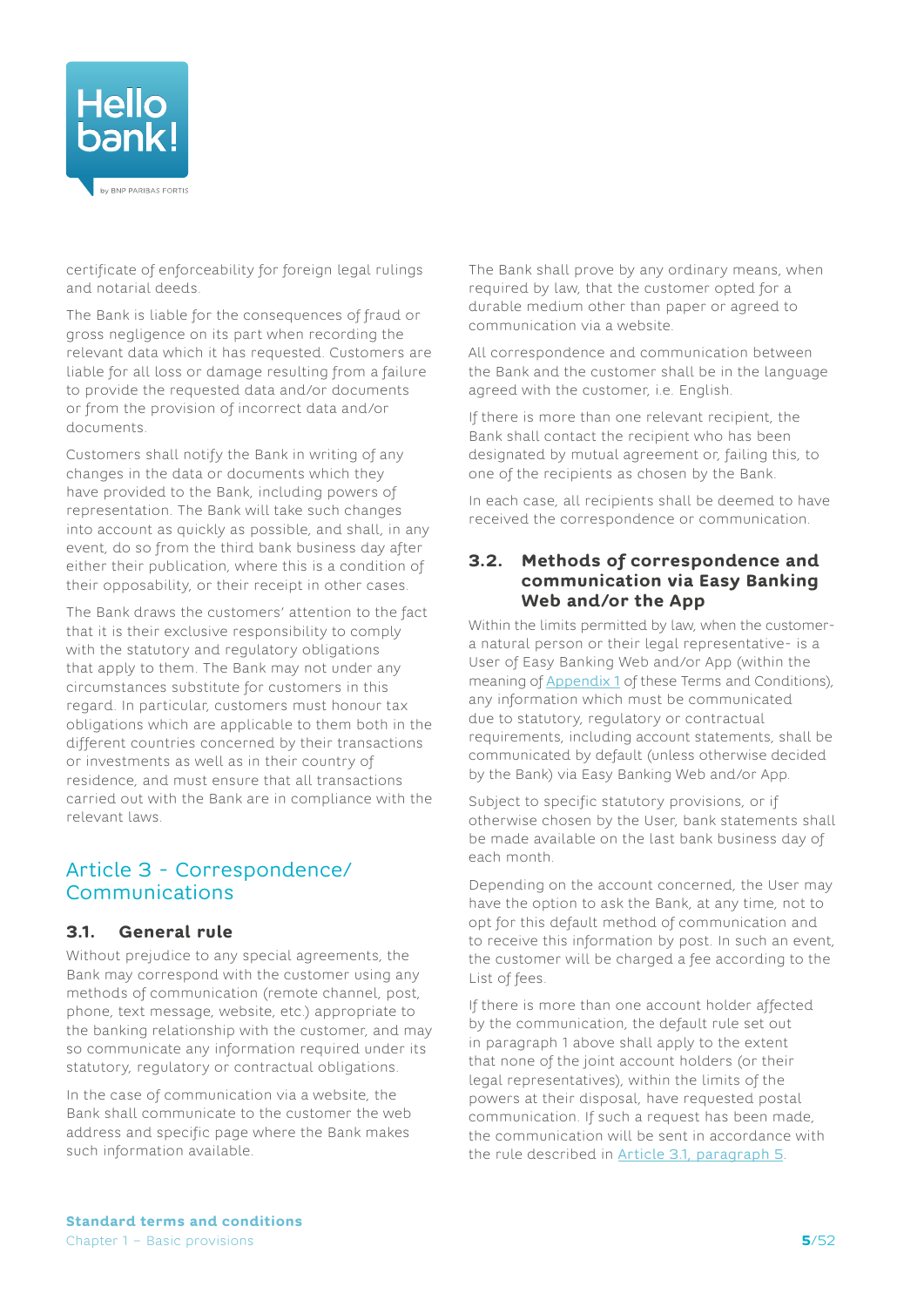certificate of enforceability for foreign legal rulings and notarial deeds.

The Bank is liable for the consequences of fraud or gross negligence on its part when recording the relevant data which it has requested. Customers are liable for all loss or damage resulting from a failure to provide the requested data and/or documents or from the provision of incorrect data and/or documents.

Customers shall notify the Bank in writing of any changes in the data or documents which they have provided to the Bank, including powers of representation. The Bank will take such changes into account as quickly as possible, and shall, in any event, do so from the third bank business day after either their publication, where this is a condition of their opposability, or their receipt in other cases.

The Bank draws the customers' attention to the fact that it is their exclusive responsibility to comply with the statutory and regulatory obligations that apply to them. The Bank may not under any circumstances substitute for customers in this regard. In particular, customers must honour tax obligations which are applicable to them both in the different countries concerned by their transactions or investments as well as in their country of residence, and must ensure that all transactions carried out with the Bank are in compliance with the relevant laws.

## Article 3 - Correspondence/ Communications

### 3.1. General rule

Without prejudice to any special agreements, the Bank may correspond with the customer using any methods of communication (remote channel, post, phone, text message, website, etc.) appropriate to the banking relationship with the customer, and may so communicate any information required under its statutory, regulatory or contractual obligations.

In the case of communication via a website, the Bank shall communicate to the customer the web address and specific page where the Bank makes such information available.

The Bank shall prove by any ordinary means, when required by law, that the customer opted for a durable medium other than paper or agreed to communication via a website.

All correspondence and communication between the Bank and the customer shall be in the language agreed with the customer, i.e. English.

If there is more than one relevant recipient, the Bank shall contact the recipient who has been designated by mutual agreement or, failing this, to one of the recipients as chosen by the Bank.

In each case, all recipients shall be deemed to have received the correspondence or communication.

### 3.2. Methods of correspondence and communication via Easy Banking Web and/or the App

Within the limits permitted by law, when the customer- a natural person or their legal representative- is a User of Easy Banking Web and/or App (within the meaning of Appendix 1 of these Terms and Conditions), any information which must be communicated due to statutory, regulatory or contractual requirements, including account statements, shall be communicated by default (unless otherwise decided by the Bank) via Easy Banking Web and/or App.

Subject to specific statutory provisions, or if otherwise chosen by the User, bank statements shall be made available on the last bank business day of each month.

Depending on the account concerned, the User may have the option to ask the Bank, at any time, not to opt for this default method of communication and to receive this information by post. In such an event, the customer will be charged a fee according to the List of fees.

If there is more than one account holder affected by the communication, the default rule set out in paragraph 1 above shall apply to the extent that none of the joint account holders (or their legal representatives), within the limits of the powers at their disposal, have requested postal communication. If such a request has been made, the communication will be sent in accordance with the rule described in Article 3.1, paragraph 5.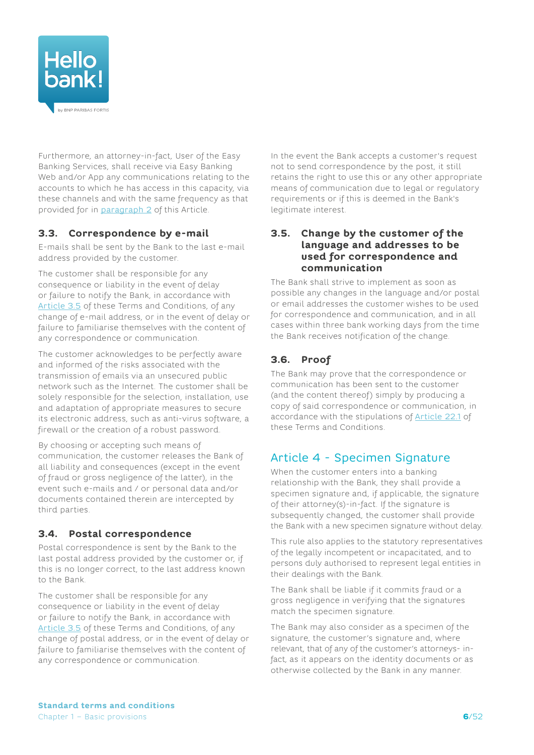Furthermore, an attorney-in-fact, User of the Easy Banking Services, shall receive via Easy Banking Web and/or App any communications relating to the accounts to which he has access in this capacity, via these channels and with the same frequency as that provided for in paragraph 2 of this Article.

### 3.3. Correspondence by e-mail

E-mails shall be sent by the Bank to the last e-mail address provided by the customer.

The customer shall be responsible for any consequence or liability in the event of delay or failure to notify the Bank, in accordance with Article 3.5 of these Terms and Conditions, of any change of e-mail address, or in the event of delay or failure to familiarise themselves with the content of any correspondence or communication.

The customer acknowledges to be perfectly aware and informed of the risks associated with the transmission of emails via an unsecured public network such as the Internet. The customer shall be solely responsible for the selection, installation, use and adaptation of appropriate measures to secure its electronic address, such as anti-virus software, a firewall or the creation of a robust password.

By choosing or accepting such means of communication, the customer releases the Bank of all liability and consequences (except in the event of fraud or gross negligence of the latter), in the event such e-mails and / or personal data and/or documents contained therein are intercepted by third parties.

### 3.4. Postal correspondence

Postal correspondence is sent by the Bank to the last postal address provided by the customer or, if this is no longer correct, to the last address known to the Bank.

The customer shall be responsible for any consequence or liability in the event of delay or failure to notify the Bank, in accordance with Article 3.5 of these Terms and Conditions, of any change of postal address, or in the event of delay or failure to familiarise themselves with the content of any correspondence or communication.

In the event the Bank accepts a customer's request not to send correspondence by the post, it still retains the right to use this or any other appropriate means of communication due to legal or regulatory requirements or if this is deemed in the Bank's legitimate interest.

### 3.5. Change by the customer of the language and addresses to be used for correspondence and communication

The Bank shall strive to implement as soon as possible any changes in the language and/or postal or email addresses the customer wishes to be used for correspondence and communication, and in all cases within three bank working days from the time the Bank receives notification of the change.

### 3.6. Proof

The Bank may prove that the correspondence or communication has been sent to the customer (and the content thereof) simply by producing a copy of said correspondence or communication, in accordance with the stipulations of Article 22.1 of these Terms and Conditions.

## Article 4 - Specimen Signature

When the customer enters into a banking relationship with the Bank, they shall provide a specimen signature and, if applicable, the signature of their attorney(s)-in-fact. If the signature is subsequently changed, the customer shall provide the Bank with a new specimen signature without delay.

This rule also applies to the statutory representatives of the legally incompetent or incapacitated, and to persons duly authorised to represent legal entities in their dealings with the Bank.

The Bank shall be liable if it commits fraud or a gross negligence in verifying that the signatures match the specimen signature.

The Bank may also consider as a specimen of the signature, the customer's signature and, where relevant, that of any of the customer's attorneys- in-fact, as it appears on the identity documents or as otherwise collected by the Bank in any manner.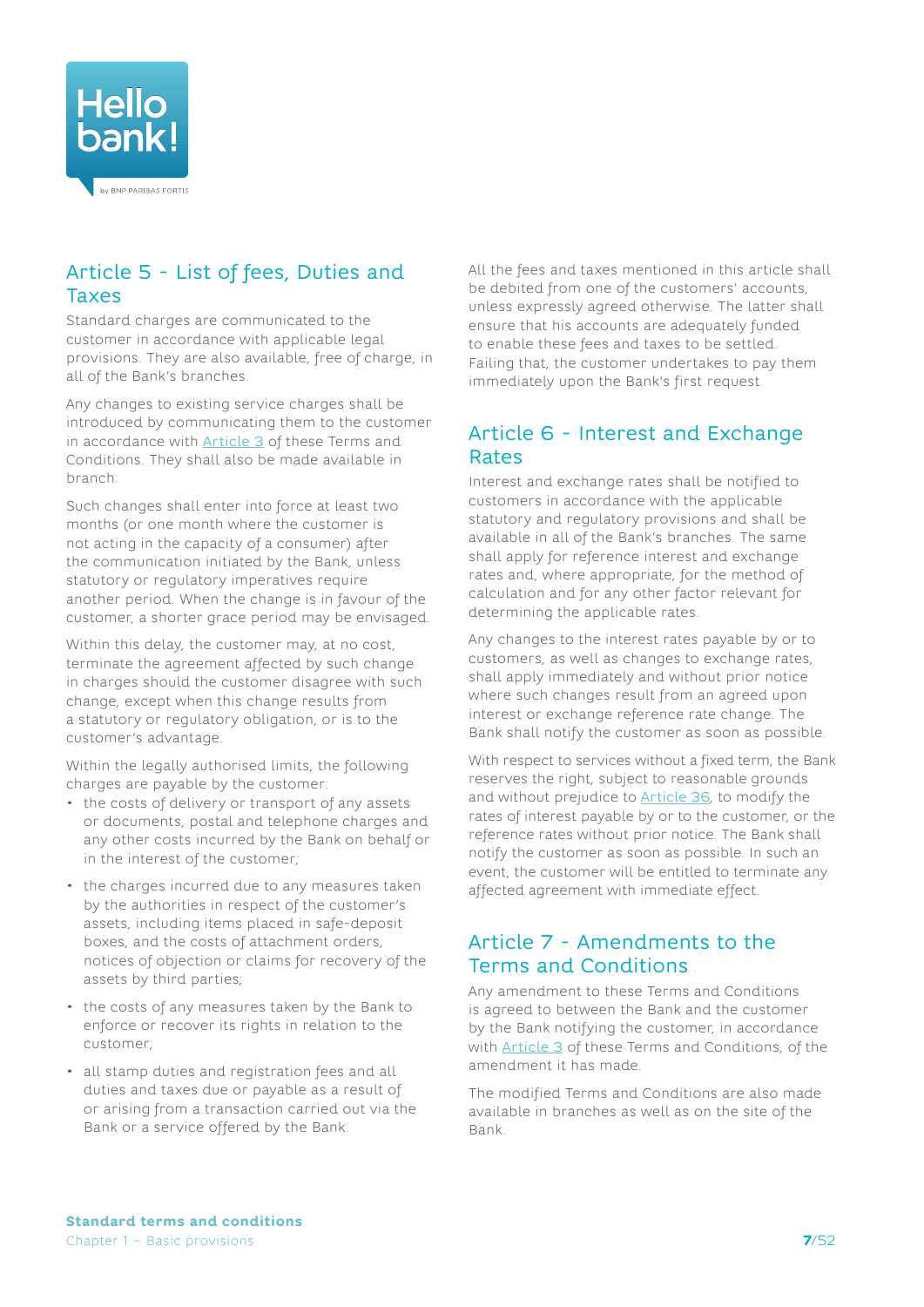## Article 5 - List of fees, Duties and Taxes

Standard charges are communicated to the customer in accordance with applicable legal provisions. They are also available, free of charge, in all of the Bank's branches.

Any changes to existing service charges shall be introduced by communicating them to the customer in accordance with Article 3 of these Terms and Conditions. They shall also be made available in branch.

Such changes shall enter into force at least two months (or one month where the customer is not acting in the capacity of a consumer) after the communication initiated by the Bank, unless statutory or regulatory imperatives require another period. When the change is in favour of the customer, a shorter grace period may be envisaged.

Within this delay, the customer may, at no cost, terminate the agreement affected by such change in charges should the customer disagree with such change, except when this change results from a statutory or regulatory obligation, or is to the customer's advantage.

Within the legally authorised limits, the following charges are payable by the customer:

- the costs of delivery or transport of any assets or documents, postal and telephone charges and any other costs incurred by the Bank on behalf or in the interest of the customer;
- the charges incurred due to any measures taken by the authorities in respect of the customer's assets, including items placed in safe-deposit boxes, and the costs of attachment orders, notices of objection or claims for recovery of the assets by third parties;
- the costs of any measures taken by the Bank to enforce or recover its rights in relation to the customer;
- all stamp duties and registration fees and all duties and taxes due or payable as a result of or arising from a transaction carried out via the Bank or a service offered by the Bank.

All the fees and taxes mentioned in this article shall be debited from one of the customers' accounts, unless expressly agreed otherwise. The latter shall ensure that his accounts are adequately funded to enable these fees and taxes to be settled. Failing that, the customer undertakes to pay them immediately upon the Bank's first request.

## Article 6 - Interest and Exchange Rates

Interest and exchange rates shall be notified to customers in accordance with the applicable statutory and regulatory provisions and shall be available in all of the Bank's branches. The same shall apply for reference interest and exchange rates and, where appropriate, for the method of calculation and for any other factor relevant for determining the applicable rates.

Any changes to the interest rates payable by or to customers, as well as changes to exchange rates, shall apply immediately and without prior notice where such changes result from an agreed upon interest or exchange reference rate change. The Bank shall notify the customer as soon as possible.

With respect to services without a fixed term, the Bank reserves the right, subject to reasonable grounds and without prejudice to Article 36, to modify the rates of interest payable by or to the customer, or the reference rates without prior notice. The Bank shall notify the customer as soon as possible. In such an event, the customer will be entitled to terminate any affected agreement with immediate effect.

## Article 7 - Amendments to the Terms and Conditions

Any amendment to these Terms and Conditions is agreed to between the Bank and the customer by the Bank notifying the customer, in accordance with Article 3 of these Terms and Conditions, of the amendment it has made.

The modified Terms and Conditions are also made available in branches as well as on the site of the Bank.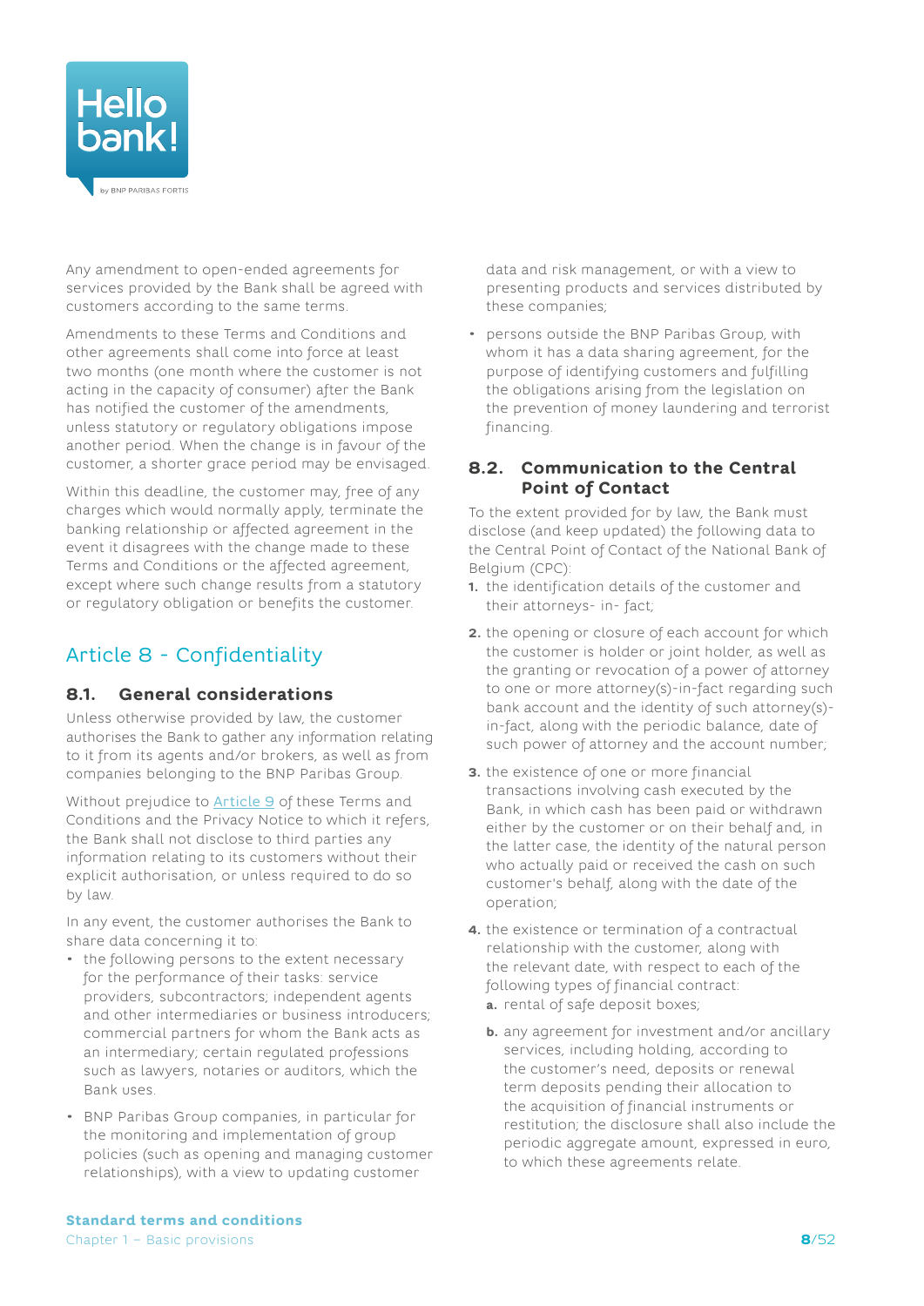Any amendment to open-ended agreements for services provided by the Bank shall be agreed with customers according to the same terms.

Amendments to these Terms and Conditions and other agreements shall come into force at least two months (one month where the customer is not acting in the capacity of consumer) after the Bank has notified the customer of the amendments, unless statutory or regulatory obligations impose another period. When the change is in favour of the customer, a shorter grace period may be envisaged.

Within this deadline, the customer may, free of any charges which would normally apply, terminate the banking relationship or affected agreement in the event it disagrees with the change made to these Terms and Conditions or the affected agreement, except where such change results from a statutory or regulatory obligation or benefits the customer.

## Article 8 - Confidentiality

### 8.1. General considerations

Unless otherwise provided by law, the customer authorises the Bank to gather any information relating to it from its agents and/or brokers, as well as from companies belonging to the BNP Paribas Group.

Without prejudice to Article 9 of these Terms and Conditions and the Privacy Notice to which it refers, the Bank shall not disclose to third parties any information relating to its customers without their explicit authorisation, or unless required to do so by law.

In any event, the customer authorises the Bank to share data concerning it to:

- the following persons to the extent necessary for the performance of their tasks: service providers, subcontractors; independent agents and other intermediaries or business introducers; commercial partners for whom the Bank acts as an intermediary; certain regulated professions such as lawyers, notaries or auditors, which the Bank uses.
- BNP Paribas Group companies, in particular for the monitoring and implementation of group policies (such as opening and managing customer relationships), with a view to updating customer data and risk management, or with a view to presenting products and services distributed by these companies;
- persons outside the BNP Paribas Group, with whom it has a data sharing agreement, for the purpose of identifying customers and fulfilling the obligations arising from the legislation on the prevention of money laundering and terrorist financing.

### 8.2. Communication to the Central Point of Contact

To the extent provided for by law, the Bank must disclose (and keep updated) the following data to the Central Point of Contact of the National Bank of Belgium (CPC):

1. the identification details of the customer and their attorneys- in- fact;
2. the opening or closure of each account for which the customer is holder or joint holder, as well as the granting or revocation of a power of attorney to one or more attorney(s)-in-fact regarding such bank account and the identity of such attorney(s)-in-fact, along with the periodic balance, date of such power of attorney and the account number;
3. the existence of one or more financial transactions involving cash executed by the Bank, in which cash has been paid or withdrawn either by the customer or on their behalf and, in the latter case, the identity of the natural person who actually paid or received the cash on such customer's behalf, along with the date of the operation;
4. the existence or termination of a contractual relationship with the customer, along with the relevant date, with respect to each of the following types of financial contract:
   a. rental of safe deposit boxes;
   b. any agreement for investment and/or ancillary services, including holding, according to the customer's need, deposits or renewal term deposits pending their allocation to the acquisition of financial instruments or restitution; the disclosure shall also include the periodic aggregate amount, expressed in euro, to which these agreements relate.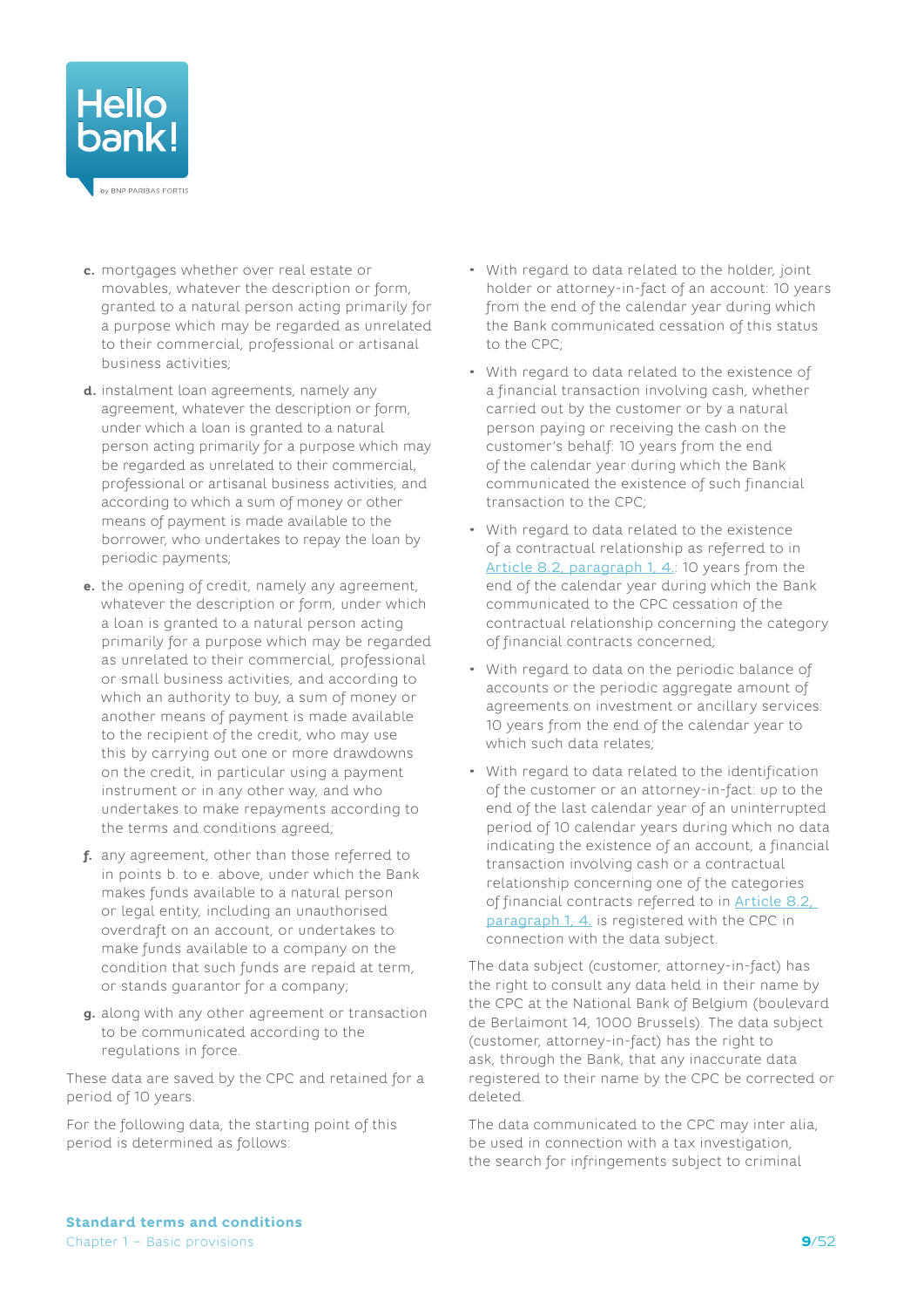c. mortgages whether over real estate or movables, whatever the description or form, granted to a natural person acting primarily for a purpose which may be regarded as unrelated to their commercial, professional or artisanal business activities;

d. instalment loan agreements, namely any agreement, whatever the description or form, under which a loan is granted to a natural person acting primarily for a purpose which may be regarded as unrelated to their commercial, professional or artisanal business activities, and according to which a sum of money or other means of payment is made available to the borrower, who undertakes to repay the loan by periodic payments;

e. the opening of credit, namely any agreement, whatever the description or form, under which a loan is granted to a natural person acting primarily for a purpose which may be regarded as unrelated to their commercial, professional or small business activities, and according to which an authority to buy, a sum of money or another means of payment is made available to the recipient of the credit, who may use this by carrying out one or more drawdowns on the credit, in particular using a payment instrument or in any other way, and who undertakes to make repayments according to the terms and conditions agreed;

f. any agreement, other than those referred to in points b. to e. above, under which the Bank makes funds available to a natural person or legal entity, including an unauthorised overdraft on an account, or undertakes to make funds available to a company on the condition that such funds are repaid at term, or stands guarantor for a company;

g. along with any other agreement or transaction to be communicated according to the regulations in force.

These data are saved by the CPC and retained for a period of 10 years.

For the following data, the starting point of this period is determined as follows:

- With regard to data related to the holder, joint holder or attorney-in-fact of an account: 10 years from the end of the calendar year during which the Bank communicated cessation of this status to the CPC;
- With regard to data related to the existence of a financial transaction involving cash, whether carried out by the customer or by a natural person paying or receiving the cash on the customer's behalf: 10 years from the end of the calendar year during which the Bank communicated the existence of such financial transaction to the CPC;
- With regard to data related to the existence of a contractual relationship as referred to in Article 8.2, paragraph 1, 4.: 10 years from the end of the calendar year during which the Bank communicated to the CPC cessation of the contractual relationship concerning the category of financial contracts concerned;
- With regard to data on the periodic balance of accounts or the periodic aggregate amount of agreements on investment or ancillary services: 10 years from the end of the calendar year to which such data relates;
- With regard to data related to the identification of the customer or an attorney-in-fact: up to the end of the last calendar year of an uninterrupted period of 10 calendar years during which no data indicating the existence of an account, a financial transaction involving cash or a contractual relationship concerning one of the categories of financial contracts referred to in Article 8.2, paragraph 1, 4. is registered with the CPC in connection with the data subject.

The data subject (customer, attorney-in-fact) has the right to consult any data held in their name by the CPC at the National Bank of Belgium (boulevard de Berlaimont 14, 1000 Brussels). The data subject (customer, attorney-in-fact) has the right to ask, through the Bank, that any inaccurate data registered to their name by the CPC be corrected or deleted.

The data communicated to the CPC may inter alia, be used in connection with a tax investigation, the search for infringements subject to criminal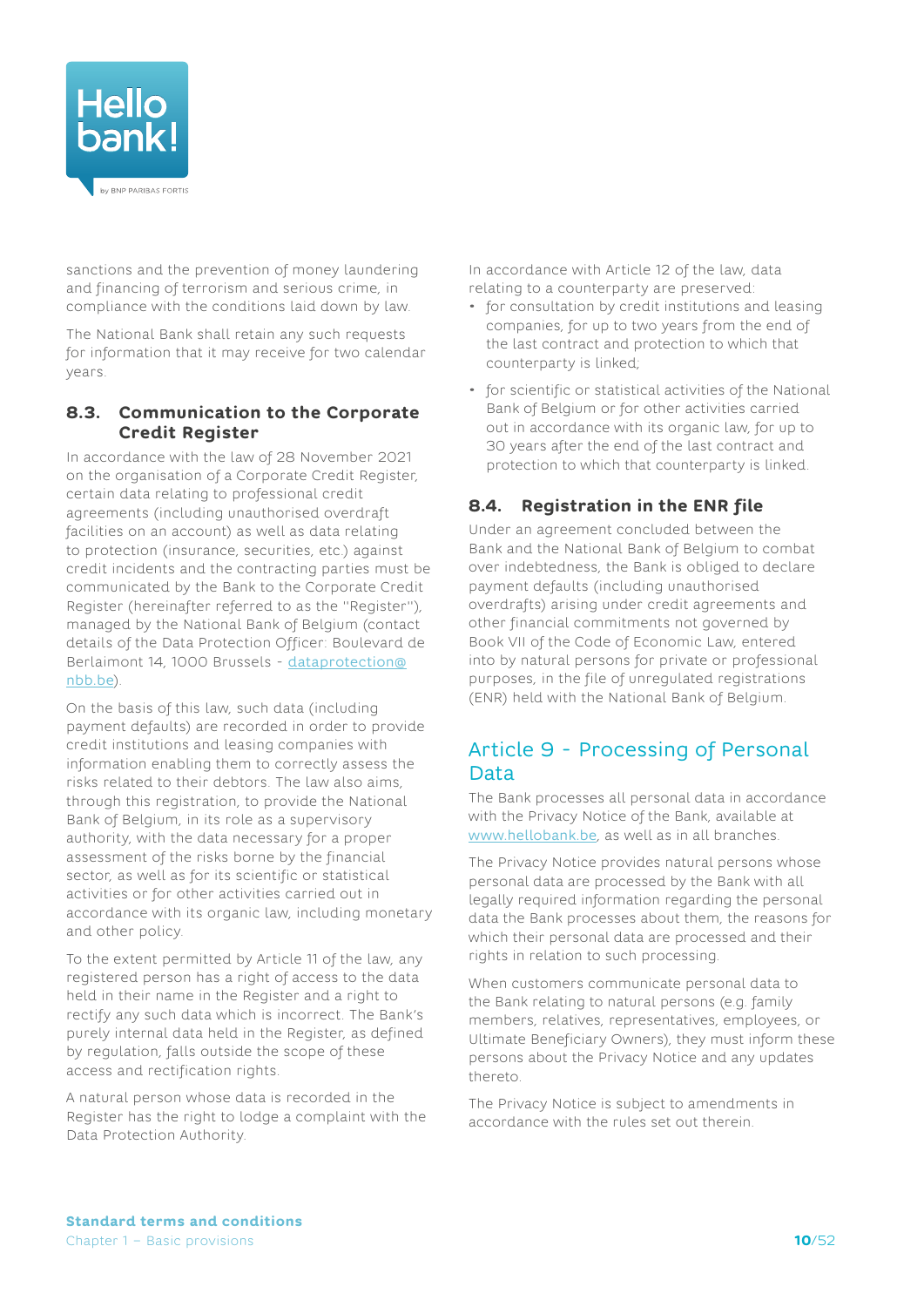sanctions and the prevention of money laundering and financing of terrorism and serious crime, in compliance with the conditions laid down by law.

The National Bank shall retain any such requests for information that it may receive for two calendar years.

### 8.3. Communication to the Corporate Credit Register

In accordance with the law of 28 November 2021 on the organisation of a Corporate Credit Register, certain data relating to professional credit agreements (including unauthorised overdraft facilities on an account) as well as data relating to protection (insurance, securities, etc.) against credit incidents and the contracting parties must be communicated by the Bank to the Corporate Credit Register (hereinafter referred to as the "Register"), managed by the National Bank of Belgium (contact details of the Data Protection Officer: Boulevard de Berlaimont 14, 1000 Brussels - dataprotection@nbb.be).

On the basis of this law, such data (including payment defaults) are recorded in order to provide credit institutions and leasing companies with information enabling them to correctly assess the risks related to their debtors. The law also aims, through this registration, to provide the National Bank of Belgium, in its role as a supervisory authority, with the data necessary for a proper assessment of the risks borne by the financial sector, as well as for its scientific or statistical activities or for other activities carried out in accordance with its organic law, including monetary and other policy.

To the extent permitted by Article 11 of the law, any registered person has a right of access to the data held in their name in the Register and a right to rectify any such data which is incorrect. The Bank's purely internal data held in the Register, as defined by regulation, falls outside the scope of these access and rectification rights.

A natural person whose data is recorded in the Register has the right to lodge a complaint with the Data Protection Authority.

In accordance with Article 12 of the law, data relating to a counterparty are preserved:

- for consultation by credit institutions and leasing companies, for up to two years from the end of the last contract and protection to which that counterparty is linked;
- for scientific or statistical activities of the National Bank of Belgium or for other activities carried out in accordance with its organic law, for up to 30 years after the end of the last contract and protection to which that counterparty is linked.

### 8.4. Registration in the ENR file

Under an agreement concluded between the Bank and the National Bank of Belgium to combat over indebtedness, the Bank is obliged to declare payment defaults (including unauthorised overdrafts) arising under credit agreements and other financial commitments not governed by Book VII of the Code of Economic Law, entered into by natural persons for private or professional purposes, in the file of unregulated registrations (ENR) held with the National Bank of Belgium.

## Article 9 - Processing of Personal Data

The Bank processes all personal data in accordance with the Privacy Notice of the Bank, available at www.hellobank.be, as well as in all branches.

The Privacy Notice provides natural persons whose personal data are processed by the Bank with all legally required information regarding the personal data the Bank processes about them, the reasons for which their personal data are processed and their rights in relation to such processing.

When customers communicate personal data to the Bank relating to natural persons (e.g. family members, relatives, representatives, employees, or Ultimate Beneficiary Owners), they must inform these persons about the Privacy Notice and any updates thereto.

The Privacy Notice is subject to amendments in accordance with the rules set out therein.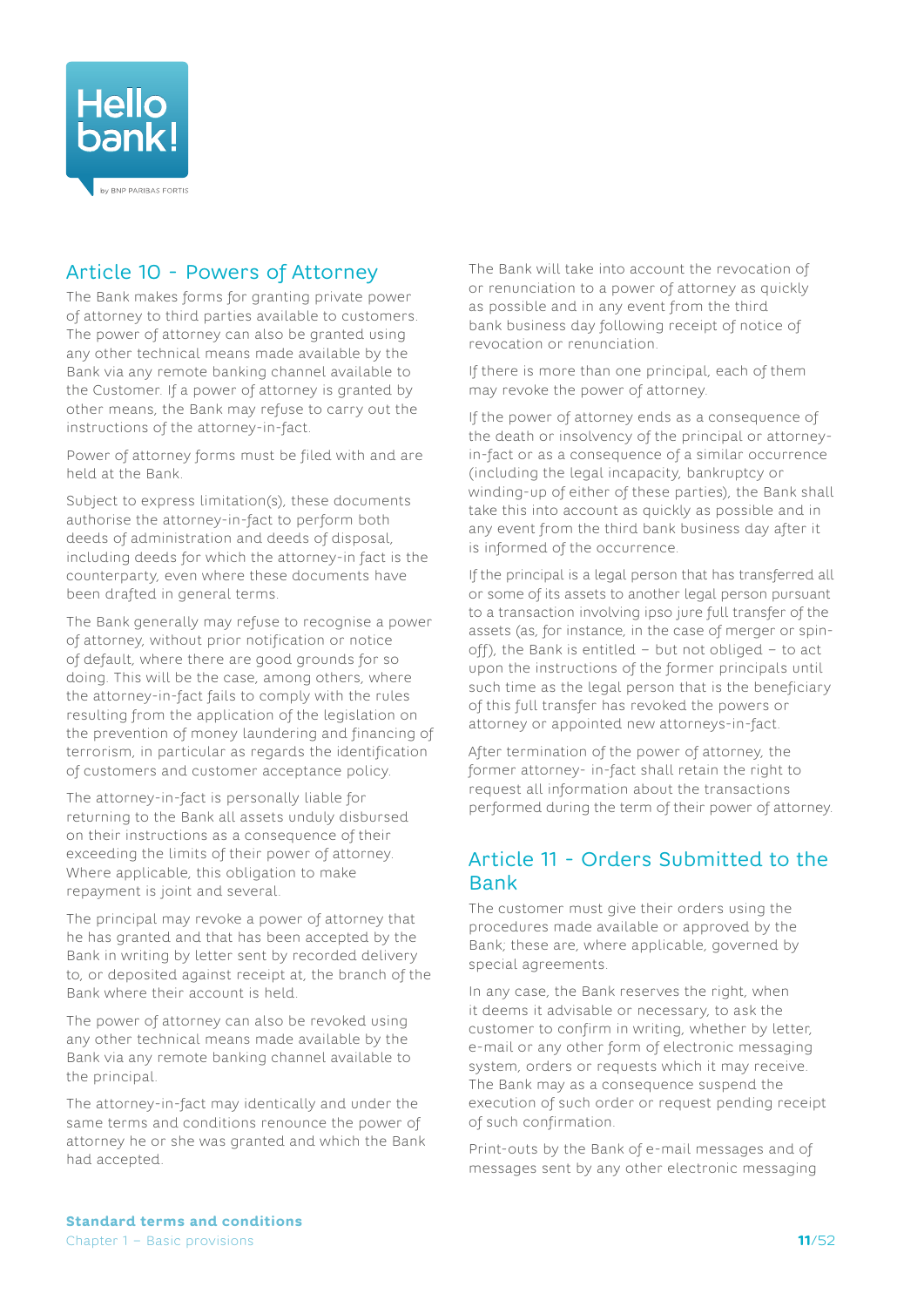## Article 10 - Powers of Attorney

The Bank makes forms for granting private power of attorney to third parties available to customers. The power of attorney can also be granted using any other technical means made available by the Bank via any remote banking channel available to the Customer. If a power of attorney is granted by other means, the Bank may refuse to carry out the instructions of the attorney-in-fact.

Power of attorney forms must be filed with and are held at the Bank.

Subject to express limitation(s), these documents authorise the attorney-in-fact to perform both deeds of administration and deeds of disposal, including deeds for which the attorney-in fact is the counterparty, even where these documents have been drafted in general terms.

The Bank generally may refuse to recognise a power of attorney, without prior notification or notice of default, where there are good grounds for so doing. This will be the case, among others, where the attorney-in-fact fails to comply with the rules resulting from the application of the legislation on the prevention of money laundering and financing of terrorism, in particular as regards the identification of customers and customer acceptance policy.

The attorney-in-fact is personally liable for returning to the Bank all assets unduly disbursed on their instructions as a consequence of their exceeding the limits of their power of attorney. Where applicable, this obligation to make repayment is joint and several.

The principal may revoke a power of attorney that he has granted and that has been accepted by the Bank in writing by letter sent by recorded delivery to, or deposited against receipt at, the branch of the Bank where their account is held.

The power of attorney can also be revoked using any other technical means made available by the Bank via any remote banking channel available to the principal.

The attorney-in-fact may identically and under the same terms and conditions renounce the power of attorney he or she was granted and which the Bank had accepted.

The Bank will take into account the revocation of or renunciation to a power of attorney as quickly as possible and in any event from the third bank business day following receipt of notice of revocation or renunciation.

If there is more than one principal, each of them may revoke the power of attorney.

If the power of attorney ends as a consequence of the death or insolvency of the principal or attorney-in-fact or as a consequence of a similar occurrence (including the legal incapacity, bankruptcy or winding-up of either of these parties), the Bank shall take this into account as quickly as possible and in any event from the third bank business day after it is informed of the occurrence.

If the principal is a legal person that has transferred all or some of its assets to another legal person pursuant to a transaction involving ipso jure full transfer of the assets (as, for instance, in the case of merger or spin-off), the Bank is entitled – but not obliged – to act upon the instructions of the former principals until such time as the legal person that is the beneficiary of this full transfer has revoked the powers or attorney or appointed new attorneys-in-fact.

After termination of the power of attorney, the former attorney- in-fact shall retain the right to request all information about the transactions performed during the term of their power of attorney.

## Article 11 - Orders Submitted to the Bank

The customer must give their orders using the procedures made available or approved by the Bank; these are, where applicable, governed by special agreements.

In any case, the Bank reserves the right, when it deems it advisable or necessary, to ask the customer to confirm in writing, whether by letter, e-mail or any other form of electronic messaging system, orders or requests which it may receive. The Bank may as a consequence suspend the execution of such order or request pending receipt of such confirmation.

Print-outs by the Bank of e-mail messages and of messages sent by any other electronic messaging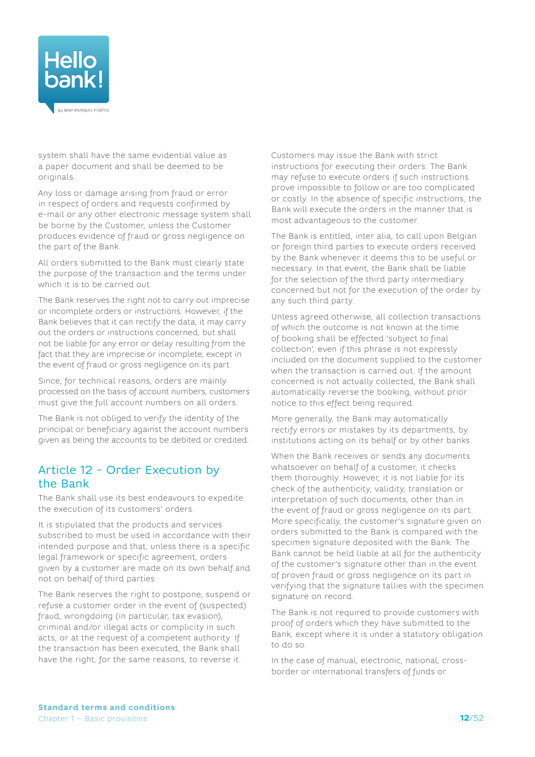system shall have the same evidential value as a paper document and shall be deemed to be originals.

Any loss or damage arising from fraud or error in respect of orders and requests confirmed by e-mail or any other electronic message system shall be borne by the Customer, unless the Customer produces evidence of fraud or gross negligence on the part of the Bank.

All orders submitted to the Bank must clearly state the purpose of the transaction and the terms under which it is to be carried out.

The Bank reserves the right not to carry out imprecise or incomplete orders or instructions. However, if the Bank believes that it can rectify the data, it may carry out the orders or instructions concerned, but shall not be liable for any error or delay resulting from the fact that they are imprecise or incomplete, except in the event of fraud or gross negligence on its part.

Since, for technical reasons, orders are mainly processed on the basis of account numbers, customers must give the full account numbers on all orders.

The Bank is not obliged to verify the identity of the principal or beneficiary against the account numbers given as being the accounts to be debited or credited.

## Article 12 - Order Execution by the Bank

The Bank shall use its best endeavours to expedite the execution of its customers' orders.

It is stipulated that the products and services subscribed to must be used in accordance with their intended purpose and that, unless there is a specific legal framework or specific agreement, orders given by a customer are made on its own behalf and not on behalf of third parties.

The Bank reserves the right to postpone, suspend or refuse a customer order in the event of (suspected) fraud, wrongdoing (in particular, tax evasion), criminal and/or illegal acts or complicity in such acts, or at the request of a competent authority. If the transaction has been executed, the Bank shall have the right, for the same reasons, to reverse it.

Customers may issue the Bank with strict instructions for executing their orders. The Bank may refuse to execute orders if such instructions prove impossible to follow or are too complicated or costly. In the absence of specific instructions, the Bank will execute the orders in the manner that is most advantageous to the customer.

The Bank is entitled, inter alia, to call upon Belgian or foreign third parties to execute orders received by the Bank whenever it deems this to be useful or necessary. In that event, the Bank shall be liable for the selection of the third party intermediary concerned but not for the execution of the order by any such third party.

Unless agreed otherwise, all collection transactions of which the outcome is not known at the time of booking shall be effected 'subject to final collection', even if this phrase is not expressly included on the document supplied to the customer when the transaction is carried out. If the amount concerned is not actually collected, the Bank shall automatically reverse the booking, without prior notice to this effect being required.

More generally, the Bank may automatically rectify errors or mistakes by its departments, by institutions acting on its behalf or by other banks.

When the Bank receives or sends any documents whatsoever on behalf of a customer, it checks them thoroughly. However, it is not liable for its check of the authenticity, validity, translation or interpretation of such documents, other than in the event of fraud or gross negligence on its part. More specifically, the customer's signature given on orders submitted to the Bank is compared with the specimen signature deposited with the Bank. The Bank cannot be held liable at all for the authenticity of the customer's signature other than in the event of proven fraud or gross negligence on its part in verifying that the signature tallies with the specimen signature on record.

The Bank is not required to provide customers with proof of orders which they have submitted to the Bank, except where it is under a statutory obligation to do so.

In the case of manual, electronic, national, cross-border or international transfers of funds or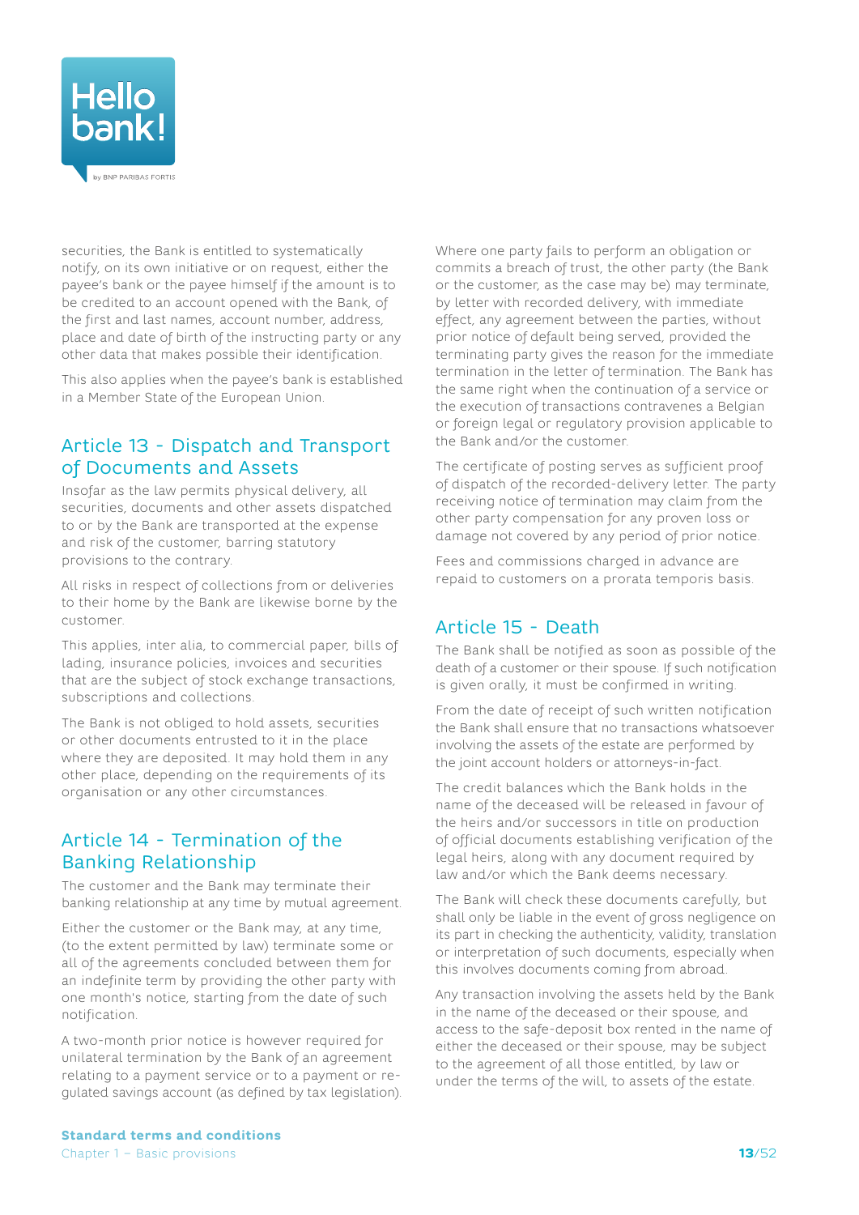securities, the Bank is entitled to systematically notify, on its own initiative or on request, either the payee's bank or the payee himself if the amount is to be credited to an account opened with the Bank, of the first and last names, account number, address, place and date of birth of the instructing party or any other data that makes possible their identification.

This also applies when the payee's bank is established in a Member State of the European Union.

## Article 13 - Dispatch and Transport of Documents and Assets

Insofar as the law permits physical delivery, all securities, documents and other assets dispatched to or by the Bank are transported at the expense and risk of the customer, barring statutory provisions to the contrary.

All risks in respect of collections from or deliveries to their home by the Bank are likewise borne by the customer.

This applies, inter alia, to commercial paper, bills of lading, insurance policies, invoices and securities that are the subject of stock exchange transactions, subscriptions and collections.

The Bank is not obliged to hold assets, securities or other documents entrusted to it in the place where they are deposited. It may hold them in any other place, depending on the requirements of its organisation or any other circumstances.

## Article 14 - Termination of the Banking Relationship

The customer and the Bank may terminate their banking relationship at any time by mutual agreement.

Either the customer or the Bank may, at any time, (to the extent permitted by law) terminate some or all of the agreements concluded between them for an indefinite term by providing the other party with one month's notice, starting from the date of such notification.

A two-month prior notice is however required for unilateral termination by the Bank of an agreement relating to a payment service or to a payment or regulated savings account (as defined by tax legislation).

Where one party fails to perform an obligation or commits a breach of trust, the other party (the Bank or the customer, as the case may be) may terminate, by letter with recorded delivery, with immediate effect, any agreement between the parties, without prior notice of default being served, provided the terminating party gives the reason for the immediate termination in the letter of termination. The Bank has the same right when the continuation of a service or the execution of transactions contravenes a Belgian or foreign legal or regulatory provision applicable to the Bank and/or the customer.

The certificate of posting serves as sufficient proof of dispatch of the recorded-delivery letter. The party receiving notice of termination may claim from the other party compensation for any proven loss or damage not covered by any period of prior notice.

Fees and commissions charged in advance are repaid to customers on a prorata temporis basis.

## Article 15 - Death

The Bank shall be notified as soon as possible of the death of a customer or their spouse. If such notification is given orally, it must be confirmed in writing.

From the date of receipt of such written notification the Bank shall ensure that no transactions whatsoever involving the assets of the estate are performed by the joint account holders or attorneys-in-fact.

The credit balances which the Bank holds in the name of the deceased will be released in favour of the heirs and/or successors in title on production of official documents establishing verification of the legal heirs, along with any document required by law and/or which the Bank deems necessary.

The Bank will check these documents carefully, but shall only be liable in the event of gross negligence on its part in checking the authenticity, validity, translation or interpretation of such documents, especially when this involves documents coming from abroad.

Any transaction involving the assets held by the Bank in the name of the deceased or their spouse, and access to the safe-deposit box rented in the name of either the deceased or their spouse, may be subject to the agreement of all those entitled, by law or under the terms of the will, to assets of the estate.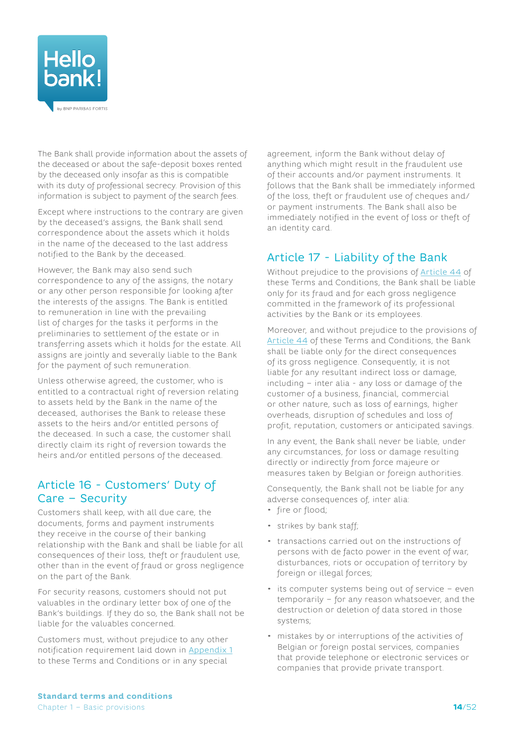The Bank shall provide information about the assets of the deceased or about the safe-deposit boxes rented by the deceased only insofar as this is compatible with its duty of professional secrecy. Provision of this information is subject to payment of the search fees.

Except where instructions to the contrary are given by the deceased's assigns, the Bank shall send correspondence about the assets which it holds in the name of the deceased to the last address notified to the Bank by the deceased.

However, the Bank may also send such correspondence to any of the assigns, the notary or any other person responsible for looking after the interests of the assigns. The Bank is entitled to remuneration in line with the prevailing list of charges for the tasks it performs in the preliminaries to settlement of the estate or in transferring assets which it holds for the estate. All assigns are jointly and severally liable to the Bank for the payment of such remuneration.

Unless otherwise agreed, the customer, who is entitled to a contractual right of reversion relating to assets held by the Bank in the name of the deceased, authorises the Bank to release these assets to the heirs and/or entitled persons of the deceased. In such a case, the customer shall directly claim its right of reversion towards the heirs and/or entitled persons of the deceased.

## Article 16 - Customers' Duty of Care – Security

Customers shall keep, with all due care, the documents, forms and payment instruments they receive in the course of their banking relationship with the Bank and shall be liable for all consequences of their loss, theft or fraudulent use, other than in the event of fraud or gross negligence on the part of the Bank.

For security reasons, customers should not put valuables in the ordinary letter box of one of the Bank's buildings. If they do so, the Bank shall not be liable for the valuables concerned.

Customers must, without prejudice to any other notification requirement laid down in Appendix 1 to these Terms and Conditions or in any special agreement, inform the Bank without delay of anything which might result in the fraudulent use of their accounts and/or payment instruments. It follows that the Bank shall be immediately informed of the loss, theft or fraudulent use of cheques and/or payment instruments. The Bank shall also be immediately notified in the event of loss or theft of an identity card.

## Article 17 - Liability of the Bank

Without prejudice to the provisions of Article 44 of these Terms and Conditions, the Bank shall be liable only for its fraud and for each gross negligence committed in the framework of its professional activities by the Bank or its employees.

Moreover, and without prejudice to the provisions of Article 44 of these Terms and Conditions, the Bank shall be liable only for the direct consequences of its gross negligence. Consequently, it is not liable for any resultant indirect loss or damage, including – inter alia - any loss or damage of the customer of a business, financial, commercial or other nature, such as loss of earnings, higher overheads, disruption of schedules and loss of profit, reputation, customers or anticipated savings.

In any event, the Bank shall never be liable, under any circumstances, for loss or damage resulting directly or indirectly from force majeure or measures taken by Belgian or foreign authorities.

Consequently, the Bank shall not be liable for any adverse consequences of, inter alia:

- fire or flood;
- strikes by bank staff;
- transactions carried out on the instructions of persons with de facto power in the event of war, disturbances, riots or occupation of territory by foreign or illegal forces;
- its computer systems being out of service – even temporarily – for any reason whatsoever, and the destruction or deletion of data stored in those systems;
- mistakes by or interruptions of the activities of Belgian or foreign postal services, companies that provide telephone or electronic services or companies that provide private transport.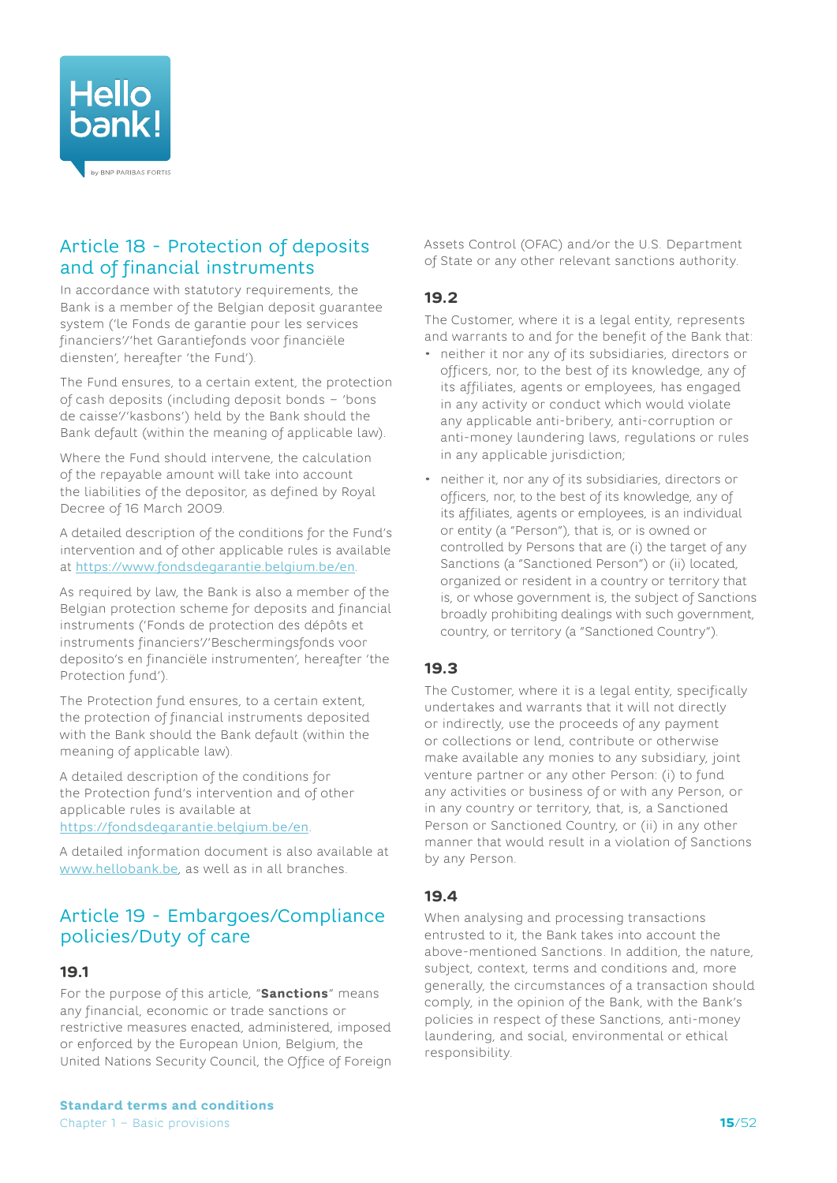## Article 18 - Protection of deposits and of financial instruments

In accordance with statutory requirements, the Bank is a member of the Belgian deposit guarantee system ('le Fonds de garantie pour les services financiers'/'het Garantiefonds voor financiële diensten', hereafter 'the Fund').

The Fund ensures, to a certain extent, the protection of cash deposits (including deposit bonds – 'bons de caisse'/'kasbons') held by the Bank should the Bank default (within the meaning of applicable law).

Where the Fund should intervene, the calculation of the repayable amount will take into account the liabilities of the depositor, as defined by Royal Decree of 16 March 2009.

A detailed description of the conditions for the Fund's intervention and of other applicable rules is available at https://www.fondsdegarantie.belgium.be/en.

As required by law, the Bank is also a member of the Belgian protection scheme for deposits and financial instruments ('Fonds de protection des dépôts et instruments financiers'/'Beschermingsfonds voor deposito's en financiële instrumenten', hereafter 'the Protection fund').

The Protection fund ensures, to a certain extent, the protection of financial instruments deposited with the Bank should the Bank default (within the meaning of applicable law).

A detailed description of the conditions for the Protection fund's intervention and of other applicable rules is available at https://fondsdegarantie.belgium.be/en.

A detailed information document is also available at www.hellobank.be, as well as in all branches.

## Article 19 - Embargoes/Compliance policies/Duty of care

### 19.1

For the purpose of this article, "**Sanctions**" means any financial, economic or trade sanctions or restrictive measures enacted, administered, imposed or enforced by the European Union, Belgium, the United Nations Security Council, the Office of Foreign Assets Control (OFAC) and/or the U.S. Department of State or any other relevant sanctions authority.

### 19.2

The Customer, where it is a legal entity, represents and warrants to and for the benefit of the Bank that:

- neither it nor any of its subsidiaries, directors or officers, nor, to the best of its knowledge, any of its affiliates, agents or employees, has engaged in any activity or conduct which would violate any applicable anti-bribery, anti-corruption or anti-money laundering laws, regulations or rules in any applicable jurisdiction;
- neither it, nor any of its subsidiaries, directors or officers, nor, to the best of its knowledge, any of its affiliates, agents or employees, is an individual or entity (a "Person"), that is, or is owned or controlled by Persons that are (i) the target of any Sanctions (a "Sanctioned Person") or (ii) located, organized or resident in a country or territory that is, or whose government is, the subject of Sanctions broadly prohibiting dealings with such government, country, or territory (a "Sanctioned Country").

### 19.3

The Customer, where it is a legal entity, specifically undertakes and warrants that it will not directly or indirectly, use the proceeds of any payment or collections or lend, contribute or otherwise make available any monies to any subsidiary, joint venture partner or any other Person: (i) to fund any activities or business of or with any Person, or in any country or territory, that, is, a Sanctioned Person or Sanctioned Country, or (ii) in any other manner that would result in a violation of Sanctions by any Person.

### 19.4

When analysing and processing transactions entrusted to it, the Bank takes into account the above-mentioned Sanctions. In addition, the nature, subject, context, terms and conditions and, more generally, the circumstances of a transaction should comply, in the opinion of the Bank, with the Bank's policies in respect of these Sanctions, anti-money laundering, and social, environmental or ethical responsibility.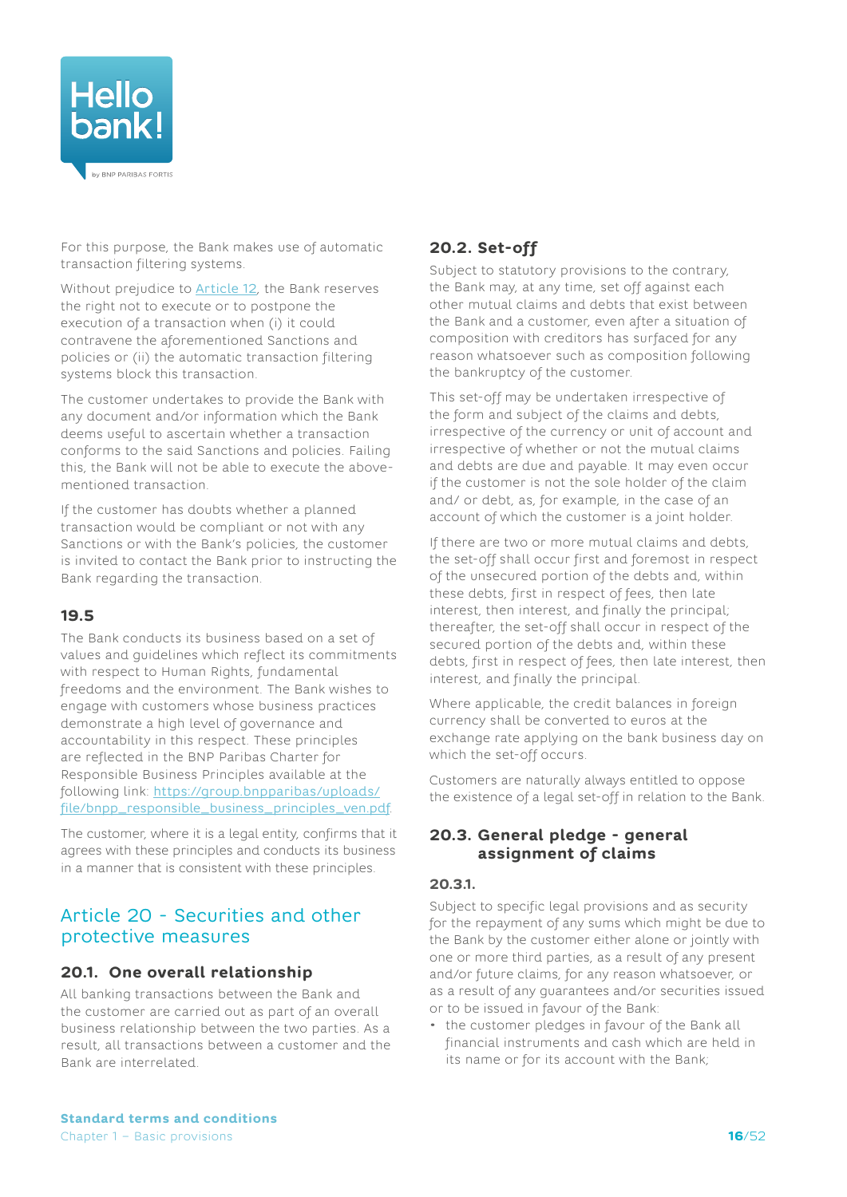For this purpose, the Bank makes use of automatic transaction filtering systems.

Without prejudice to Article 12, the Bank reserves the right not to execute or to postpone the execution of a transaction when (i) it could contravene the aforementioned Sanctions and policies or (ii) the automatic transaction filtering systems block this transaction.

The customer undertakes to provide the Bank with any document and/or information which the Bank deems useful to ascertain whether a transaction conforms to the said Sanctions and policies. Failing this, the Bank will not be able to execute the above-mentioned transaction.

If the customer has doubts whether a planned transaction would be compliant or not with any Sanctions or with the Bank's policies, the customer is invited to contact the Bank prior to instructing the Bank regarding the transaction.

### 19.5

The Bank conducts its business based on a set of values and guidelines which reflect its commitments with respect to Human Rights, fundamental freedoms and the environment. The Bank wishes to engage with customers whose business practices demonstrate a high level of governance and accountability in this respect. These principles are reflected in the BNP Paribas Charter for Responsible Business Principles available at the following link: https://group.bnpparibas/uploads/file/bnpp_responsible_business_principles_ven.pdf.

The customer, where it is a legal entity, confirms that it agrees with these principles and conducts its business in a manner that is consistent with these principles.

## Article 20 - Securities and other protective measures

### 20.1. One overall relationship

All banking transactions between the Bank and the customer are carried out as part of an overall business relationship between the two parties. As a result, all transactions between a customer and the Bank are interrelated.

### 20.2. Set-off

Subject to statutory provisions to the contrary, the Bank may, at any time, set off against each other mutual claims and debts that exist between the Bank and a customer, even after a situation of composition with creditors has surfaced for any reason whatsoever such as composition following the bankruptcy of the customer.

This set-off may be undertaken irrespective of the form and subject of the claims and debts, irrespective of the currency or unit of account and irrespective of whether or not the mutual claims and debts are due and payable. It may even occur if the customer is not the sole holder of the claim and/ or debt, as, for example, in the case of an account of which the customer is a joint holder.

If there are two or more mutual claims and debts, the set-off shall occur first and foremost in respect of the unsecured portion of the debts and, within these debts, first in respect of fees, then late interest, then interest, and finally the principal; thereafter, the set-off shall occur in respect of the secured portion of the debts and, within these debts, first in respect of fees, then late interest, then interest, and finally the principal.

Where applicable, the credit balances in foreign currency shall be converted to euros at the exchange rate applying on the bank business day on which the set-off occurs.

Customers are naturally always entitled to oppose the existence of a legal set-off in relation to the Bank.

### 20.3. General pledge - general assignment of claims

#### 20.3.1.

Subject to specific legal provisions and as security for the repayment of any sums which might be due to the Bank by the customer either alone or jointly with one or more third parties, as a result of any present and/or future claims, for any reason whatsoever, or as a result of any guarantees and/or securities issued or to be issued in favour of the Bank:

- the customer pledges in favour of the Bank all financial instruments and cash which are held in its name or for its account with the Bank;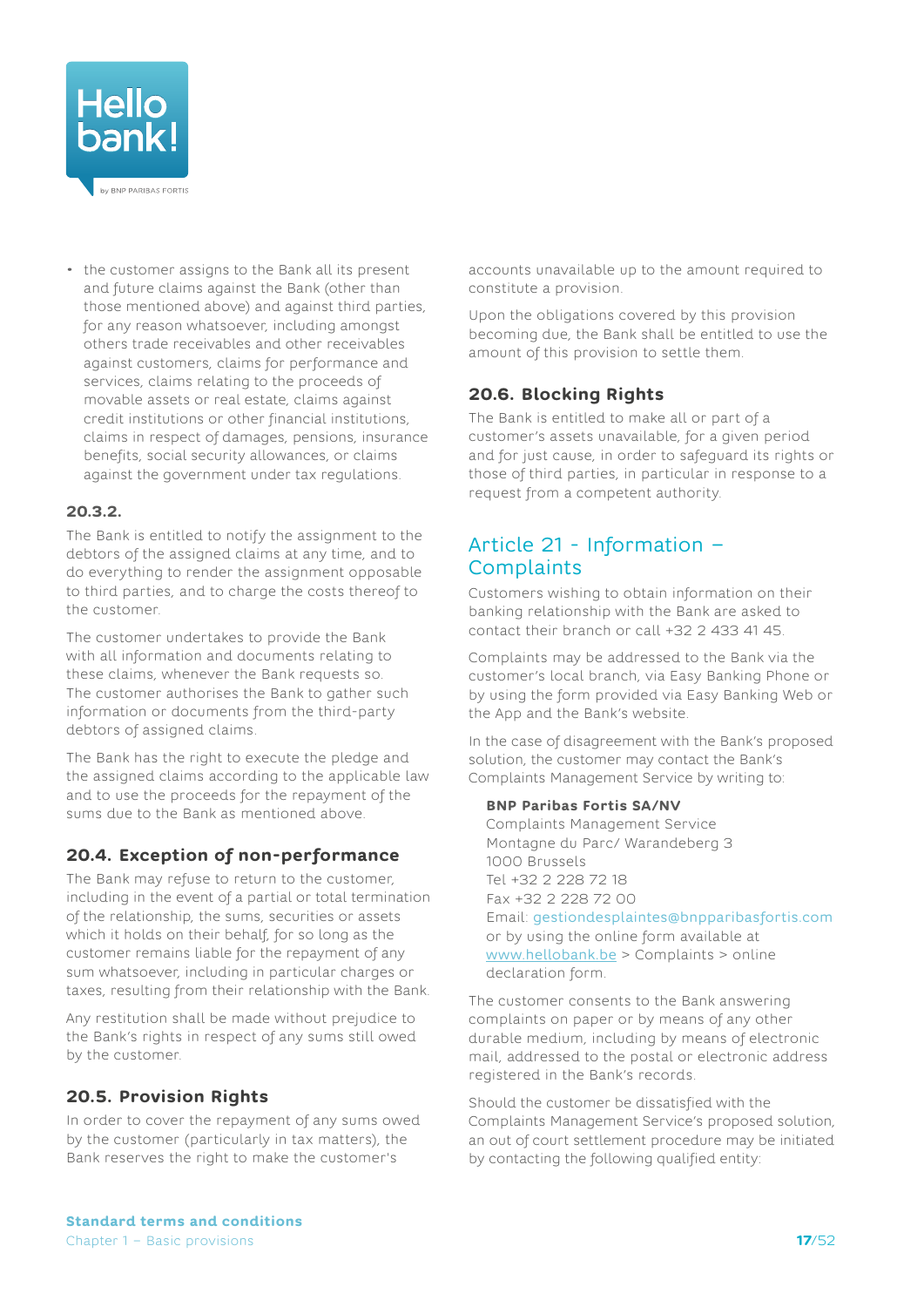- the customer assigns to the Bank all its present and future claims against the Bank (other than those mentioned above) and against third parties, for any reason whatsoever, including amongst others trade receivables and other receivables against customers, claims for performance and services, claims relating to the proceeds of movable assets or real estate, claims against credit institutions or other financial institutions, claims in respect of damages, pensions, insurance benefits, social security allowances, or claims against the government under tax regulations.

**20.3.2.**

The Bank is entitled to notify the assignment to the debtors of the assigned claims at any time, and to do everything to render the assignment opposable to third parties, and to charge the costs thereof to the customer.

The customer undertakes to provide the Bank with all information and documents relating to these claims, whenever the Bank requests so. The customer authorises the Bank to gather such information or documents from the third-party debtors of assigned claims.

The Bank has the right to execute the pledge and the assigned claims according to the applicable law and to use the proceeds for the repayment of the sums due to the Bank as mentioned above.

### 20.4. Exception of non-performance

The Bank may refuse to return to the customer, including in the event of a partial or total termination of the relationship, the sums, securities or assets which it holds on their behalf, for so long as the customer remains liable for the repayment of any sum whatsoever, including in particular charges or taxes, resulting from their relationship with the Bank.

Any restitution shall be made without prejudice to the Bank's rights in respect of any sums still owed by the customer.

### 20.5. Provision Rights

In order to cover the repayment of any sums owed by the customer (particularly in tax matters), the Bank reserves the right to make the customer's accounts unavailable up to the amount required to constitute a provision.

Upon the obligations covered by this provision becoming due, the Bank shall be entitled to use the amount of this provision to settle them.

### 20.6. Blocking Rights

The Bank is entitled to make all or part of a customer's assets unavailable, for a given period and for just cause, in order to safeguard its rights or those of third parties, in particular in response to a request from a competent authority.

## Article 21 - Information – Complaints

Customers wishing to obtain information on their banking relationship with the Bank are asked to contact their branch or call +32 2 433 41 45.

Complaints may be addressed to the Bank via the customer's local branch, via Easy Banking Phone or by using the form provided via Easy Banking Web or the App and the Bank's website.

In the case of disagreement with the Bank's proposed solution, the customer may contact the Bank's Complaints Management Service by writing to:

**BNP Paribas Fortis SA/NV**
Complaints Management Service
Montagne du Parc/ Warandeberg 3
1000 Brussels
Tel +32 2 228 72 18
Fax +32 2 228 72 00
Email: gestiondesplaintes@bnpparibasfortis.com
or by using the online form available at www.hellobank.be > Complaints > online declaration form.

The customer consents to the Bank answering complaints on paper or by means of any other durable medium, including by means of electronic mail, addressed to the postal or electronic address registered in the Bank's records.

Should the customer be dissatisfied with the Complaints Management Service's proposed solution, an out of court settlement procedure may be initiated by contacting the following qualified entity: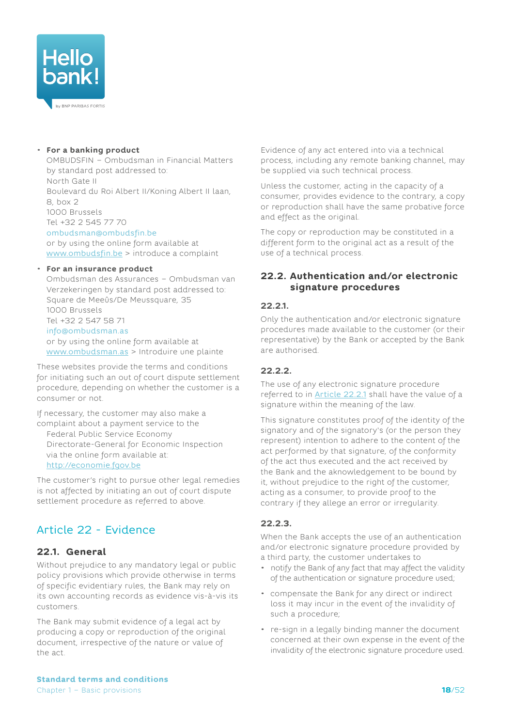- **For a banking product**
  OMBUDSFIN – Ombudsman in Financial Matters
  by standard post addressed to:
  North Gate II
  Boulevard du Roi Albert II/Koning Albert II laan, 8, box 2
  1000 Brussels
  Tel +32 2 545 77 70
  ombudsman@ombudsfin.be
  or by using the online form available at www.ombudsfin.be > introduce a complaint

- **For an insurance product**
  Ombudsman des Assurances – Ombudsman van Verzekeringen by standard post addressed to:
  Square de Meeûs/De Meussquare, 35
  1000 Brussels
  Tel +32 2 547 58 71
  info@ombudsman.as
  or by using the online form available at www.ombudsman.as > Introduire une plainte

These websites provide the terms and conditions for initiating such an out of court dispute settlement procedure, depending on whether the customer is a consumer or not.

If necessary, the customer may also make a complaint about a payment service to the
 Federal Public Service Economy
 Directorate-General for Economic Inspection
 via the online form available at:
 http://economie.fgov.be

The customer's right to pursue other legal remedies is not affected by initiating an out of court dispute settlement procedure as referred to above.

## Article 22 - Evidence

### 22.1. General

Without prejudice to any mandatory legal or public policy provisions which provide otherwise in terms of specific evidentiary rules, the Bank may rely on its own accounting records as evidence vis-à-vis its customers.

The Bank may submit evidence of a legal act by producing a copy or reproduction of the original document, irrespective of the nature or value of the act.

Evidence of any act entered into via a technical process, including any remote banking channel, may be supplied via such technical process.

Unless the customer, acting in the capacity of a consumer, provides evidence to the contrary, a copy or reproduction shall have the same probative force and effect as the original.

The copy or reproduction may be constituted in a different form to the original act as a result of the use of a technical process.

### 22.2. Authentication and/or electronic signature procedures

#### 22.2.1.

Only the authentication and/or electronic signature procedures made available to the customer (or their representative) by the Bank or accepted by the Bank are authorised.

#### 22.2.2.

The use of any electronic signature procedure referred to in Article 22.2.1 shall have the value of a signature within the meaning of the law.

This signature constitutes proof of the identity of the signatory and of the signatory's (or the person they represent) intention to adhere to the content of the act performed by that signature, of the conformity of the act thus executed and the act received by the Bank and the acknowledgement to be bound by it, without prejudice to the right of the customer, acting as a consumer, to provide proof to the contrary if they allege an error or irregularity.

#### 22.2.3.

When the Bank accepts the use of an authentication and/or electronic signature procedure provided by a third party, the customer undertakes to

- notify the Bank of any fact that may affect the validity of the authentication or signature procedure used;
- compensate the Bank for any direct or indirect loss it may incur in the event of the invalidity of such a procedure;
- re-sign in a legally binding manner the document concerned at their own expense in the event of the invalidity of the electronic signature procedure used.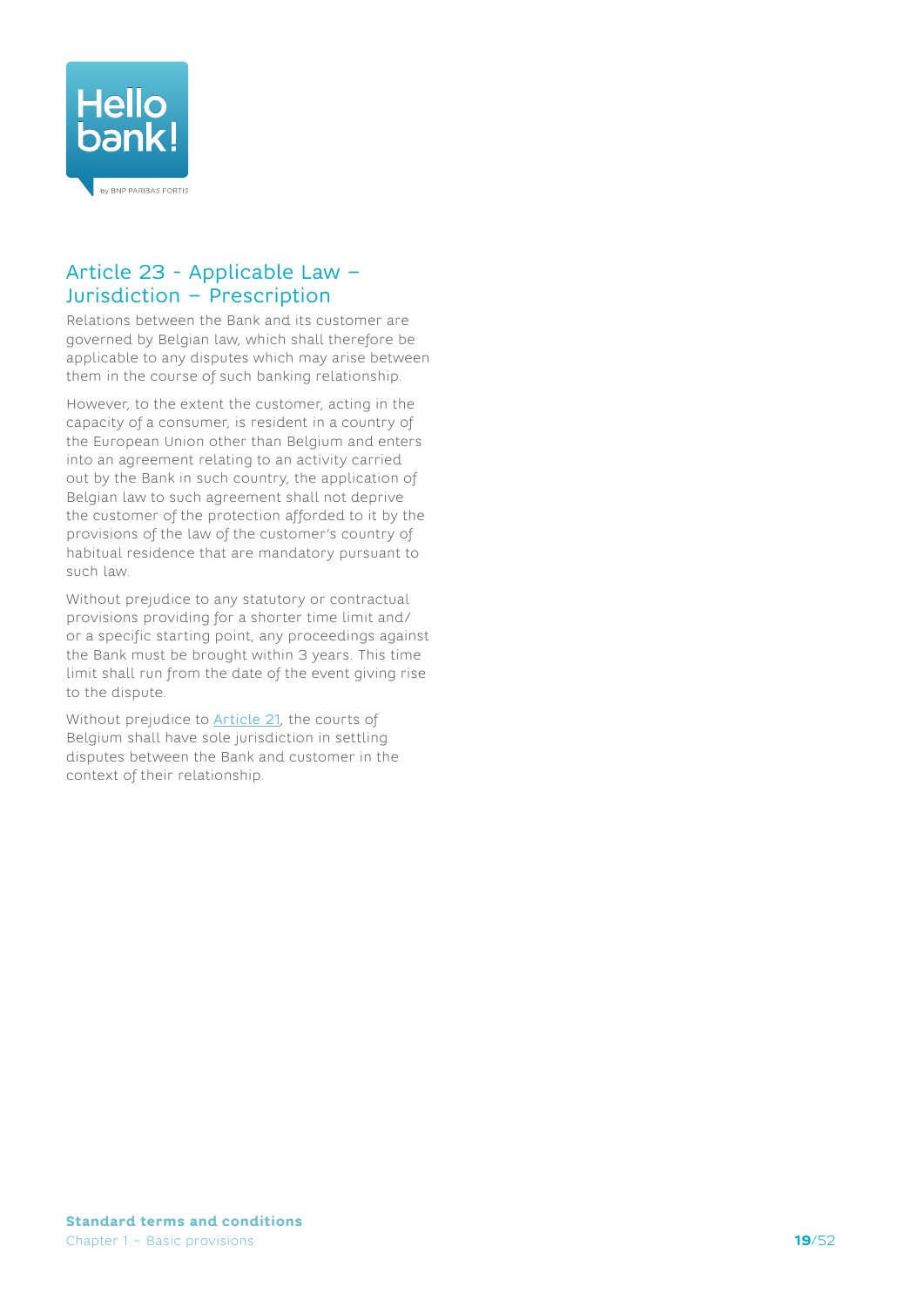## Article 23 - Applicable Law – Jurisdiction – Prescription

Relations between the Bank and its customer are governed by Belgian law, which shall therefore be applicable to any disputes which may arise between them in the course of such banking relationship.

However, to the extent the customer, acting in the capacity of a consumer, is resident in a country of the European Union other than Belgium and enters into an agreement relating to an activity carried out by the Bank in such country, the application of Belgian law to such agreement shall not deprive the customer of the protection afforded to it by the provisions of the law of the customer's country of habitual residence that are mandatory pursuant to such law.

Without prejudice to any statutory or contractual provisions providing for a shorter time limit and/or a specific starting point, any proceedings against the Bank must be brought within 3 years. This time limit shall run from the date of the event giving rise to the dispute.

Without prejudice to Article 21, the courts of Belgium shall have sole jurisdiction in settling disputes between the Bank and customer in the context of their relationship.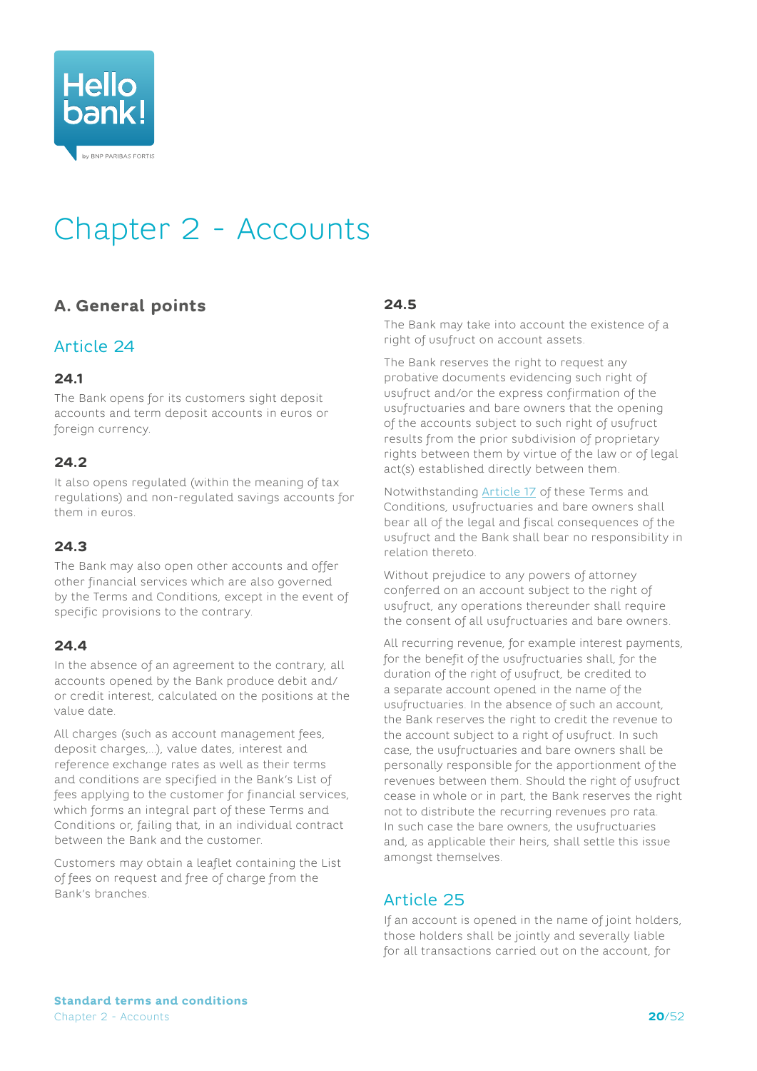# Chapter 2 - Accounts

## A. General points

### Article 24

#### 24.1

The Bank opens for its customers sight deposit accounts and term deposit accounts in euros or foreign currency.

#### 24.2

It also opens regulated (within the meaning of tax regulations) and non-regulated savings accounts for them in euros.

#### 24.3

The Bank may also open other accounts and offer other financial services which are also governed by the Terms and Conditions, except in the event of specific provisions to the contrary.

#### 24.4

In the absence of an agreement to the contrary, all accounts opened by the Bank produce debit and/or credit interest, calculated on the positions at the value date.

All charges (such as account management fees, deposit charges,...), value dates, interest and reference exchange rates as well as their terms and conditions are specified in the Bank's List of fees applying to the customer for financial services, which forms an integral part of these Terms and Conditions or, failing that, in an individual contract between the Bank and the customer.

Customers may obtain a leaflet containing the List of fees on request and free of charge from the Bank's branches.

#### 24.5

The Bank may take into account the existence of a right of usufruct on account assets.

The Bank reserves the right to request any probative documents evidencing such right of usufruct and/or the express confirmation of the usufructuaries and bare owners that the opening of the accounts subject to such right of usufruct results from the prior subdivision of proprietary rights between them by virtue of the law or of legal act(s) established directly between them.

Notwithstanding Article 17 of these Terms and Conditions, usufructuaries and bare owners shall bear all of the legal and fiscal consequences of the usufruct and the Bank shall bear no responsibility in relation thereto.

Without prejudice to any powers of attorney conferred on an account subject to the right of usufruct, any operations thereunder shall require the consent of all usufructuaries and bare owners.

All recurring revenue, for example interest payments, for the benefit of the usufructuaries shall, for the duration of the right of usufruct, be credited to a separate account opened in the name of the usufructuaries. In the absence of such an account, the Bank reserves the right to credit the revenue to the account subject to a right of usufruct. In such case, the usufructuaries and bare owners shall be personally responsible for the apportionment of the revenues between them. Should the right of usufruct cease in whole or in part, the Bank reserves the right not to distribute the recurring revenues pro rata. In such case the bare owners, the usufructuaries and, as applicable their heirs, shall settle this issue amongst themselves.

### Article 25

If an account is opened in the name of joint holders, those holders shall be jointly and severally liable for all transactions carried out on the account, for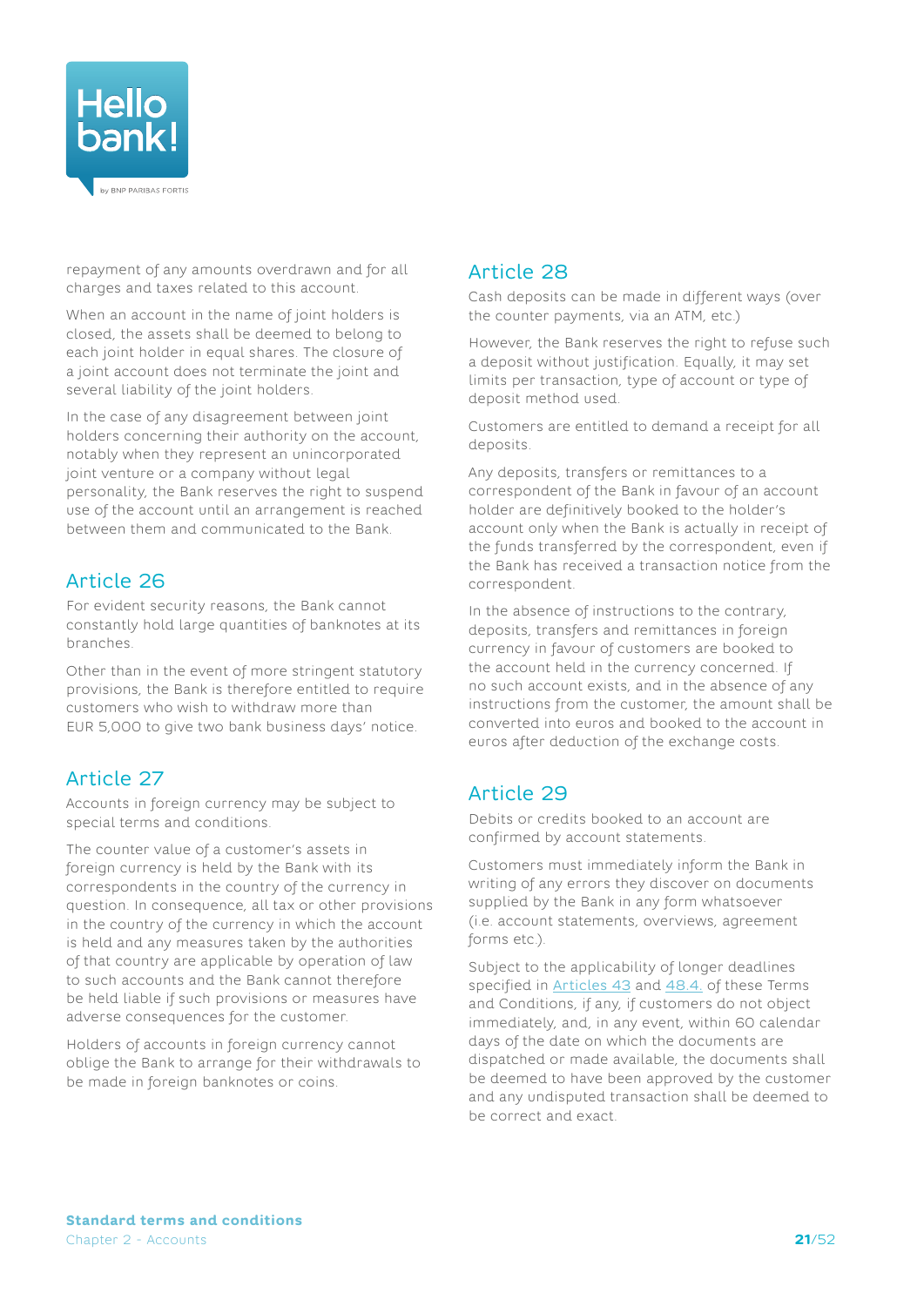repayment of any amounts overdrawn and for all charges and taxes related to this account.

When an account in the name of joint holders is closed, the assets shall be deemed to belong to each joint holder in equal shares. The closure of a joint account does not terminate the joint and several liability of the joint holders.

In the case of any disagreement between joint holders concerning their authority on the account, notably when they represent an unincorporated joint venture or a company without legal personality, the Bank reserves the right to suspend use of the account until an arrangement is reached between them and communicated to the Bank.

## Article 26

For evident security reasons, the Bank cannot constantly hold large quantities of banknotes at its branches.

Other than in the event of more stringent statutory provisions, the Bank is therefore entitled to require customers who wish to withdraw more than EUR 5,000 to give two bank business days' notice.

## Article 27

Accounts in foreign currency may be subject to special terms and conditions.

The counter value of a customer's assets in foreign currency is held by the Bank with its correspondents in the country of the currency in question. In consequence, all tax or other provisions in the country of the currency in which the account is held and any measures taken by the authorities of that country are applicable by operation of law to such accounts and the Bank cannot therefore be held liable if such provisions or measures have adverse consequences for the customer.

Holders of accounts in foreign currency cannot oblige the Bank to arrange for their withdrawals to be made in foreign banknotes or coins.

## Article 28

Cash deposits can be made in different ways (over the counter payments, via an ATM, etc.)

However, the Bank reserves the right to refuse such a deposit without justification. Equally, it may set limits per transaction, type of account or type of deposit method used.

Customers are entitled to demand a receipt for all deposits.

Any deposits, transfers or remittances to a correspondent of the Bank in favour of an account holder are definitively booked to the holder's account only when the Bank is actually in receipt of the funds transferred by the correspondent, even if the Bank has received a transaction notice from the correspondent.

In the absence of instructions to the contrary, deposits, transfers and remittances in foreign currency in favour of customers are booked to the account held in the currency concerned. If no such account exists, and in the absence of any instructions from the customer, the amount shall be converted into euros and booked to the account in euros after deduction of the exchange costs.

## Article 29

Debits or credits booked to an account are confirmed by account statements.

Customers must immediately inform the Bank in writing of any errors they discover on documents supplied by the Bank in any form whatsoever (i.e. account statements, overviews, agreement forms etc.).

Subject to the applicability of longer deadlines specified in Articles 43 and 48.4. of these Terms and Conditions, if any, if customers do not object immediately, and, in any event, within 60 calendar days of the date on which the documents are dispatched or made available, the documents shall be deemed to have been approved by the customer and any undisputed transaction shall be deemed to be correct and exact.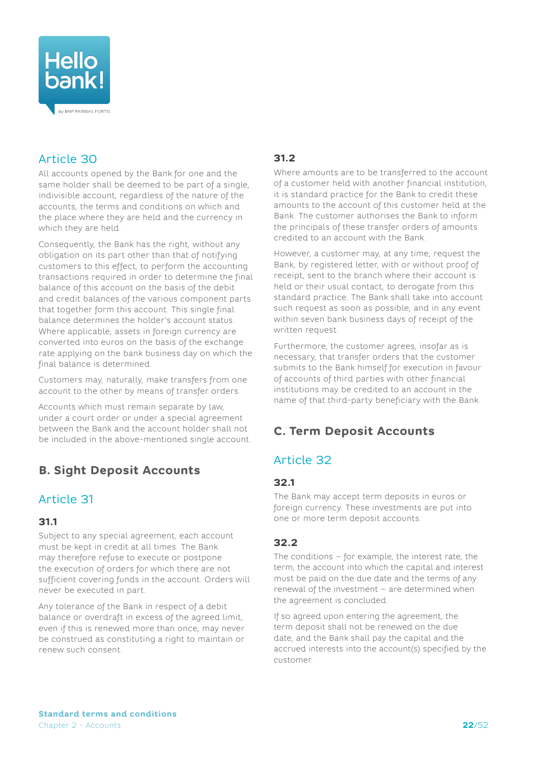## Article 30

All accounts opened by the Bank for one and the same holder shall be deemed to be part of a single, indivisible account, regardless of the nature of the accounts, the terms and conditions on which and the place where they are held and the currency in which they are held.

Consequently, the Bank has the right, without any obligation on its part other than that of notifying customers to this effect, to perform the accounting transactions required in order to determine the final balance of this account on the basis of the debit and credit balances of the various component parts that together form this account. This single final balance determines the holder's account status. Where applicable, assets in foreign currency are converted into euros on the basis of the exchange rate applying on the bank business day on which the final balance is determined.

Customers may, naturally, make transfers from one account to the other by means of transfer orders.

Accounts which must remain separate by law, under a court order or under a special agreement between the Bank and the account holder shall not be included in the above-mentioned single account.

# B. Sight Deposit Accounts

## Article 31

### 31.1

Subject to any special agreement, each account must be kept in credit at all times. The Bank may therefore refuse to execute or postpone the execution of orders for which there are not sufficient covering funds in the account. Orders will never be executed in part.

Any tolerance of the Bank in respect of a debit balance or overdraft in excess of the agreed limit, even if this is renewed more than once, may never be construed as constituting a right to maintain or renew such consent.

### 31.2

Where amounts are to be transferred to the account of a customer held with another financial institution, it is standard practice for the Bank to credit these amounts to the account of this customer held at the Bank. The customer authorises the Bank to inform the principals of these transfer orders of amounts credited to an account with the Bank.

However, a customer may, at any time, request the Bank, by registered letter, with or without proof of receipt, sent to the branch where their account is held or their usual contact, to derogate from this standard practice. The Bank shall take into account such request as soon as possible, and in any event within seven bank business days of receipt of the written request.

Furthermore, the customer agrees, insofar as is necessary, that transfer orders that the customer submits to the Bank himself for execution in favour of accounts of third parties with other financial institutions may be credited to an account in the name of that third-party beneficiary with the Bank.

# C. Term Deposit Accounts

## Article 32

### 32.1

The Bank may accept term deposits in euros or foreign currency. These investments are put into one or more term deposit accounts.

### 32.2

The conditions – for example, the interest rate, the term, the account into which the capital and interest must be paid on the due date and the terms of any renewal of the investment – are determined when the agreement is concluded.

If so agreed upon entering the agreement, the term deposit shall not be renewed on the due date, and the Bank shall pay the capital and the accrued interests into the account(s) specified by the customer.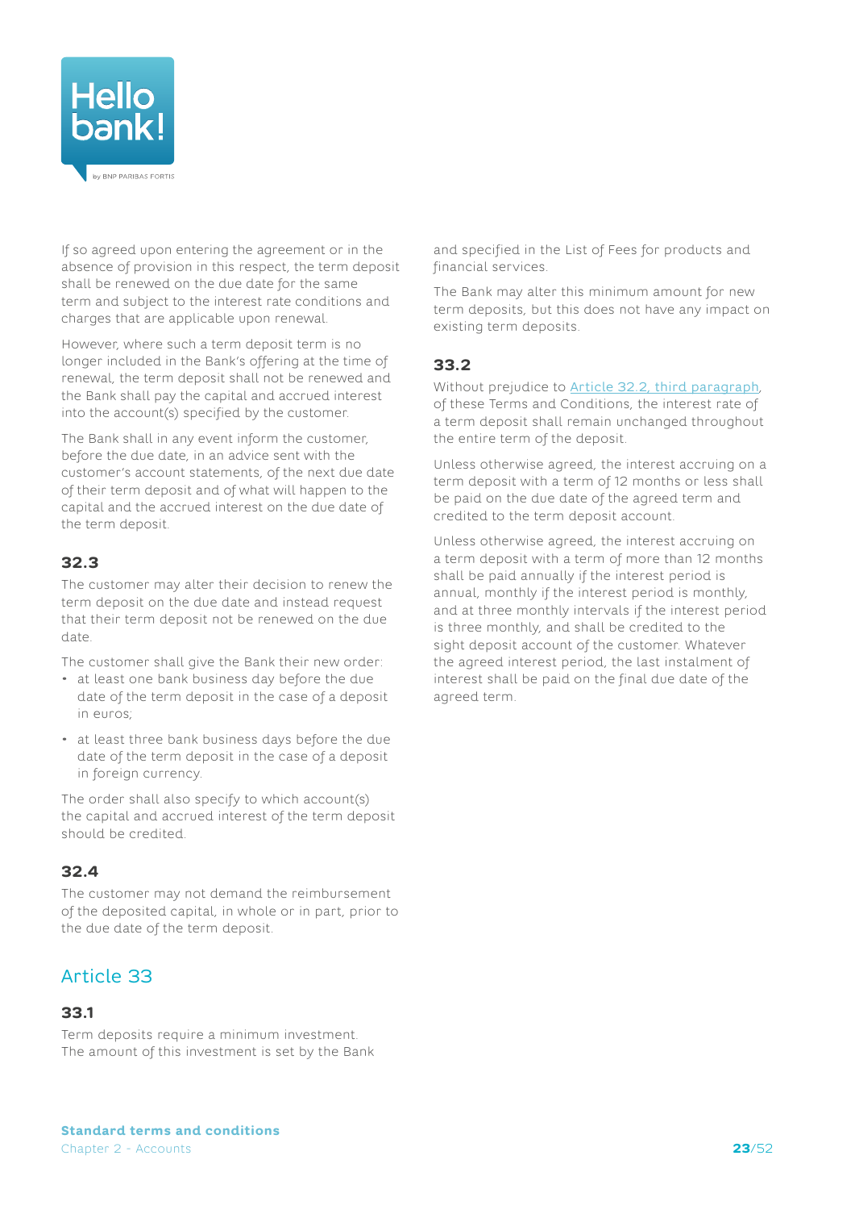If so agreed upon entering the agreement or in the absence of provision in this respect, the term deposit shall be renewed on the due date for the same term and subject to the interest rate conditions and charges that are applicable upon renewal.

However, where such a term deposit term is no longer included in the Bank's offering at the time of renewal, the term deposit shall not be renewed and the Bank shall pay the capital and accrued interest into the account(s) specified by the customer.

The Bank shall in any event inform the customer, before the due date, in an advice sent with the customer's account statements, of the next due date of their term deposit and of what will happen to the capital and the accrued interest on the due date of the term deposit.

### 32.3

The customer may alter their decision to renew the term deposit on the due date and instead request that their term deposit not be renewed on the due date.

The customer shall give the Bank their new order:

- at least one bank business day before the due date of the term deposit in the case of a deposit in euros;
- at least three bank business days before the due date of the term deposit in the case of a deposit in foreign currency.

The order shall also specify to which account(s) the capital and accrued interest of the term deposit should be credited.

### 32.4

The customer may not demand the reimbursement of the deposited capital, in whole or in part, prior to the due date of the term deposit.

## Article 33

### 33.1

Term deposits require a minimum investment. The amount of this investment is set by the Bank and specified in the List of Fees for products and financial services.

The Bank may alter this minimum amount for new term deposits, but this does not have any impact on existing term deposits.

### 33.2

Without prejudice to Article 32.2, third paragraph, of these Terms and Conditions, the interest rate of a term deposit shall remain unchanged throughout the entire term of the deposit.

Unless otherwise agreed, the interest accruing on a term deposit with a term of 12 months or less shall be paid on the due date of the agreed term and credited to the term deposit account.

Unless otherwise agreed, the interest accruing on a term deposit with a term of more than 12 months shall be paid annually if the interest period is annual, monthly if the interest period is monthly, and at three monthly intervals if the interest period is three monthly, and shall be credited to the sight deposit account of the customer. Whatever the agreed interest period, the last instalment of interest shall be paid on the final due date of the agreed term.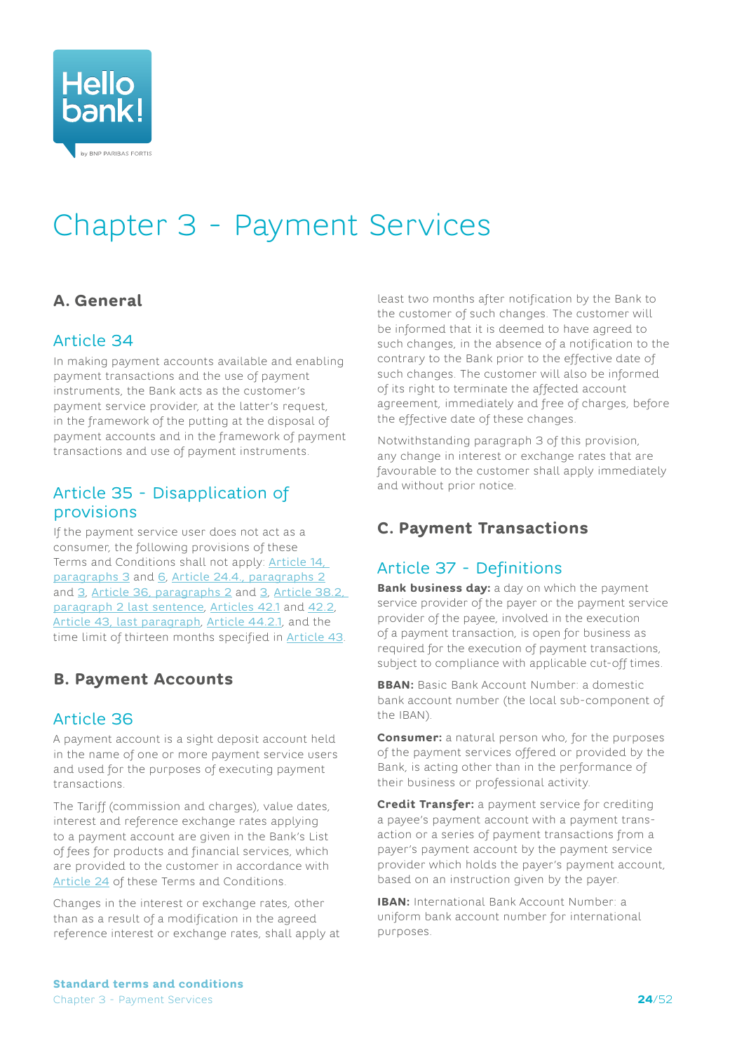# Chapter 3 - Payment Services

## A. General

### Article 34

In making payment accounts available and enabling payment transactions and the use of payment instruments, the Bank acts as the customer's payment service provider, at the latter's request, in the framework of the putting at the disposal of payment accounts and in the framework of payment transactions and use of payment instruments.

### Article 35 - Disapplication of provisions

If the payment service user does not act as a consumer, the following provisions of these Terms and Conditions shall not apply: Article 14, paragraphs 3 and 6, Article 24.4., paragraphs 2 and 3, Article 36, paragraphs 2 and 3, Article 38.2, paragraph 2 last sentence, Articles 42.1 and 42.2, Article 43, last paragraph, Article 44.2.1, and the time limit of thirteen months specified in Article 43.

## B. Payment Accounts

### Article 36

A payment account is a sight deposit account held in the name of one or more payment service users and used for the purposes of executing payment transactions.

The Tariff (commission and charges), value dates, interest and reference exchange rates applying to a payment account are given in the Bank's List of fees for products and financial services, which are provided to the customer in accordance with Article 24 of these Terms and Conditions.

Changes in the interest or exchange rates, other than as a result of a modification in the agreed reference interest or exchange rates, shall apply at least two months after notification by the Bank to the customer of such changes. The customer will be informed that it is deemed to have agreed to such changes, in the absence of a notification to the contrary to the Bank prior to the effective date of such changes. The customer will also be informed of its right to terminate the affected account agreement, immediately and free of charges, before the effective date of these changes.

Notwithstanding paragraph 3 of this provision, any change in interest or exchange rates that are favourable to the customer shall apply immediately and without prior notice.

## C. Payment Transactions

### Article 37 - Definitions

**Bank business day:** a day on which the payment service provider of the payer or the payment service provider of the payee, involved in the execution of a payment transaction, is open for business as required for the execution of payment transactions, subject to compliance with applicable cut-off times.

**BBAN:** Basic Bank Account Number: a domestic bank account number (the local sub-component of the IBAN).

**Consumer:** a natural person who, for the purposes of the payment services offered or provided by the Bank, is acting other than in the performance of their business or professional activity.

**Credit Transfer:** a payment service for crediting a payee's payment account with a payment transaction or a series of payment transactions from a payer's payment account by the payment service provider which holds the payer's payment account, based on an instruction given by the payer.

**IBAN:** International Bank Account Number: a uniform bank account number for international purposes.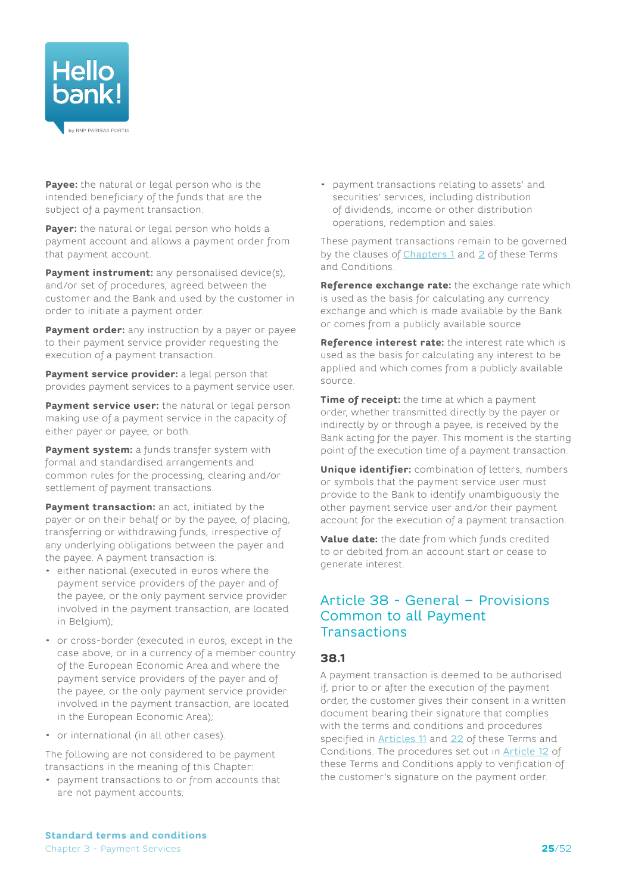**Payee:** the natural or legal person who is the intended beneficiary of the funds that are the subject of a payment transaction.

**Payer:** the natural or legal person who holds a payment account and allows a payment order from that payment account.

**Payment instrument:** any personalised device(s), and/or set of procedures, agreed between the customer and the Bank and used by the customer in order to initiate a payment order.

**Payment order:** any instruction by a payer or payee to their payment service provider requesting the execution of a payment transaction.

**Payment service provider:** a legal person that provides payment services to a payment service user.

**Payment service user:** the natural or legal person making use of a payment service in the capacity of either payer or payee, or both.

**Payment system:** a funds transfer system with formal and standardised arrangements and common rules for the processing, clearing and/or settlement of payment transactions.

**Payment transaction:** an act, initiated by the payer or on their behalf or by the payee, of placing, transferring or withdrawing funds, irrespective of any underlying obligations between the payer and the payee. A payment transaction is:

- either national (executed in euros where the payment service providers of the payer and of the payee, or the only payment service provider involved in the payment transaction, are located in Belgium);
- or cross-border (executed in euros, except in the case above, or in a currency of a member country of the European Economic Area and where the payment service providers of the payer and of the payee, or the only payment service provider involved in the payment transaction, are located in the European Economic Area);
- or international (in all other cases).

The following are not considered to be payment transactions in the meaning of this Chapter:

- payment transactions to or from accounts that are not payment accounts;
- payment transactions relating to assets' and securities' services, including distribution of dividends, income or other distribution operations, redemption and sales.

These payment transactions remain to be governed by the clauses of Chapters 1 and 2 of these Terms and Conditions.

**Reference exchange rate:** the exchange rate which is used as the basis for calculating any currency exchange and which is made available by the Bank or comes from a publicly available source.

**Reference interest rate:** the interest rate which is used as the basis for calculating any interest to be applied and which comes from a publicly available source.

**Time of receipt:** the time at which a payment order, whether transmitted directly by the payer or indirectly by or through a payee, is received by the Bank acting for the payer. This moment is the starting point of the execution time of a payment transaction.

**Unique identifier:** combination of letters, numbers or symbols that the payment service user must provide to the Bank to identify unambiguously the other payment service user and/or their payment account for the execution of a payment transaction.

**Value date:** the date from which funds credited to or debited from an account start or cease to generate interest.

## Article 38 - General – Provisions Common to all Payment Transactions

### 38.1

A payment transaction is deemed to be authorised if, prior to or after the execution of the payment order, the customer gives their consent in a written document bearing their signature that complies with the terms and conditions and procedures specified in Articles 11 and 22 of these Terms and Conditions. The procedures set out in Article 12 of these Terms and Conditions apply to verification of the customer's signature on the payment order.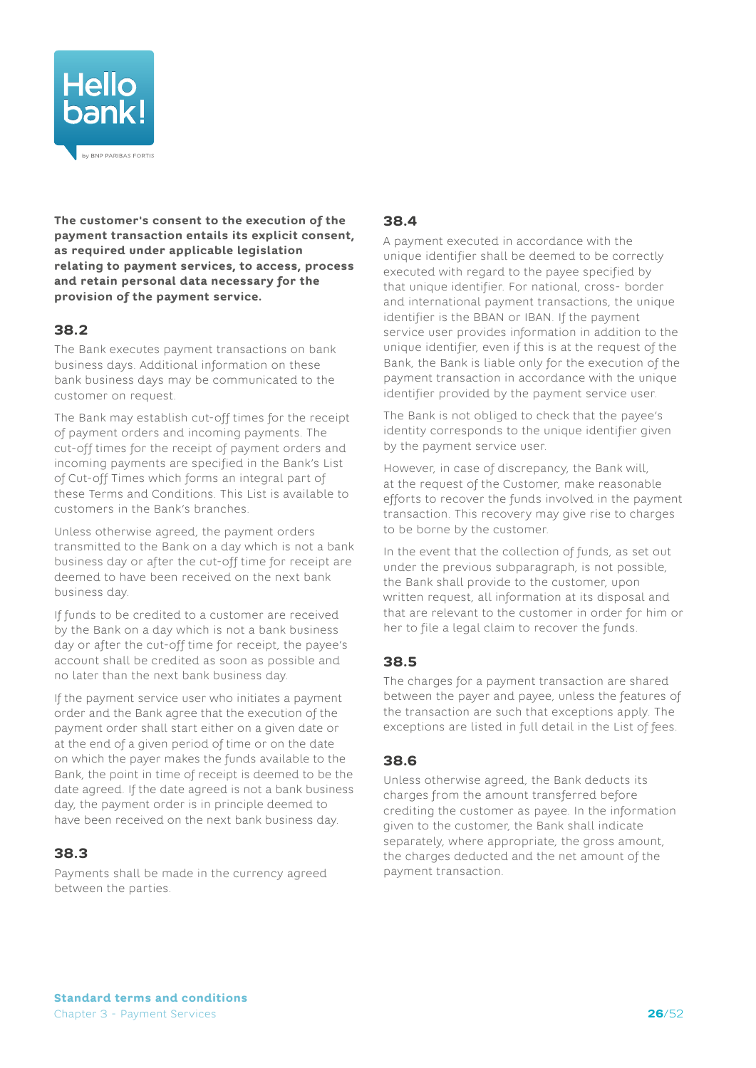**The customer's consent to the execution of the payment transaction entails its explicit consent, as required under applicable legislation relating to payment services, to access, process and retain personal data necessary for the provision of the payment service.**

### 38.2

The Bank executes payment transactions on bank business days. Additional information on these bank business days may be communicated to the customer on request.

The Bank may establish cut-off times for the receipt of payment orders and incoming payments. The cut-off times for the receipt of payment orders and incoming payments are specified in the Bank's List of Cut-off Times which forms an integral part of these Terms and Conditions. This List is available to customers in the Bank's branches.

Unless otherwise agreed, the payment orders transmitted to the Bank on a day which is not a bank business day or after the cut-off time for receipt are deemed to have been received on the next bank business day.

If funds to be credited to a customer are received by the Bank on a day which is not a bank business day or after the cut-off time for receipt, the payee's account shall be credited as soon as possible and no later than the next bank business day.

If the payment service user who initiates a payment order and the Bank agree that the execution of the payment order shall start either on a given date or at the end of a given period of time or on the date on which the payer makes the funds available to the Bank, the point in time of receipt is deemed to be the date agreed. If the date agreed is not a bank business day, the payment order is in principle deemed to have been received on the next bank business day.

### 38.3

Payments shall be made in the currency agreed between the parties.

### 38.4

A payment executed in accordance with the unique identifier shall be deemed to be correctly executed with regard to the payee specified by that unique identifier. For national, cross- border and international payment transactions, the unique identifier is the BBAN or IBAN. If the payment service user provides information in addition to the unique identifier, even if this is at the request of the Bank, the Bank is liable only for the execution of the payment transaction in accordance with the unique identifier provided by the payment service user.

The Bank is not obliged to check that the payee's identity corresponds to the unique identifier given by the payment service user.

However, in case of discrepancy, the Bank will, at the request of the Customer, make reasonable efforts to recover the funds involved in the payment transaction. This recovery may give rise to charges to be borne by the customer.

In the event that the collection of funds, as set out under the previous subparagraph, is not possible, the Bank shall provide to the customer, upon written request, all information at its disposal and that are relevant to the customer in order for him or her to file a legal claim to recover the funds.

### 38.5

The charges for a payment transaction are shared between the payer and payee, unless the features of the transaction are such that exceptions apply. The exceptions are listed in full detail in the List of fees.

### 38.6

Unless otherwise agreed, the Bank deducts its charges from the amount transferred before crediting the customer as payee. In the information given to the customer, the Bank shall indicate separately, where appropriate, the gross amount, the charges deducted and the net amount of the payment transaction.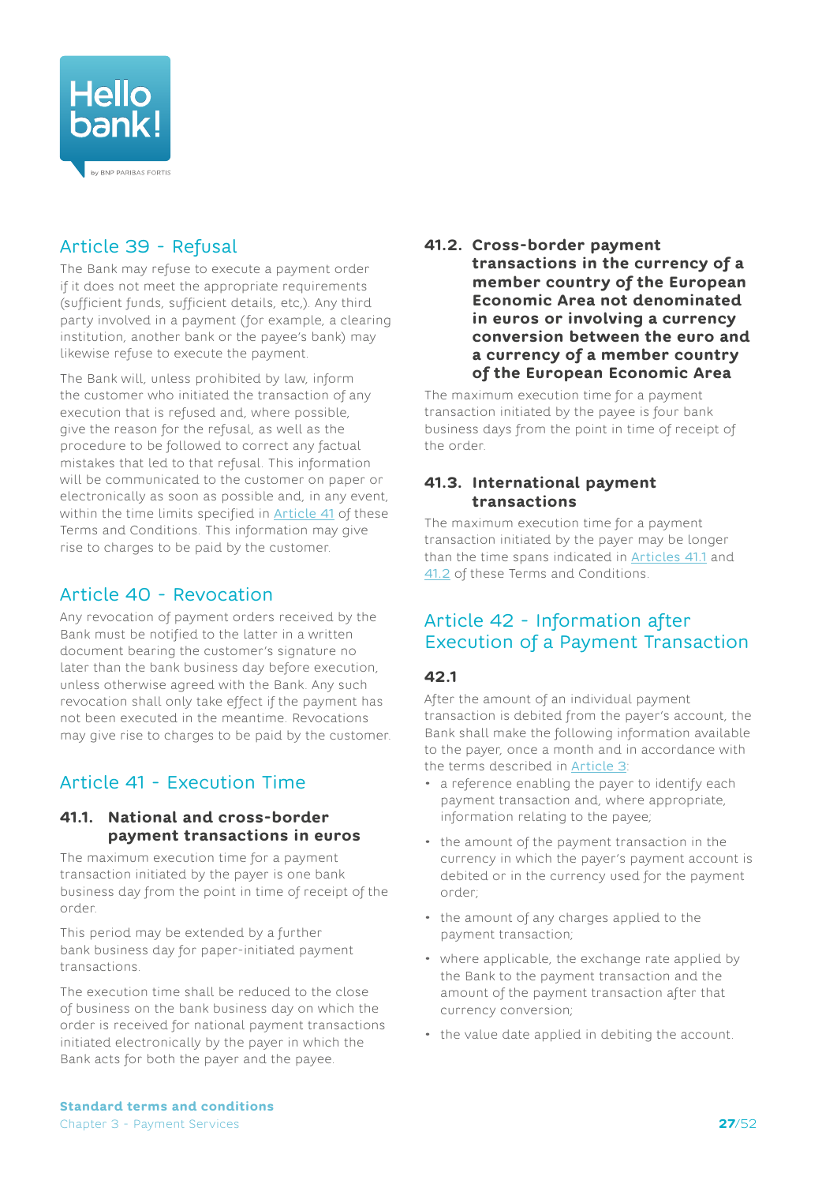## Article 39 - Refusal

The Bank may refuse to execute a payment order if it does not meet the appropriate requirements (sufficient funds, sufficient details, etc,). Any third party involved in a payment (for example, a clearing institution, another bank or the payee's bank) may likewise refuse to execute the payment.

The Bank will, unless prohibited by law, inform the customer who initiated the transaction of any execution that is refused and, where possible, give the reason for the refusal, as well as the procedure to be followed to correct any factual mistakes that led to that refusal. This information will be communicated to the customer on paper or electronically as soon as possible and, in any event, within the time limits specified in Article 41 of these Terms and Conditions. This information may give rise to charges to be paid by the customer.

## Article 40 - Revocation

Any revocation of payment orders received by the Bank must be notified to the latter in a written document bearing the customer's signature no later than the bank business day before execution, unless otherwise agreed with the Bank. Any such revocation shall only take effect if the payment has not been executed in the meantime. Revocations may give rise to charges to be paid by the customer.

## Article 41 - Execution Time

### 41.1. National and cross-border payment transactions in euros

The maximum execution time for a payment transaction initiated by the payer is one bank business day from the point in time of receipt of the order.

This period may be extended by a further bank business day for paper-initiated payment transactions.

The execution time shall be reduced to the close of business on the bank business day on which the order is received for national payment transactions initiated electronically by the payer in which the Bank acts for both the payer and the payee.

### 41.2. Cross-border payment transactions in the currency of a member country of the European Economic Area not denominated in euros or involving a currency conversion between the euro and a currency of a member country of the European Economic Area

The maximum execution time for a payment transaction initiated by the payee is four bank business days from the point in time of receipt of the order.

### 41.3. International payment transactions

The maximum execution time for a payment transaction initiated by the payer may be longer than the time spans indicated in Articles 41.1 and 41.2 of these Terms and Conditions.

## Article 42 - Information after Execution of a Payment Transaction

### 42.1

After the amount of an individual payment transaction is debited from the payer's account, the Bank shall make the following information available to the payer, once a month and in accordance with the terms described in Article 3:

- a reference enabling the payer to identify each payment transaction and, where appropriate, information relating to the payee;
- the amount of the payment transaction in the currency in which the payer's payment account is debited or in the currency used for the payment order;
- the amount of any charges applied to the payment transaction;
- where applicable, the exchange rate applied by the Bank to the payment transaction and the amount of the payment transaction after that currency conversion;
- the value date applied in debiting the account.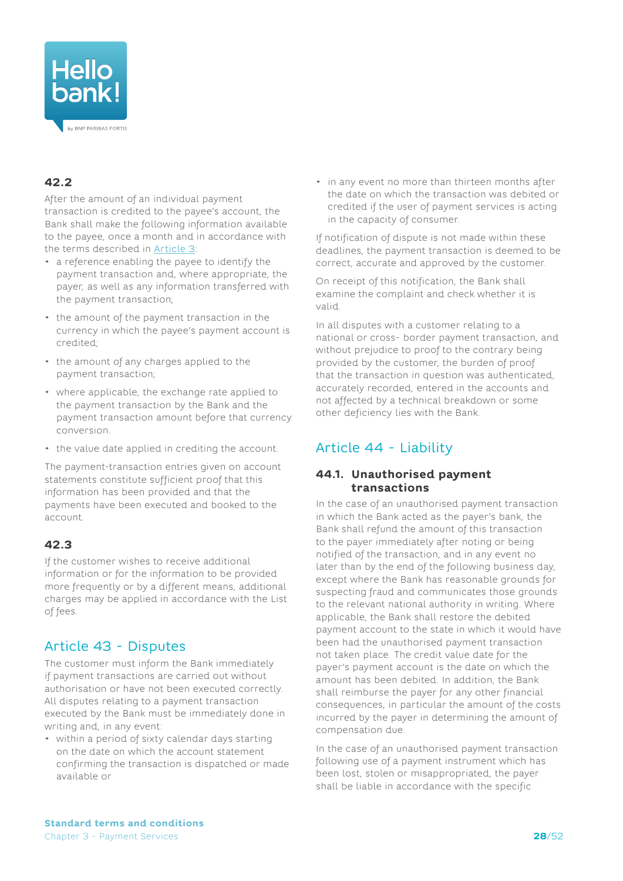### 42.2

After the amount of an individual payment transaction is credited to the payee's account, the Bank shall make the following information available to the payee, once a month and in accordance with the terms described in Article 3:

- a reference enabling the payee to identify the payment transaction and, where appropriate, the payer, as well as any information transferred with the payment transaction;
- the amount of the payment transaction in the currency in which the payee's payment account is credited;
- the amount of any charges applied to the payment transaction;
- where applicable, the exchange rate applied to the payment transaction by the Bank and the payment transaction amount before that currency conversion.
- the value date applied in crediting the account.

The payment-transaction entries given on account statements constitute sufficient proof that this information has been provided and that the payments have been executed and booked to the account.

### 42.3

If the customer wishes to receive additional information or for the information to be provided more frequently or by a different means, additional charges may be applied in accordance with the List of fees.

## Article 43 - Disputes

The customer must inform the Bank immediately if payment transactions are carried out without authorisation or have not been executed correctly. All disputes relating to a payment transaction executed by the Bank must be immediately done in writing and, in any event:

- within a period of sixty calendar days starting on the date on which the account statement confirming the transaction is dispatched or made available or
- in any event no more than thirteen months after the date on which the transaction was debited or credited if the user of payment services is acting in the capacity of consumer.

If notification of dispute is not made within these deadlines, the payment transaction is deemed to be correct, accurate and approved by the customer.

On receipt of this notification, the Bank shall examine the complaint and check whether it is valid.

In all disputes with a customer relating to a national or cross- border payment transaction, and without prejudice to proof to the contrary being provided by the customer, the burden of proof that the transaction in question was authenticated, accurately recorded, entered in the accounts and not affected by a technical breakdown or some other deficiency lies with the Bank.

## Article 44 - Liability

### 44.1. Unauthorised payment transactions

In the case of an unauthorised payment transaction in which the Bank acted as the payer's bank, the Bank shall refund the amount of this transaction to the payer immediately after noting or being notified of the transaction, and in any event no later than by the end of the following business day, except where the Bank has reasonable grounds for suspecting fraud and communicates those grounds to the relevant national authority in writing. Where applicable, the Bank shall restore the debited payment account to the state in which it would have been had the unauthorised payment transaction not taken place. The credit value date for the payer's payment account is the date on which the amount has been debited. In addition, the Bank shall reimburse the payer for any other financial consequences, in particular the amount of the costs incurred by the payer in determining the amount of compensation due.

In the case of an unauthorised payment transaction following use of a payment instrument which has been lost, stolen or misappropriated, the payer shall be liable in accordance with the specific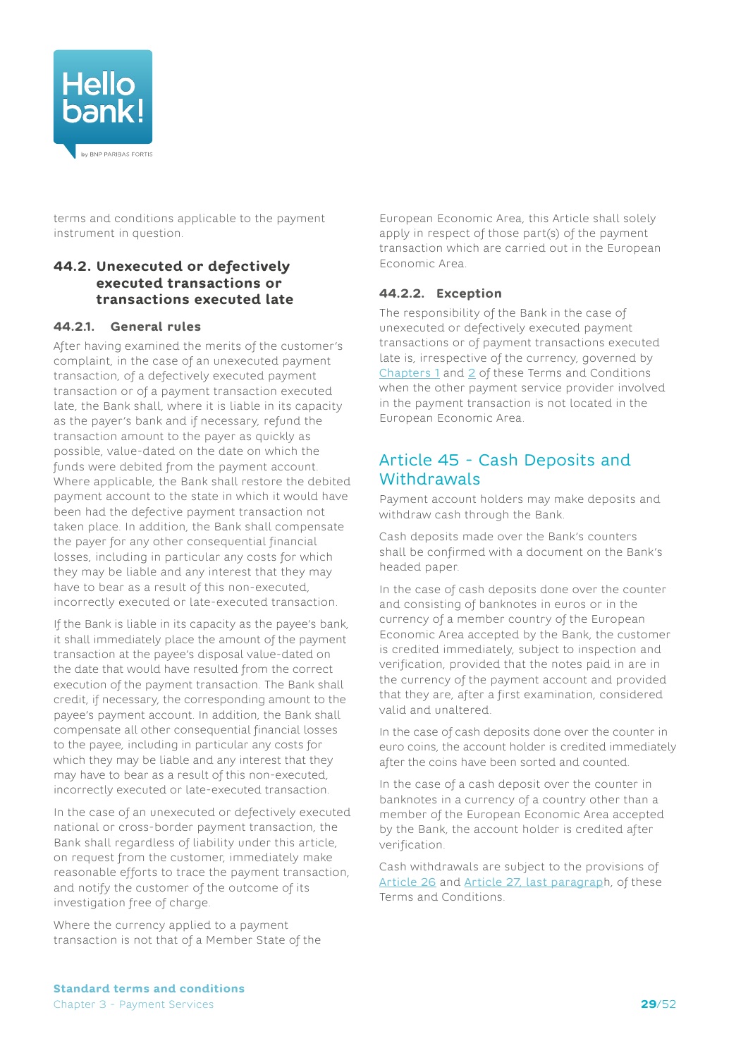terms and conditions applicable to the payment instrument in question.

### 44.2. Unexecuted or defectively executed transactions or transactions executed late

#### 44.2.1. General rules

After having examined the merits of the customer's complaint, in the case of an unexecuted payment transaction, of a defectively executed payment transaction or of a payment transaction executed late, the Bank shall, where it is liable in its capacity as the payer's bank and if necessary, refund the transaction amount to the payer as quickly as possible, value-dated on the date on which the funds were debited from the payment account. Where applicable, the Bank shall restore the debited payment account to the state in which it would have been had the defective payment transaction not taken place. In addition, the Bank shall compensate the payer for any other consequential financial losses, including in particular any costs for which they may be liable and any interest that they may have to bear as a result of this non-executed, incorrectly executed or late-executed transaction.

If the Bank is liable in its capacity as the payee's bank, it shall immediately place the amount of the payment transaction at the payee's disposal value-dated on the date that would have resulted from the correct execution of the payment transaction. The Bank shall credit, if necessary, the corresponding amount to the payee's payment account. In addition, the Bank shall compensate all other consequential financial losses to the payee, including in particular any costs for which they may be liable and any interest that they may have to bear as a result of this non-executed, incorrectly executed or late-executed transaction.

In the case of an unexecuted or defectively executed national or cross-border payment transaction, the Bank shall regardless of liability under this article, on request from the customer, immediately make reasonable efforts to trace the payment transaction, and notify the customer of the outcome of its investigation free of charge.

Where the currency applied to a payment transaction is not that of a Member State of the European Economic Area, this Article shall solely apply in respect of those part(s) of the payment transaction which are carried out in the European Economic Area.

#### 44.2.2. Exception

The responsibility of the Bank in the case of unexecuted or defectively executed payment transactions or of payment transactions executed late is, irrespective of the currency, governed by Chapters 1 and 2 of these Terms and Conditions when the other payment service provider involved in the payment transaction is not located in the European Economic Area.

## Article 45 - Cash Deposits and Withdrawals

Payment account holders may make deposits and withdraw cash through the Bank.

Cash deposits made over the Bank's counters shall be confirmed with a document on the Bank's headed paper.

In the case of cash deposits done over the counter and consisting of banknotes in euros or in the currency of a member country of the European Economic Area accepted by the Bank, the customer is credited immediately, subject to inspection and verification, provided that the notes paid in are in the currency of the payment account and provided that they are, after a first examination, considered valid and unaltered.

In the case of cash deposits done over the counter in euro coins, the account holder is credited immediately after the coins have been sorted and counted.

In the case of a cash deposit over the counter in banknotes in a currency of a country other than a member of the European Economic Area accepted by the Bank, the account holder is credited after verification.

Cash withdrawals are subject to the provisions of Article 26 and Article 27, last paragraph, of these Terms and Conditions.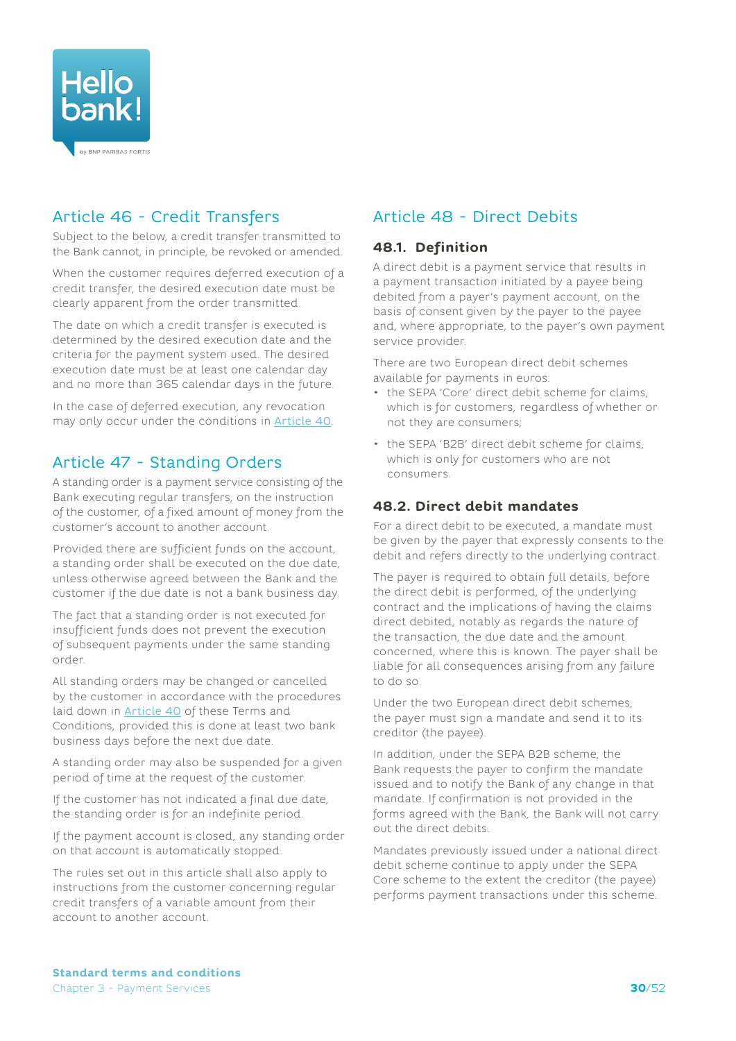## Article 46 - Credit Transfers

Subject to the below, a credit transfer transmitted to the Bank cannot, in principle, be revoked or amended.

When the customer requires deferred execution of a credit transfer, the desired execution date must be clearly apparent from the order transmitted.

The date on which a credit transfer is executed is determined by the desired execution date and the criteria for the payment system used. The desired execution date must be at least one calendar day and no more than 365 calendar days in the future.

In the case of deferred execution, any revocation may only occur under the conditions in Article 40.

## Article 47 - Standing Orders

A standing order is a payment service consisting of the Bank executing regular transfers, on the instruction of the customer, of a fixed amount of money from the customer's account to another account.

Provided there are sufficient funds on the account, a standing order shall be executed on the due date, unless otherwise agreed between the Bank and the customer if the due date is not a bank business day.

The fact that a standing order is not executed for insufficient funds does not prevent the execution of subsequent payments under the same standing order.

All standing orders may be changed or cancelled by the customer in accordance with the procedures laid down in Article 40 of these Terms and Conditions, provided this is done at least two bank business days before the next due date.

A standing order may also be suspended for a given period of time at the request of the customer.

If the customer has not indicated a final due date, the standing order is for an indefinite period.

If the payment account is closed, any standing order on that account is automatically stopped.

The rules set out in this article shall also apply to instructions from the customer concerning regular credit transfers of a variable amount from their account to another account.

## Article 48 - Direct Debits

### 48.1. Definition

A direct debit is a payment service that results in a payment transaction initiated by a payee being debited from a payer's payment account, on the basis of consent given by the payer to the payee and, where appropriate, to the payer's own payment service provider.

There are two European direct debit schemes available for payments in euros:

- the SEPA 'Core' direct debit scheme for claims, which is for customers, regardless of whether or not they are consumers;
- the SEPA 'B2B' direct debit scheme for claims, which is only for customers who are not consumers.

### 48.2. Direct debit mandates

For a direct debit to be executed, a mandate must be given by the payer that expressly consents to the debit and refers directly to the underlying contract.

The payer is required to obtain full details, before the direct debit is performed, of the underlying contract and the implications of having the claims direct debited, notably as regards the nature of the transaction, the due date and the amount concerned, where this is known. The payer shall be liable for all consequences arising from any failure to do so.

Under the two European direct debit schemes, the payer must sign a mandate and send it to its creditor (the payee).

In addition, under the SEPA B2B scheme, the Bank requests the payer to confirm the mandate issued and to notify the Bank of any change in that mandate. If confirmation is not provided in the forms agreed with the Bank, the Bank will not carry out the direct debits.

Mandates previously issued under a national direct debit scheme continue to apply under the SEPA Core scheme to the extent the creditor (the payee) performs payment transactions under this scheme.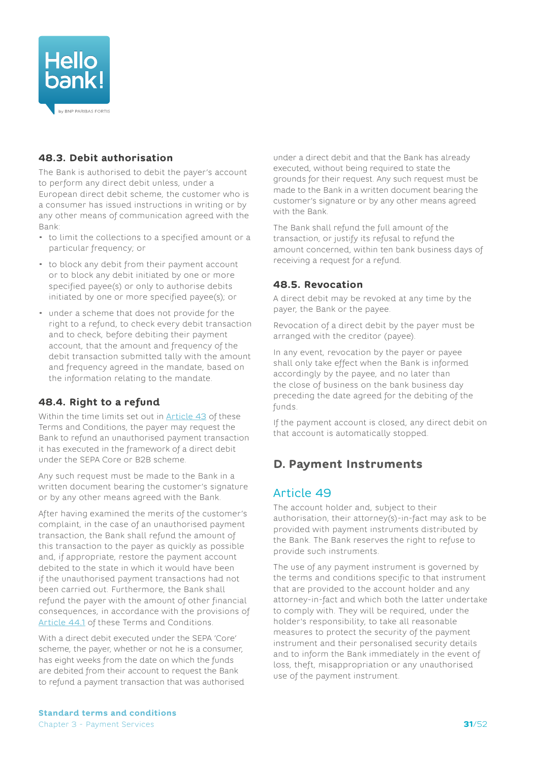### 48.3. Debit authorisation

The Bank is authorised to debit the payer's account to perform any direct debit unless, under a European direct debit scheme, the customer who is a consumer has issued instructions in writing or by any other means of communication agreed with the Bank:

- to limit the collections to a specified amount or a particular frequency; or
- to block any debit from their payment account or to block any debit initiated by one or more specified payee(s) or only to authorise debits initiated by one or more specified payee(s); or
- under a scheme that does not provide for the right to a refund, to check every debit transaction and to check, before debiting their payment account, that the amount and frequency of the debit transaction submitted tally with the amount and frequency agreed in the mandate, based on the information relating to the mandate.

### 48.4. Right to a refund

Within the time limits set out in Article 43 of these Terms and Conditions, the payer may request the Bank to refund an unauthorised payment transaction it has executed in the framework of a direct debit under the SEPA Core or B2B scheme.

Any such request must be made to the Bank in a written document bearing the customer's signature or by any other means agreed with the Bank.

After having examined the merits of the customer's complaint, in the case of an unauthorised payment transaction, the Bank shall refund the amount of this transaction to the payer as quickly as possible and, if appropriate, restore the payment account debited to the state in which it would have been if the unauthorised payment transactions had not been carried out. Furthermore, the Bank shall refund the payer with the amount of other financial consequences, in accordance with the provisions of Article 44.1 of these Terms and Conditions.

With a direct debit executed under the SEPA 'Core' scheme, the payer, whether or not he is a consumer, has eight weeks from the date on which the funds are debited from their account to request the Bank to refund a payment transaction that was authorised under a direct debit and that the Bank has already executed, without being required to state the grounds for their request. Any such request must be made to the Bank in a written document bearing the customer's signature or by any other means agreed with the Bank.

The Bank shall refund the full amount of the transaction, or justify its refusal to refund the amount concerned, within ten bank business days of receiving a request for a refund.

### 48.5. Revocation

A direct debit may be revoked at any time by the payer, the Bank or the payee.

Revocation of a direct debit by the payer must be arranged with the creditor (payee).

In any event, revocation by the payer or payee shall only take effect when the Bank is informed accordingly by the payee, and no later than the close of business on the bank business day preceding the date agreed for the debiting of the funds.

If the payment account is closed, any direct debit on that account is automatically stopped.

## D. Payment Instruments

## Article 49

The account holder and, subject to their authorisation, their attorney(s)-in-fact may ask to be provided with payment instruments distributed by the Bank. The Bank reserves the right to refuse to provide such instruments.

The use of any payment instrument is governed by the terms and conditions specific to that instrument that are provided to the account holder and any attorney-in-fact and which both the latter undertake to comply with. They will be required, under the holder's responsibility, to take all reasonable measures to protect the security of the payment instrument and their personalised security details and to inform the Bank immediately in the event of loss, theft, misappropriation or any unauthorised use of the payment instrument.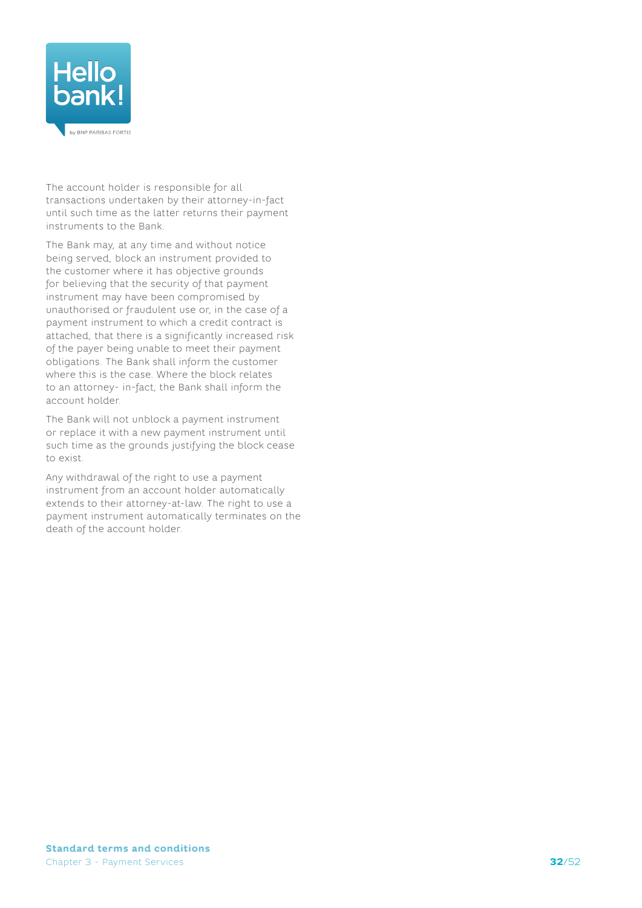The account holder is responsible for all transactions undertaken by their attorney-in-fact until such time as the latter returns their payment instruments to the Bank.

The Bank may, at any time and without notice being served, block an instrument provided to the customer where it has objective grounds for believing that the security of that payment instrument may have been compromised by unauthorised or fraudulent use or, in the case of a payment instrument to which a credit contract is attached, that there is a significantly increased risk of the payer being unable to meet their payment obligations. The Bank shall inform the customer where this is the case. Where the block relates to an attorney- in-fact, the Bank shall inform the account holder.

The Bank will not unblock a payment instrument or replace it with a new payment instrument until such time as the grounds justifying the block cease to exist.

Any withdrawal of the right to use a payment instrument from an account holder automatically extends to their attorney-at-law. The right to use a payment instrument automatically terminates on the death of the account holder.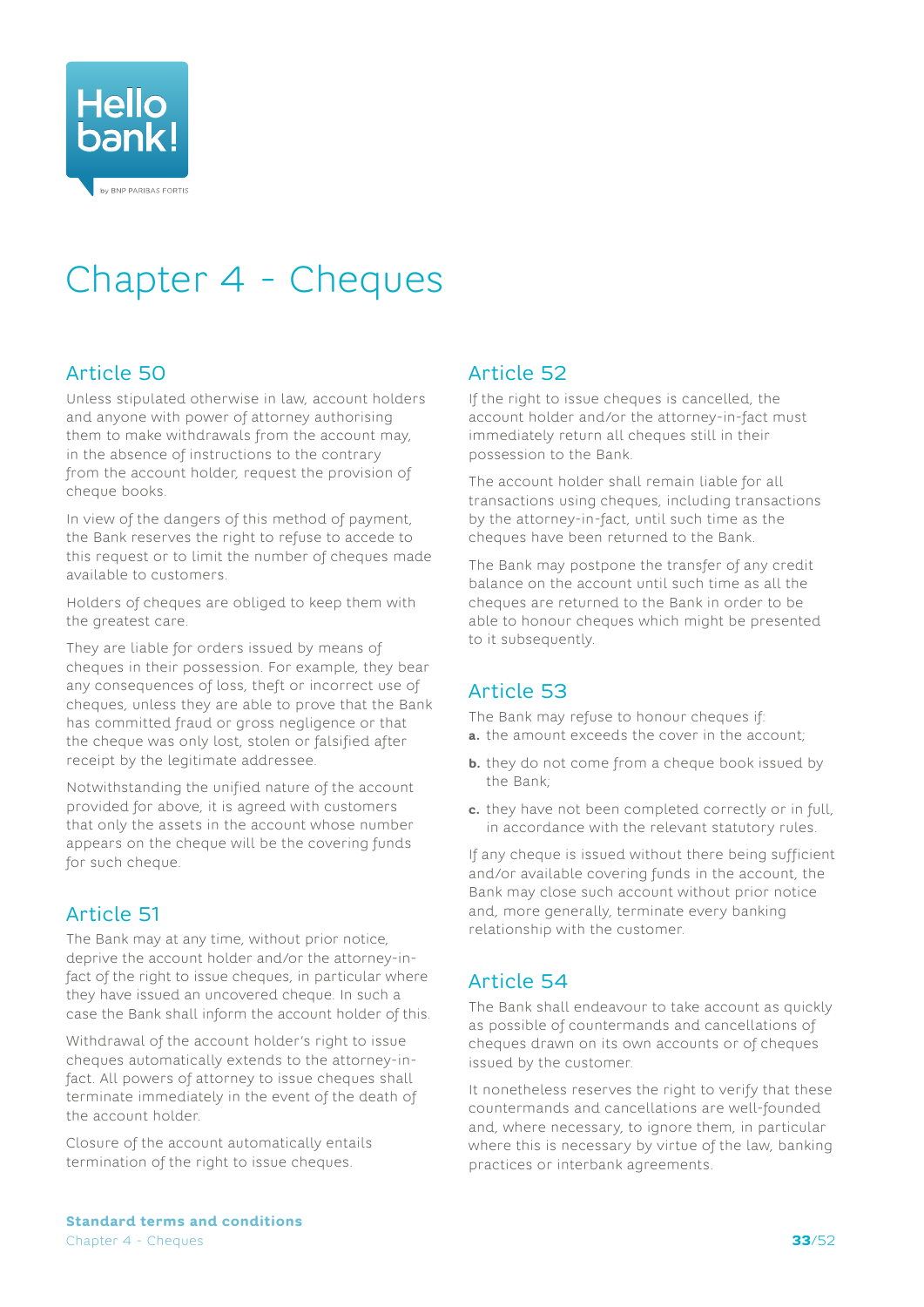# Chapter 4 - Cheques

## Article 50

Unless stipulated otherwise in law, account holders and anyone with power of attorney authorising them to make withdrawals from the account may, in the absence of instructions to the contrary from the account holder, request the provision of cheque books.

In view of the dangers of this method of payment, the Bank reserves the right to refuse to accede to this request or to limit the number of cheques made available to customers.

Holders of cheques are obliged to keep them with the greatest care.

They are liable for orders issued by means of cheques in their possession. For example, they bear any consequences of loss, theft or incorrect use of cheques, unless they are able to prove that the Bank has committed fraud or gross negligence or that the cheque was only lost, stolen or falsified after receipt by the legitimate addressee.

Notwithstanding the unified nature of the account provided for above, it is agreed with customers that only the assets in the account whose number appears on the cheque will be the covering funds for such cheque.

## Article 51

The Bank may at any time, without prior notice, deprive the account holder and/or the attorney-in-fact of the right to issue cheques, in particular where they have issued an uncovered cheque. In such a case the Bank shall inform the account holder of this.

Withdrawal of the account holder's right to issue cheques automatically extends to the attorney-in-fact. All powers of attorney to issue cheques shall terminate immediately in the event of the death of the account holder.

Closure of the account automatically entails termination of the right to issue cheques.

## Article 52

If the right to issue cheques is cancelled, the account holder and/or the attorney-in-fact must immediately return all cheques still in their possession to the Bank.

The account holder shall remain liable for all transactions using cheques, including transactions by the attorney-in-fact, until such time as the cheques have been returned to the Bank.

The Bank may postpone the transfer of any credit balance on the account until such time as all the cheques are returned to the Bank in order to be able to honour cheques which might be presented to it subsequently.

## Article 53

The Bank may refuse to honour cheques if:

**a.** the amount exceeds the cover in the account;

**b.** they do not come from a cheque book issued by the Bank;

**c.** they have not been completed correctly or in full, in accordance with the relevant statutory rules.

If any cheque is issued without there being sufficient and/or available covering funds in the account, the Bank may close such account without prior notice and, more generally, terminate every banking relationship with the customer.

## Article 54

The Bank shall endeavour to take account as quickly as possible of countermands and cancellations of cheques drawn on its own accounts or of cheques issued by the customer.

It nonetheless reserves the right to verify that these countermands and cancellations are well-founded and, where necessary, to ignore them, in particular where this is necessary by virtue of the law, banking practices or interbank agreements.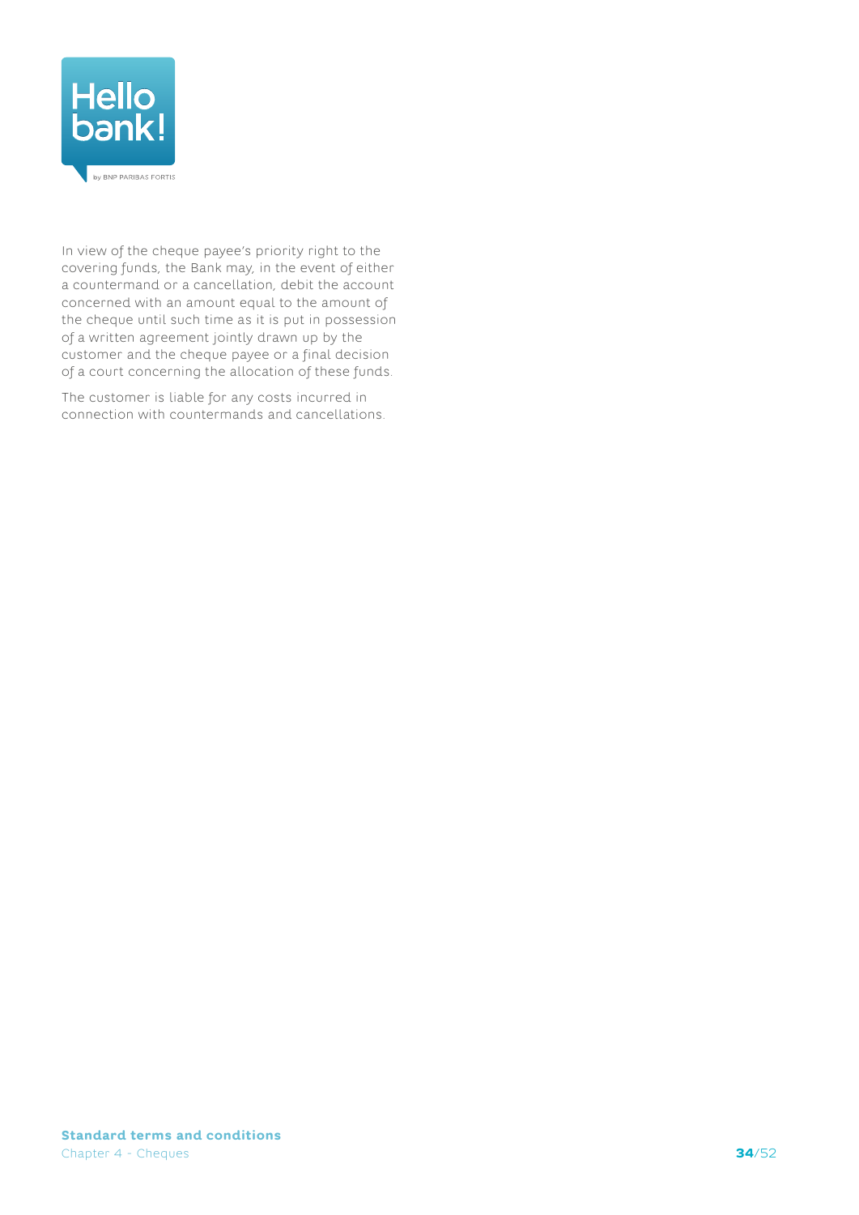In view of the cheque payee's priority right to the covering funds, the Bank may, in the event of either a countermand or a cancellation, debit the account concerned with an amount equal to the amount of the cheque until such time as it is put in possession of a written agreement jointly drawn up by the customer and the cheque payee or a final decision of a court concerning the allocation of these funds.

The customer is liable for any costs incurred in connection with countermands and cancellations.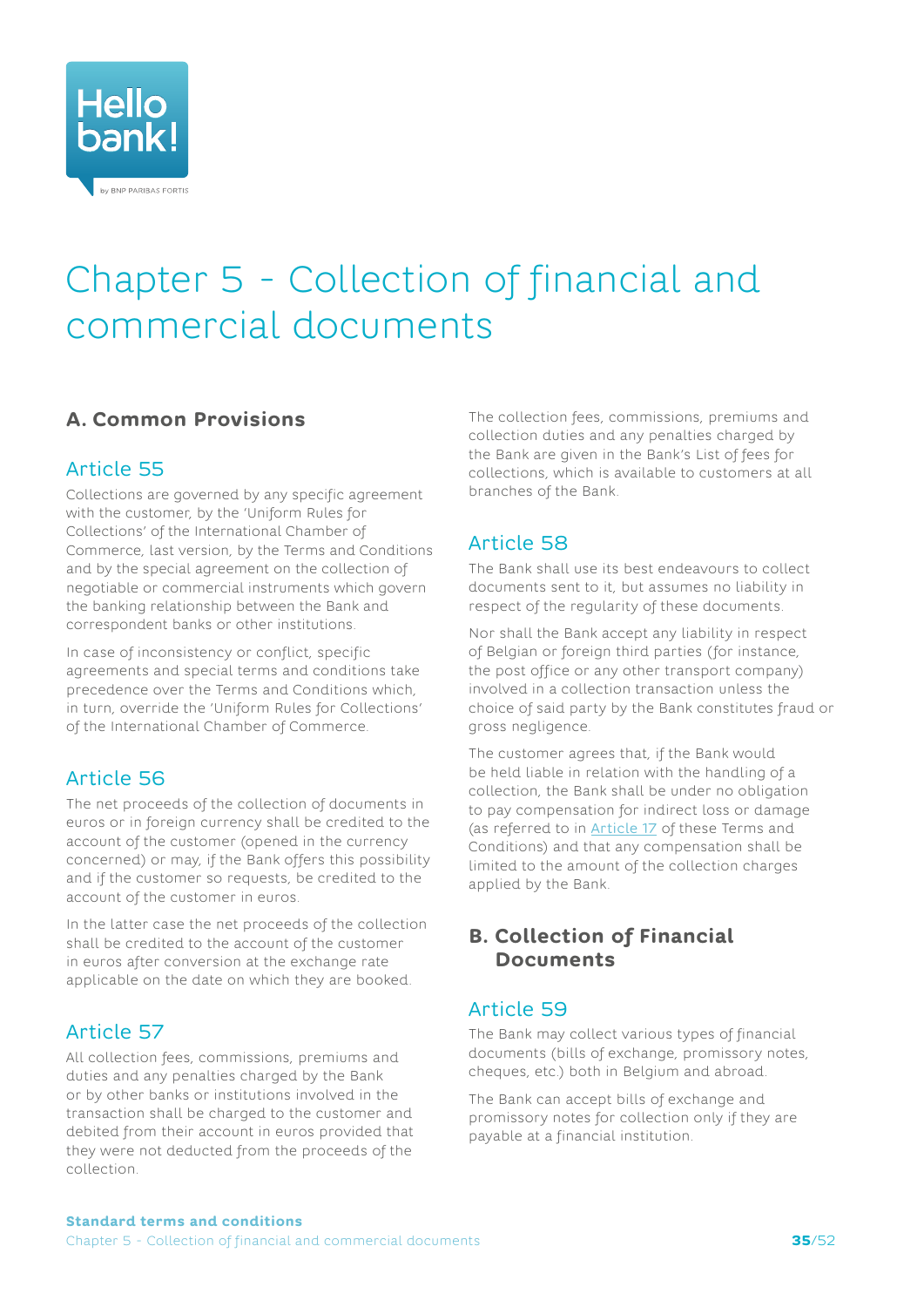# Chapter 5 - Collection of financial and commercial documents

## A. Common Provisions

### Article 55

Collections are governed by any specific agreement with the customer, by the 'Uniform Rules for Collections' of the International Chamber of Commerce, last version, by the Terms and Conditions and by the special agreement on the collection of negotiable or commercial instruments which govern the banking relationship between the Bank and correspondent banks or other institutions.

In case of inconsistency or conflict, specific agreements and special terms and conditions take precedence over the Terms and Conditions which, in turn, override the 'Uniform Rules for Collections' of the International Chamber of Commerce.

### Article 56

The net proceeds of the collection of documents in euros or in foreign currency shall be credited to the account of the customer (opened in the currency concerned) or may, if the Bank offers this possibility and if the customer so requests, be credited to the account of the customer in euros.

In the latter case the net proceeds of the collection shall be credited to the account of the customer in euros after conversion at the exchange rate applicable on the date on which they are booked.

### Article 57

All collection fees, commissions, premiums and duties and any penalties charged by the Bank or by other banks or institutions involved in the transaction shall be charged to the customer and debited from their account in euros provided that they were not deducted from the proceeds of the collection.

The collection fees, commissions, premiums and collection duties and any penalties charged by the Bank are given in the Bank's List of fees for collections, which is available to customers at all branches of the Bank.

### Article 58

The Bank shall use its best endeavours to collect documents sent to it, but assumes no liability in respect of the regularity of these documents.

Nor shall the Bank accept any liability in respect of Belgian or foreign third parties (for instance, the post office or any other transport company) involved in a collection transaction unless the choice of said party by the Bank constitutes fraud or gross negligence.

The customer agrees that, if the Bank would be held liable in relation with the handling of a collection, the Bank shall be under no obligation to pay compensation for indirect loss or damage (as referred to in Article 17 of these Terms and Conditions) and that any compensation shall be limited to the amount of the collection charges applied by the Bank.

## B. Collection of Financial Documents

### Article 59

The Bank may collect various types of financial documents (bills of exchange, promissory notes, cheques, etc.) both in Belgium and abroad.

The Bank can accept bills of exchange and promissory notes for collection only if they are payable at a financial institution.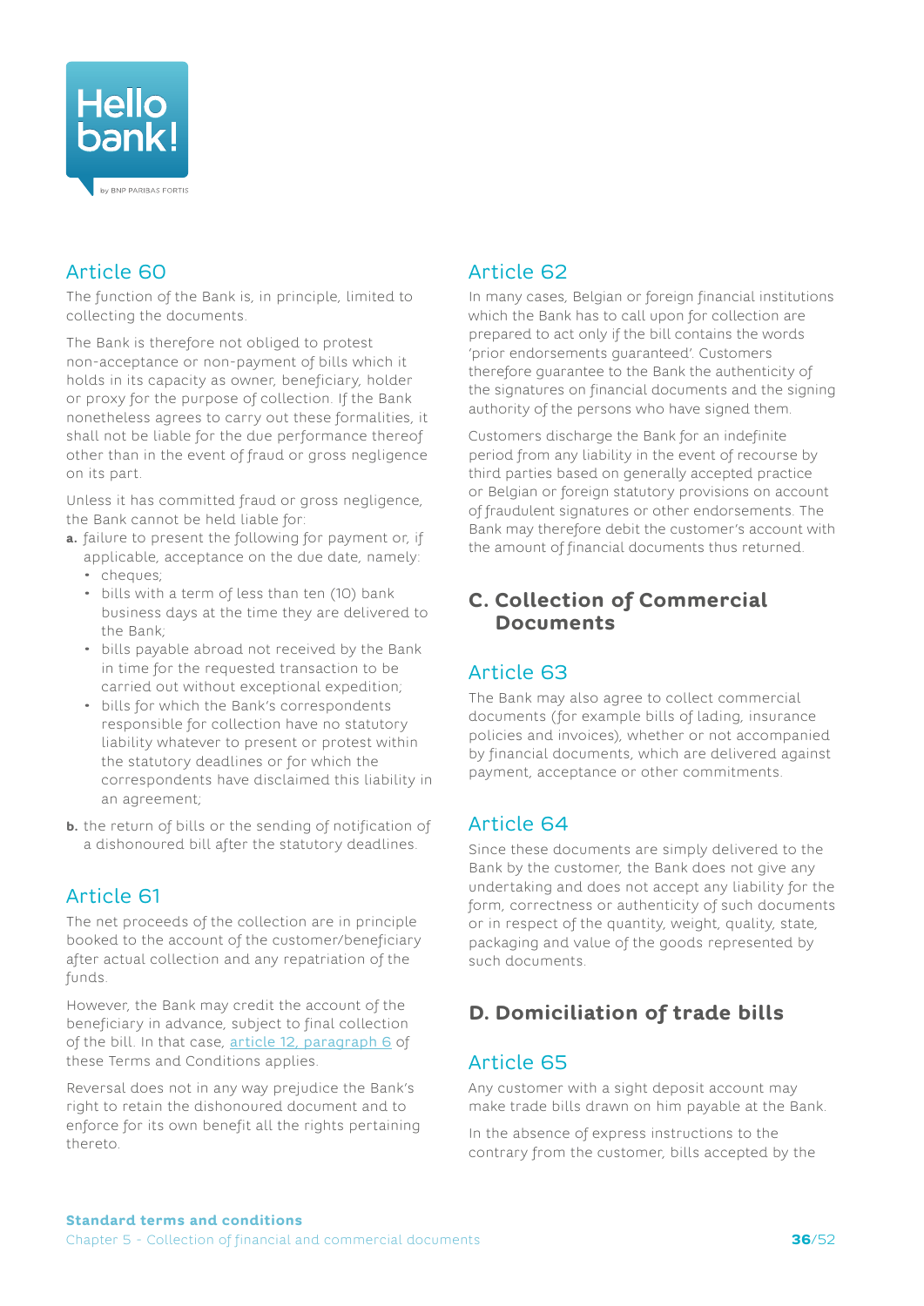## Article 60

The function of the Bank is, in principle, limited to collecting the documents.

The Bank is therefore not obliged to protest non-acceptance or non-payment of bills which it holds in its capacity as owner, beneficiary, holder or proxy for the purpose of collection. If the Bank nonetheless agrees to carry out these formalities, it shall not be liable for the due performance thereof other than in the event of fraud or gross negligence on its part.

Unless it has committed fraud or gross negligence, the Bank cannot be held liable for:

**a.** failure to present the following for payment or, if applicable, acceptance on the due date, namely:
- cheques;
- bills with a term of less than ten (10) bank business days at the time they are delivered to the Bank;
- bills payable abroad not received by the Bank in time for the requested transaction to be carried out without exceptional expedition;
- bills for which the Bank's correspondents responsible for collection have no statutory liability whatever to present or protest within the statutory deadlines or for which the correspondents have disclaimed this liability in an agreement;

**b.** the return of bills or the sending of notification of a dishonoured bill after the statutory deadlines.

## Article 61

The net proceeds of the collection are in principle booked to the account of the customer/beneficiary after actual collection and any repatriation of the funds.

However, the Bank may credit the account of the beneficiary in advance, subject to final collection of the bill. In that case, article 12, paragraph 6 of these Terms and Conditions applies.

Reversal does not in any way prejudice the Bank's right to retain the dishonoured document and to enforce for its own benefit all the rights pertaining thereto.

## Article 62

In many cases, Belgian or foreign financial institutions which the Bank has to call upon for collection are prepared to act only if the bill contains the words 'prior endorsements guaranteed'. Customers therefore guarantee to the Bank the authenticity of the signatures on financial documents and the signing authority of the persons who have signed them.

Customers discharge the Bank for an indefinite period from any liability in the event of recourse by third parties based on generally accepted practice or Belgian or foreign statutory provisions on account of fraudulent signatures or other endorsements. The Bank may therefore debit the customer's account with the amount of financial documents thus returned.

# C. Collection of Commercial Documents

## Article 63

The Bank may also agree to collect commercial documents (for example bills of lading, insurance policies and invoices), whether or not accompanied by financial documents, which are delivered against payment, acceptance or other commitments.

## Article 64

Since these documents are simply delivered to the Bank by the customer, the Bank does not give any undertaking and does not accept any liability for the form, correctness or authenticity of such documents or in respect of the quantity, weight, quality, state, packaging and value of the goods represented by such documents.

# D. Domiciliation of trade bills

## Article 65

Any customer with a sight deposit account may make trade bills drawn on him payable at the Bank.

In the absence of express instructions to the contrary from the customer, bills accepted by the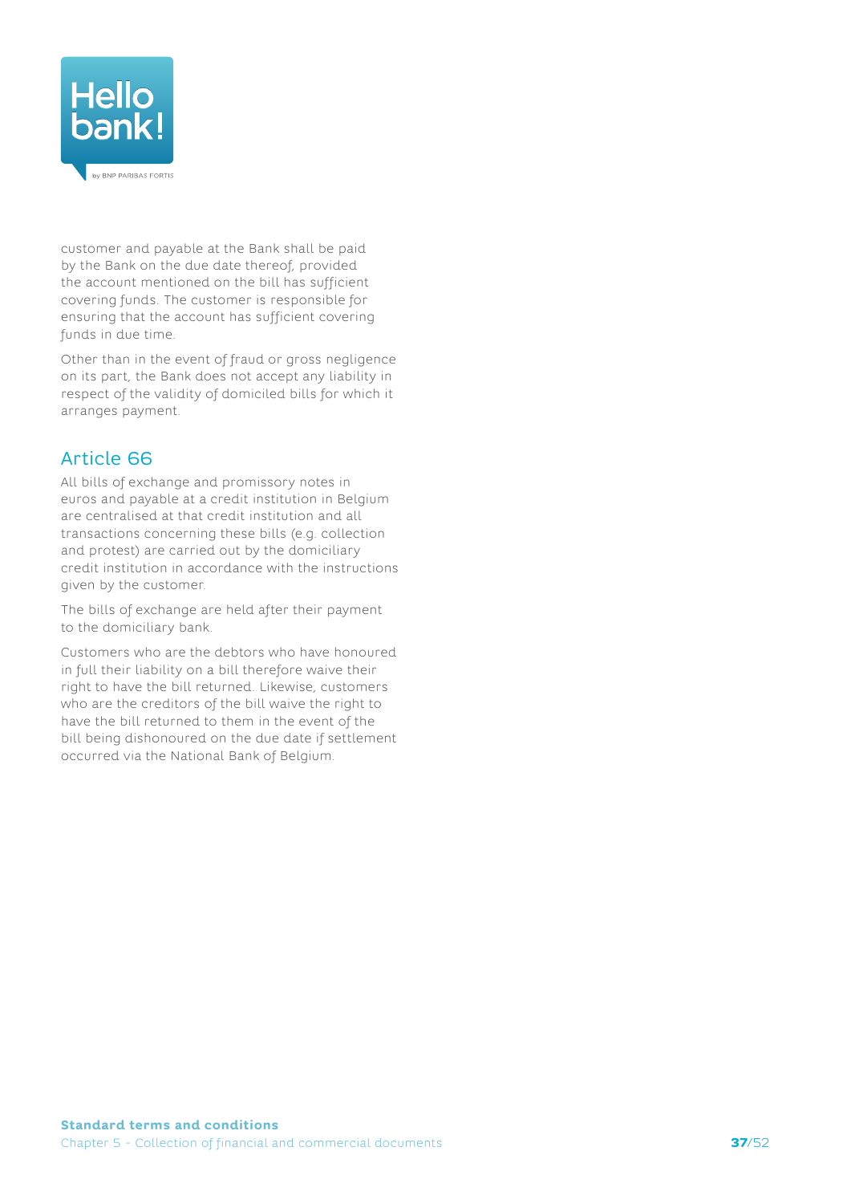customer and payable at the Bank shall be paid by the Bank on the due date thereof, provided the account mentioned on the bill has sufficient covering funds. The customer is responsible for ensuring that the account has sufficient covering funds in due time.

Other than in the event of fraud or gross negligence on its part, the Bank does not accept any liability in respect of the validity of domiciled bills for which it arranges payment.

## Article 66

All bills of exchange and promissory notes in euros and payable at a credit institution in Belgium are centralised at that credit institution and all transactions concerning these bills (e.g. collection and protest) are carried out by the domiciliary credit institution in accordance with the instructions given by the customer.

The bills of exchange are held after their payment to the domiciliary bank.

Customers who are the debtors who have honoured in full their liability on a bill therefore waive their right to have the bill returned. Likewise, customers who are the creditors of the bill waive the right to have the bill returned to them in the event of the bill being dishonoured on the due date if settlement occurred via the National Bank of Belgium.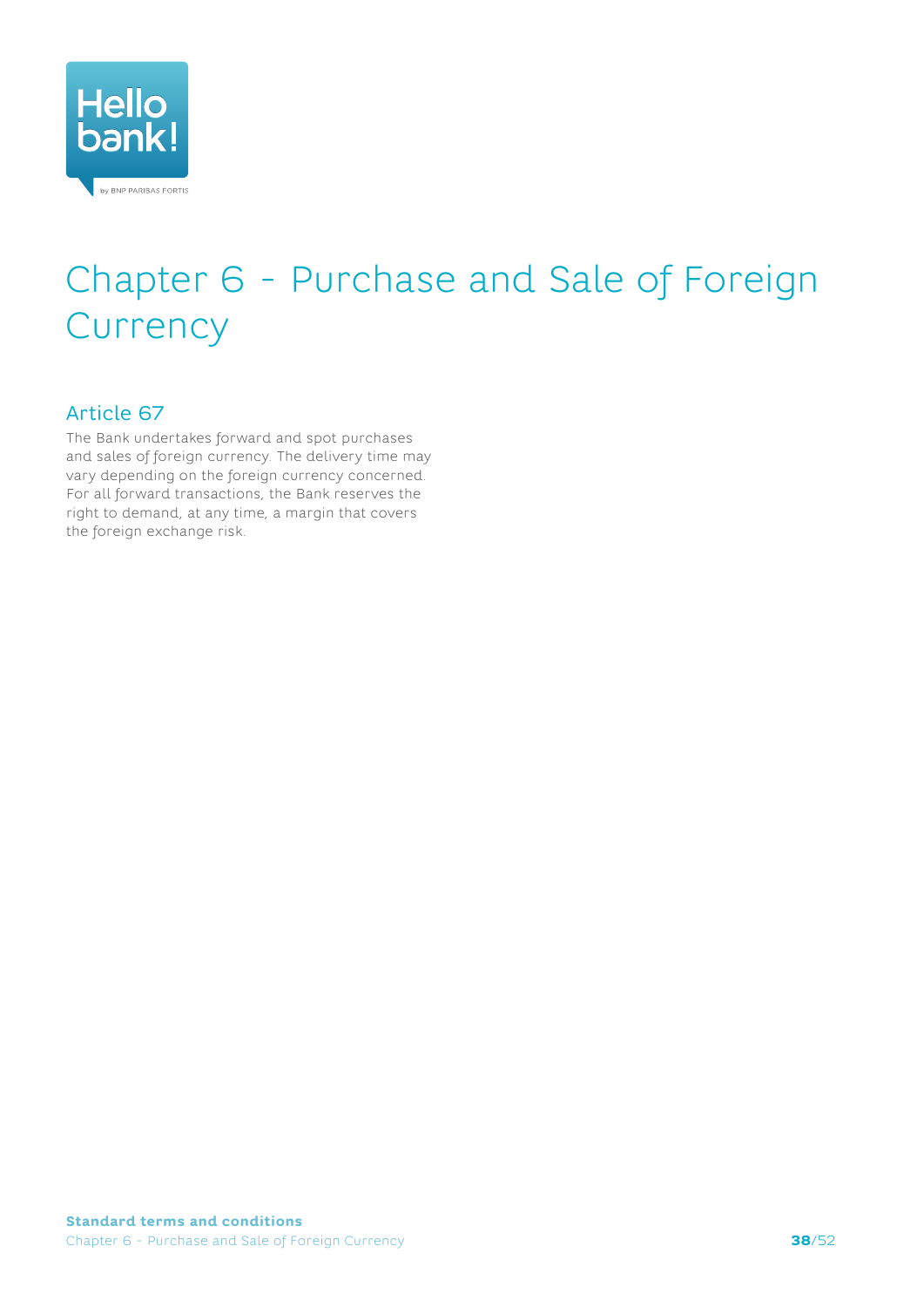# Chapter 6 - Purchase and Sale of Foreign Currency

## Article 67

The Bank undertakes forward and spot purchases and sales of foreign currency. The delivery time may vary depending on the foreign currency concerned. For all forward transactions, the Bank reserves the right to demand, at any time, a margin that covers the foreign exchange risk.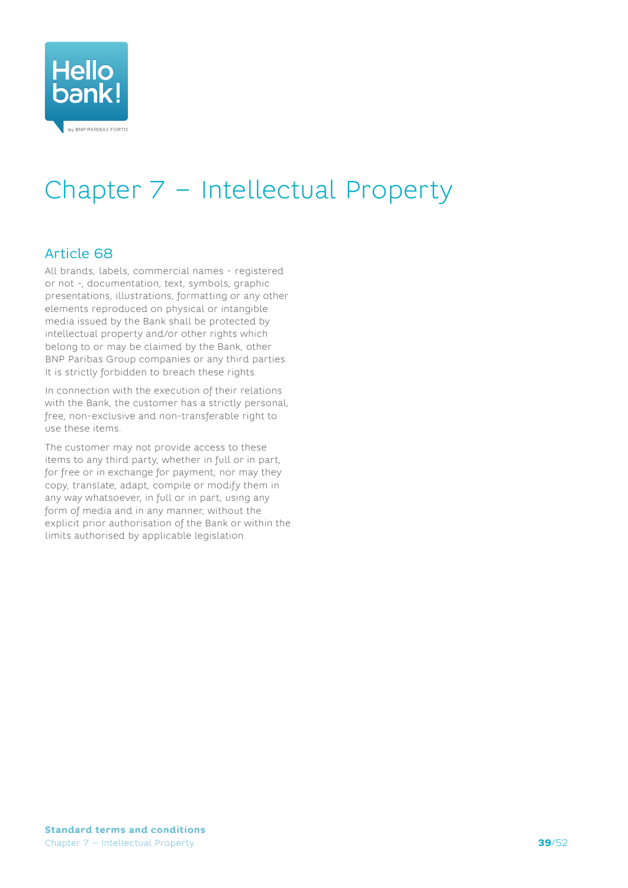# Chapter 7 – Intellectual Property

## Article 68

All brands, labels, commercial names - registered or not -, documentation, text, symbols, graphic presentations, illustrations, formatting or any other elements reproduced on physical or intangible media issued by the Bank shall be protected by intellectual property and/or other rights which belong to or may be claimed by the Bank, other BNP Paribas Group companies or any third parties. It is strictly forbidden to breach these rights.

In connection with the execution of their relations with the Bank, the customer has a strictly personal, free, non-exclusive and non-transferable right to use these items.

The customer may not provide access to these items to any third party, whether in full or in part, for free or in exchange for payment; nor may they copy, translate, adapt, compile or modify them in any way whatsoever, in full or in part, using any form of media and in any manner, without the explicit prior authorisation of the Bank or within the limits authorised by applicable legislation.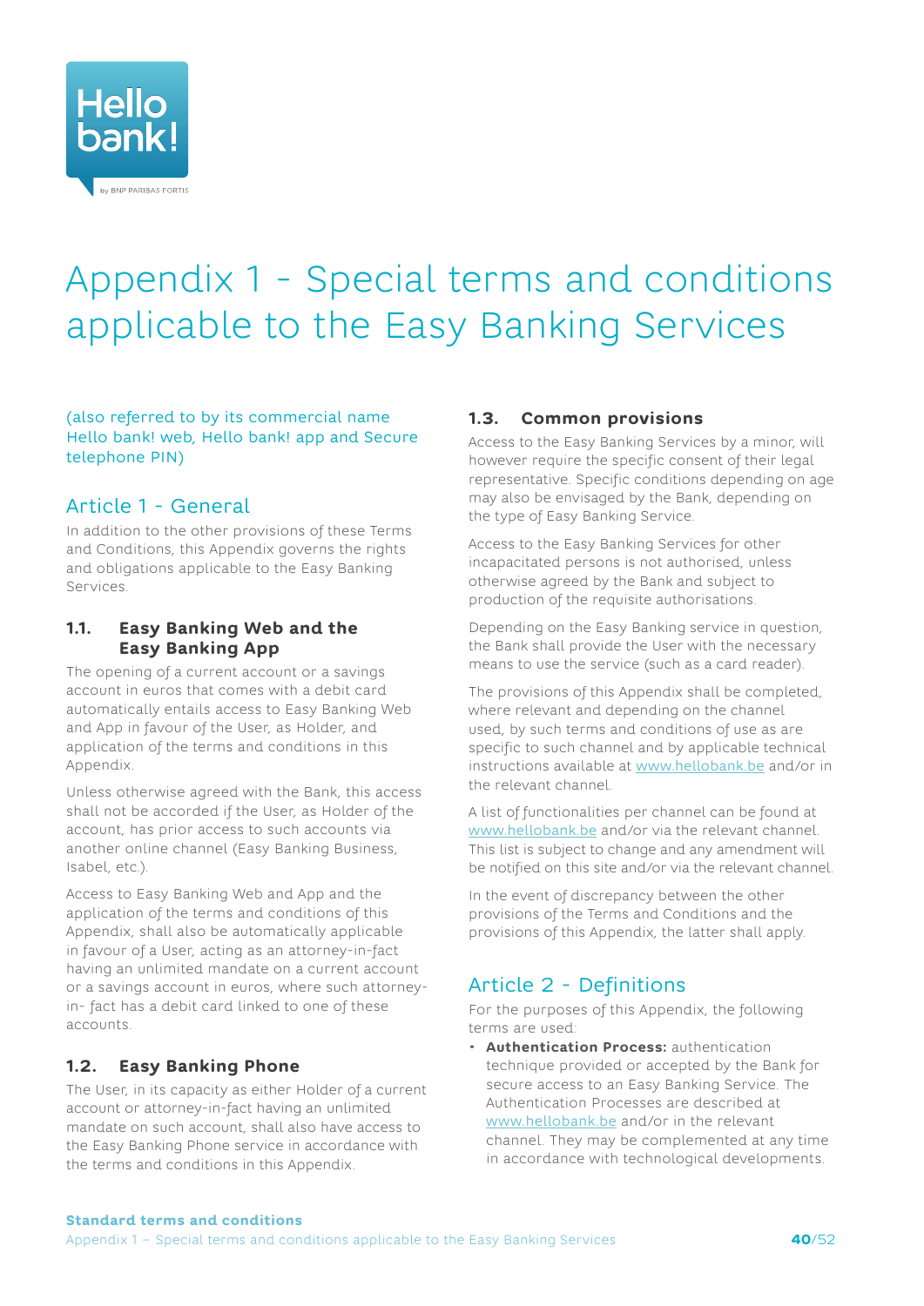# Appendix 1 - Special terms and conditions applicable to the Easy Banking Services

(also referred to by its commercial name Hello bank! web, Hello bank! app and Secure telephone PIN)

## Article 1 - General

In addition to the other provisions of these Terms and Conditions, this Appendix governs the rights and obligations applicable to the Easy Banking Services.

### 1.1. Easy Banking Web and the Easy Banking App

The opening of a current account or a savings account in euros that comes with a debit card automatically entails access to Easy Banking Web and App in favour of the User, as Holder, and application of the terms and conditions in this Appendix.

Unless otherwise agreed with the Bank, this access shall not be accorded if the User, as Holder of the account, has prior access to such accounts via another online channel (Easy Banking Business, Isabel, etc.).

Access to Easy Banking Web and App and the application of the terms and conditions of this Appendix, shall also be automatically applicable in favour of a User, acting as an attorney-in-fact having an unlimited mandate on a current account or a savings account in euros, where such attorney-in- fact has a debit card linked to one of these accounts.

### 1.2. Easy Banking Phone

The User, in its capacity as either Holder of a current account or attorney-in-fact having an unlimited mandate on such account, shall also have access to the Easy Banking Phone service in accordance with the terms and conditions in this Appendix.

### 1.3. Common provisions

Access to the Easy Banking Services by a minor, will however require the specific consent of their legal representative. Specific conditions depending on age may also be envisaged by the Bank, depending on the type of Easy Banking Service.

Access to the Easy Banking Services for other incapacitated persons is not authorised, unless otherwise agreed by the Bank and subject to production of the requisite authorisations.

Depending on the Easy Banking service in question, the Bank shall provide the User with the necessary means to use the service (such as a card reader).

The provisions of this Appendix shall be completed, where relevant and depending on the channel used, by such terms and conditions of use as are specific to such channel and by applicable technical instructions available at www.hellobank.be and/or in the relevant channel.

A list of functionalities per channel can be found at www.hellobank.be and/or via the relevant channel. This list is subject to change and any amendment will be notified on this site and/or via the relevant channel.

In the event of discrepancy between the other provisions of the Terms and Conditions and the provisions of this Appendix, the latter shall apply.

## Article 2 - Definitions

For the purposes of this Appendix, the following terms are used:

- **Authentication Process:** authentication technique provided or accepted by the Bank for secure access to an Easy Banking Service. The Authentication Processes are described at www.hellobank.be and/or in the relevant channel. They may be complemented at any time in accordance with technological developments.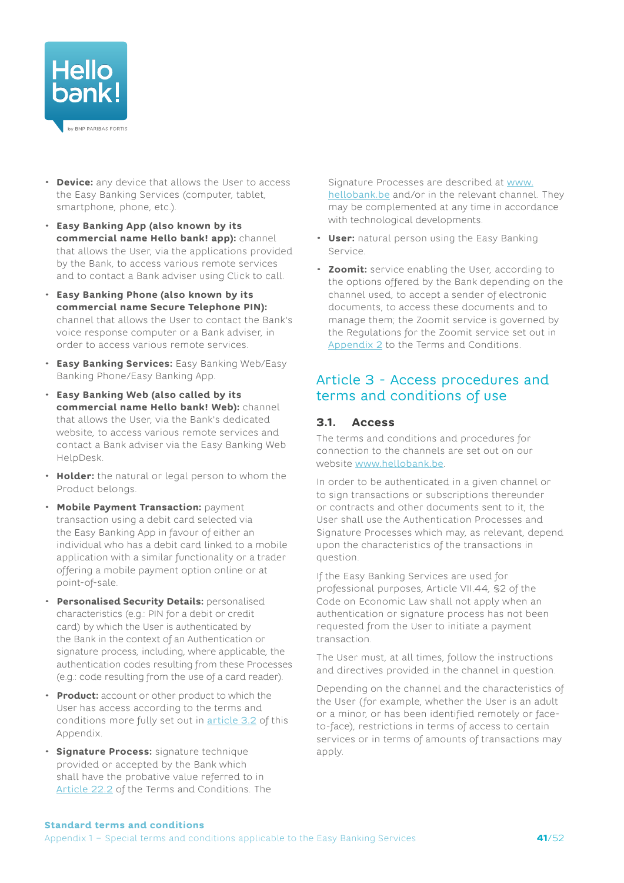- **Device:** any device that allows the User to access the Easy Banking Services (computer, tablet, smartphone, phone, etc.).
- **Easy Banking App (also known by its commercial name Hello bank! app):** channel that allows the User, via the applications provided by the Bank, to access various remote services and to contact a Bank adviser using Click to call.
- **Easy Banking Phone (also known by its commercial name Secure Telephone PIN):** channel that allows the User to contact the Bank's voice response computer or a Bank adviser, in order to access various remote services.
- **Easy Banking Services:** Easy Banking Web/Easy Banking Phone/Easy Banking App.
- **Easy Banking Web (also called by its commercial name Hello bank! Web):** channel that allows the User, via the Bank's dedicated website, to access various remote services and contact a Bank adviser via the Easy Banking Web HelpDesk.
- **Holder:** the natural or legal person to whom the Product belongs.
- **Mobile Payment Transaction:** payment transaction using a debit card selected via the Easy Banking App in favour of either an individual who has a debit card linked to a mobile application with a similar functionality or a trader offering a mobile payment option online or at point-of-sale.
- **Personalised Security Details:** personalised characteristics (e.g.: PIN for a debit or credit card) by which the User is authenticated by the Bank in the context of an Authentication or signature process, including, where applicable, the authentication codes resulting from these Processes (e.g.: code resulting from the use of a card reader).
- **Product:** account or other product to which the User has access according to the terms and conditions more fully set out in article 3.2 of this Appendix.
- **Signature Process:** signature technique provided or accepted by the Bank which shall have the probative value referred to in Article 22.2 of the Terms and Conditions. The Signature Processes are described at www.hellobank.be and/or in the relevant channel. They may be complemented at any time in accordance with technological developments.
- **User:** natural person using the Easy Banking Service.
- **Zoomit:** service enabling the User, according to the options offered by the Bank depending on the channel used, to accept a sender of electronic documents, to access these documents and to manage them; the Zoomit service is governed by the Regulations for the Zoomit service set out in Appendix 2 to the Terms and Conditions.

## Article 3 - Access procedures and terms and conditions of use

### 3.1. Access

The terms and conditions and procedures for connection to the channels are set out on our website www.hellobank.be.

In order to be authenticated in a given channel or to sign transactions or subscriptions thereunder or contracts and other documents sent to it, the User shall use the Authentication Processes and Signature Processes which may, as relevant, depend upon the characteristics of the transactions in question.

If the Easy Banking Services are used for professional purposes, Article VII.44, §2 of the Code on Economic Law shall not apply when an authentication or signature process has not been requested from the User to initiate a payment transaction.

The User must, at all times, follow the instructions and directives provided in the channel in question.

Depending on the channel and the characteristics of the User (for example, whether the User is an adult or a minor, or has been identified remotely or face-to-face), restrictions in terms of access to certain services or in terms of amounts of transactions may apply.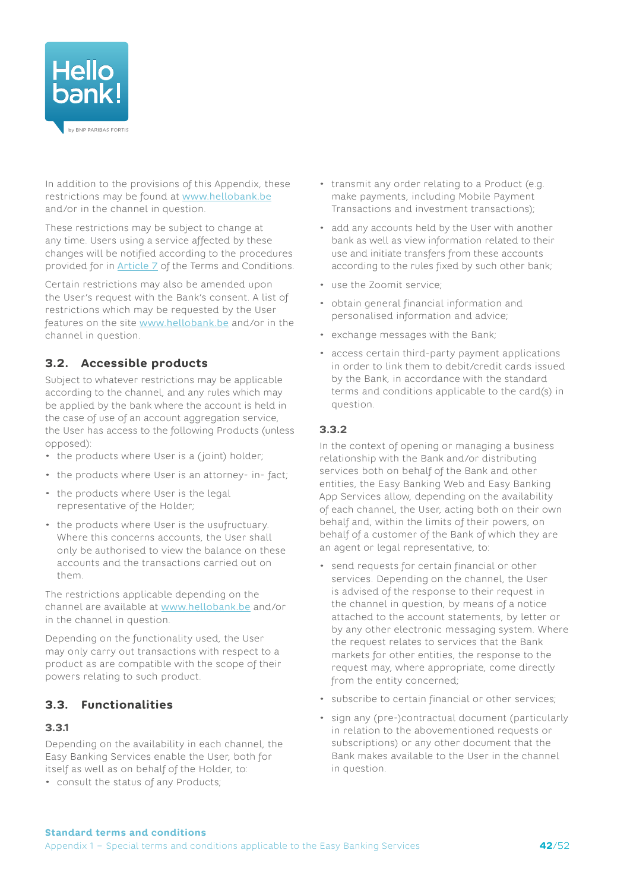In addition to the provisions of this Appendix, these restrictions may be found at www.hellobank.be and/or in the channel in question.

These restrictions may be subject to change at any time. Users using a service affected by these changes will be notified according to the procedures provided for in Article 7 of the Terms and Conditions.

Certain restrictions may also be amended upon the User's request with the Bank's consent. A list of restrictions which may be requested by the User features on the site www.hellobank.be and/or in the channel in question.

## 3.2. Accessible products

Subject to whatever restrictions may be applicable according to the channel, and any rules which may be applied by the bank where the account is held in the case of use of an account aggregation service, the User has access to the following Products (unless opposed):

- the products where User is a (joint) holder;
- the products where User is an attorney- in- fact;
- the products where User is the legal representative of the Holder;
- the products where User is the usufructuary. Where this concerns accounts, the User shall only be authorised to view the balance on these accounts and the transactions carried out on them.

The restrictions applicable depending on the channel are available at www.hellobank.be and/or in the channel in question.

Depending on the functionality used, the User may only carry out transactions with respect to a product as are compatible with the scope of their powers relating to such product.

## 3.3. Functionalities

### 3.3.1

Depending on the availability in each channel, the Easy Banking Services enable the User, both for itself as well as on behalf of the Holder, to:

- consult the status of any Products;
- transmit any order relating to a Product (e.g. make payments, including Mobile Payment Transactions and investment transactions);
- add any accounts held by the User with another bank as well as view information related to their use and initiate transfers from these accounts according to the rules fixed by such other bank;
- use the Zoomit service;
- obtain general financial information and personalised information and advice;
- exchange messages with the Bank;
- access certain third-party payment applications in order to link them to debit/credit cards issued by the Bank, in accordance with the standard terms and conditions applicable to the card(s) in question.

### 3.3.2

In the context of opening or managing a business relationship with the Bank and/or distributing services both on behalf of the Bank and other entities, the Easy Banking Web and Easy Banking App Services allow, depending on the availability of each channel, the User, acting both on their own behalf and, within the limits of their powers, on behalf of a customer of the Bank of which they are an agent or legal representative, to:

- send requests for certain financial or other services. Depending on the channel, the User is advised of the response to their request in the channel in question, by means of a notice attached to the account statements, by letter or by any other electronic messaging system. Where the request relates to services that the Bank markets for other entities, the response to the request may, where appropriate, come directly from the entity concerned;
- subscribe to certain financial or other services;
- sign any (pre-)contractual document (particularly in relation to the abovementioned requests or subscriptions) or any other document that the Bank makes available to the User in the channel in question.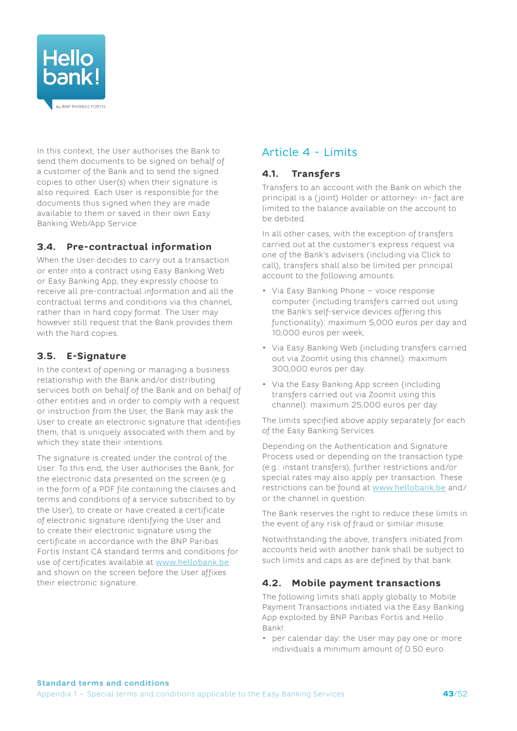In this context, the User authorises the Bank to send them documents to be signed on behalf of a customer of the Bank and to send the signed copies to other User(s) when their signature is also required. Each User is responsible for the documents thus signed when they are made available to them or saved in their own Easy Banking Web/App Service.

### 3.4. Pre-contractual information

When the User decides to carry out a transaction or enter into a contract using Easy Banking Web or Easy Banking App, they expressly choose to receive all pre-contractual information and all the contractual terms and conditions via this channel, rather than in hard copy format. The User may however still request that the Bank provides them with the hard copies.

### 3.5. E-Signature

In the context of opening or managing a business relationship with the Bank and/or distributing services both on behalf of the Bank and on behalf of other entities and in order to comply with a request or instruction from the User, the Bank may ask the User to create an electronic signature that identifies them, that is uniquely associated with them and by which they state their intentions.

The signature is created under the control of the User. To this end, the User authorises the Bank, for the electronic data presented on the screen (e.g. in the form of a PDF file containing the clauses and terms and conditions of a service subscribed to by the User), to create or have created a certificate of electronic signature identifying the User and to create their electronic signature using the certificate in accordance with the BNP Paribas Fortis Instant CA standard terms and conditions for use of certificates available at www.hellobank.be and shown on the screen before the User affixes their electronic signature.

## Article 4 - Limits

### 4.1. Transfers

Transfers to an account with the Bank on which the principal is a (joint) Holder or attorney- in- fact are limited to the balance available on the account to be debited.

In all other cases, with the exception of transfers carried out at the customer's express request via one of the Bank's advisers (including via Click to call), transfers shall also be limited per principal account to the following amounts:

- Via Easy Banking Phone – voice response computer (including transfers carried out using the Bank's self-service devices offering this functionality): maximum 5,000 euros per day and 10,000 euros per week;
- Via Easy Banking Web (including transfers carried out via Zoomit using this channel): maximum 300,000 euros per day.
- Via the Easy Banking App screen (including transfers carried out via Zoomit using this channel): maximum 25,000 euros per day.

The limits specified above apply separately for each of the Easy Banking Services.

Depending on the Authentication and Signature Process used or depending on the transaction type (e.g.: instant transfers), further restrictions and/or special rates may also apply per transaction. These restrictions can be found at www.hellobank.be and/or the channel in question.

The Bank reserves the right to reduce these limits in the event of any risk of fraud or similar misuse.

Notwithstanding the above, transfers initiated from accounts held with another bank shall be subject to such limits and caps as are defined by that bank.

### 4.2. Mobile payment transactions

The following limits shall apply globally to Mobile Payment Transactions initiated via the Easy Banking App exploited by BNP Paribas Fortis and Hello Bank!:

- per calendar day: the User may pay one or more individuals a minimum amount of 0.50 euro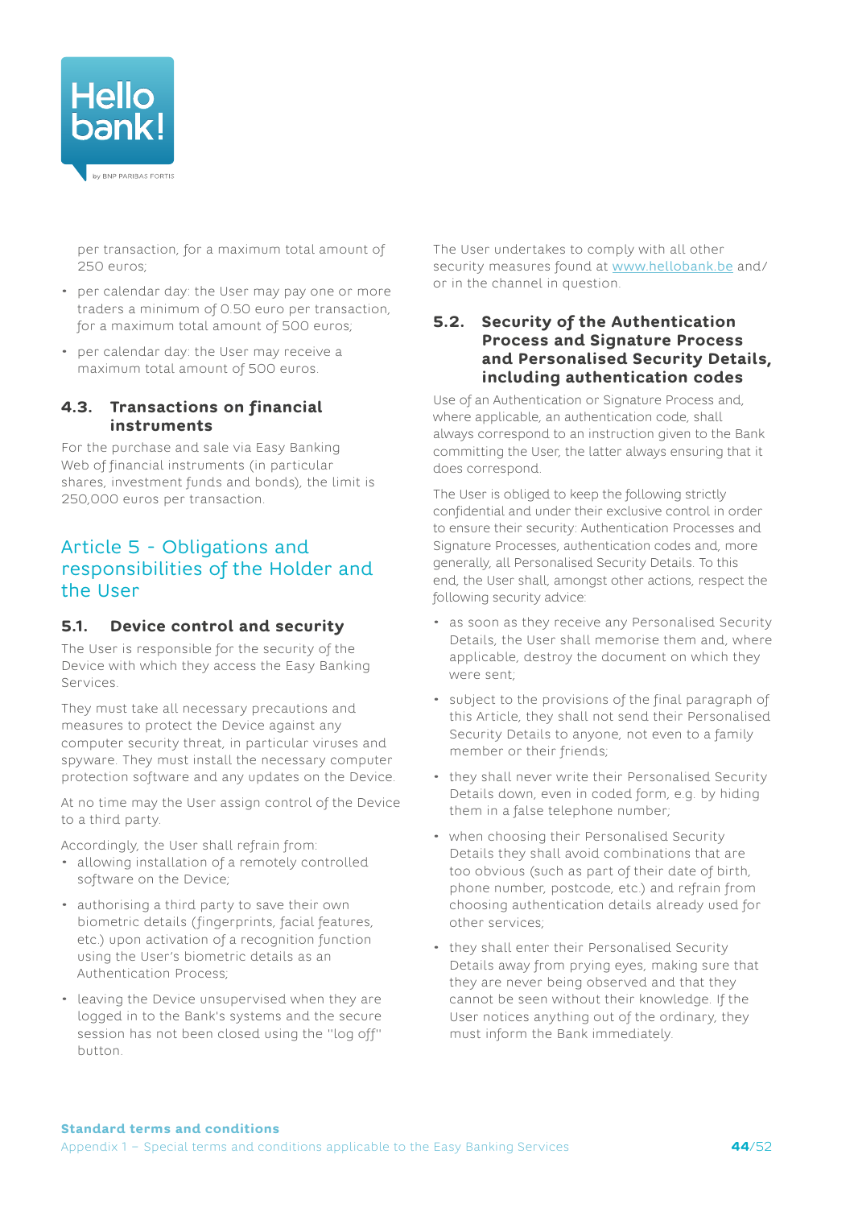per transaction, for a maximum total amount of 250 euros;

- per calendar day: the User may pay one or more traders a minimum of 0.50 euro per transaction, for a maximum total amount of 500 euros;
- per calendar day: the User may receive a maximum total amount of 500 euros.

### 4.3. Transactions on financial instruments

For the purchase and sale via Easy Banking Web of financial instruments (in particular shares, investment funds and bonds), the limit is 250,000 euros per transaction.

## Article 5 - Obligations and responsibilities of the Holder and the User

### 5.1. Device control and security

The User is responsible for the security of the Device with which they access the Easy Banking Services.

They must take all necessary precautions and measures to protect the Device against any computer security threat, in particular viruses and spyware. They must install the necessary computer protection software and any updates on the Device.

At no time may the User assign control of the Device to a third party.

Accordingly, the User shall refrain from:

- allowing installation of a remotely controlled software on the Device;
- authorising a third party to save their own biometric details (fingerprints, facial features, etc.) upon activation of a recognition function using the User's biometric details as an Authentication Process;
- leaving the Device unsupervised when they are logged in to the Bank's systems and the secure session has not been closed using the "log off" button.

The User undertakes to comply with all other security measures found at www.hellobank.be and/or in the channel in question.

### 5.2. Security of the Authentication Process and Signature Process and Personalised Security Details, including authentication codes

Use of an Authentication or Signature Process and, where applicable, an authentication code, shall always correspond to an instruction given to the Bank committing the User, the latter always ensuring that it does correspond.

The User is obliged to keep the following strictly confidential and under their exclusive control in order to ensure their security: Authentication Processes and Signature Processes, authentication codes and, more generally, all Personalised Security Details. To this end, the User shall, amongst other actions, respect the following security advice:

- as soon as they receive any Personalised Security Details, the User shall memorise them and, where applicable, destroy the document on which they were sent;
- subject to the provisions of the final paragraph of this Article, they shall not send their Personalised Security Details to anyone, not even to a family member or their friends;
- they shall never write their Personalised Security Details down, even in coded form, e.g. by hiding them in a false telephone number;
- when choosing their Personalised Security Details they shall avoid combinations that are too obvious (such as part of their date of birth, phone number, postcode, etc.) and refrain from choosing authentication details already used for other services;
- they shall enter their Personalised Security Details away from prying eyes, making sure that they are never being observed and that they cannot be seen without their knowledge. If the User notices anything out of the ordinary, they must inform the Bank immediately.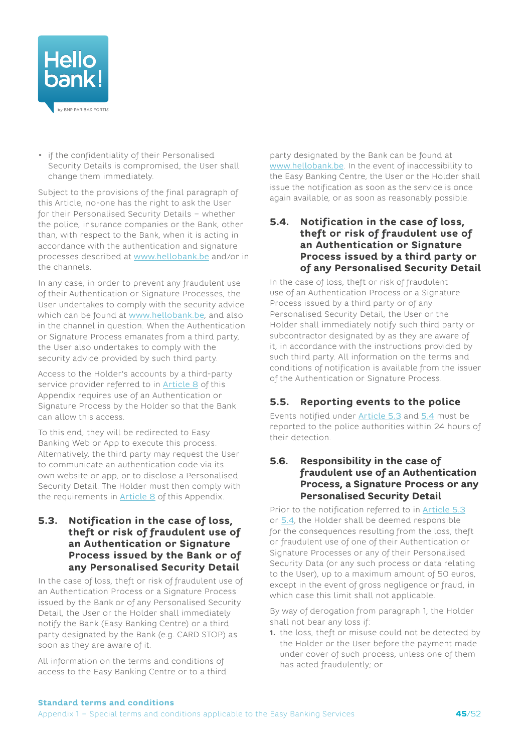- if the confidentiality of their Personalised Security Details is compromised, the User shall change them immediately.

Subject to the provisions of the final paragraph of this Article, no-one has the right to ask the User for their Personalised Security Details – whether the police, insurance companies or the Bank, other than, with respect to the Bank, when it is acting in accordance with the authentication and signature processes described at www.hellobank.be and/or in the channels.

In any case, in order to prevent any fraudulent use of their Authentication or Signature Processes, the User undertakes to comply with the security advice which can be found at www.hellobank.be, and also in the channel in question. When the Authentication or Signature Process emanates from a third party, the User also undertakes to comply with the security advice provided by such third party.

Access to the Holder's accounts by a third-party service provider referred to in Article 8 of this Appendix requires use of an Authentication or Signature Process by the Holder so that the Bank can allow this access.

To this end, they will be redirected to Easy Banking Web or App to execute this process. Alternatively, the third party may request the User to communicate an authentication code via its own website or app, or to disclose a Personalised Security Detail. The Holder must then comply with the requirements in Article 8 of this Appendix.

### 5.3. Notification in the case of loss, theft or risk of fraudulent use of an Authentication or Signature Process issued by the Bank or of any Personalised Security Detail

In the case of loss, theft or risk of fraudulent use of an Authentication Process or a Signature Process issued by the Bank or of any Personalised Security Detail, the User or the Holder shall immediately notify the Bank (Easy Banking Centre) or a third party designated by the Bank (e.g. CARD STOP) as soon as they are aware of it.

All information on the terms and conditions of access to the Easy Banking Centre or to a third party designated by the Bank can be found at www.hellobank.be. In the event of inaccessibility to the Easy Banking Centre, the User or the Holder shall issue the notification as soon as the service is once again available, or as soon as reasonably possible.

### 5.4. Notification in the case of loss, theft or risk of fraudulent use of an Authentication or Signature Process issued by a third party or of any Personalised Security Detail

In the case of loss, theft or risk of fraudulent use of an Authentication Process or a Signature Process issued by a third party or of any Personalised Security Detail, the User or the Holder shall immediately notify such third party or subcontractor designated by as they are aware of it, in accordance with the instructions provided by such third party. All information on the terms and conditions of notification is available from the issuer of the Authentication or Signature Process.

### 5.5. Reporting events to the police

Events notified under Article 5.3 and 5.4 must be reported to the police authorities within 24 hours of their detection.

### 5.6. Responsibility in the case of fraudulent use of an Authentication Process, a Signature Process or any Personalised Security Detail

Prior to the notification referred to in Article 5.3 or 5.4, the Holder shall be deemed responsible for the consequences resulting from the loss, theft or fraudulent use of one of their Authentication or Signature Processes or any of their Personalised Security Data (or any such process or data relating to the User), up to a maximum amount of 50 euros, except in the event of gross negligence or fraud, in which case this limit shall not applicable.

By way of derogation from paragraph 1, the Holder shall not bear any loss if:

1. the loss, theft or misuse could not be detected by the Holder or the User before the payment made under cover of such process, unless one of them has acted fraudulently; or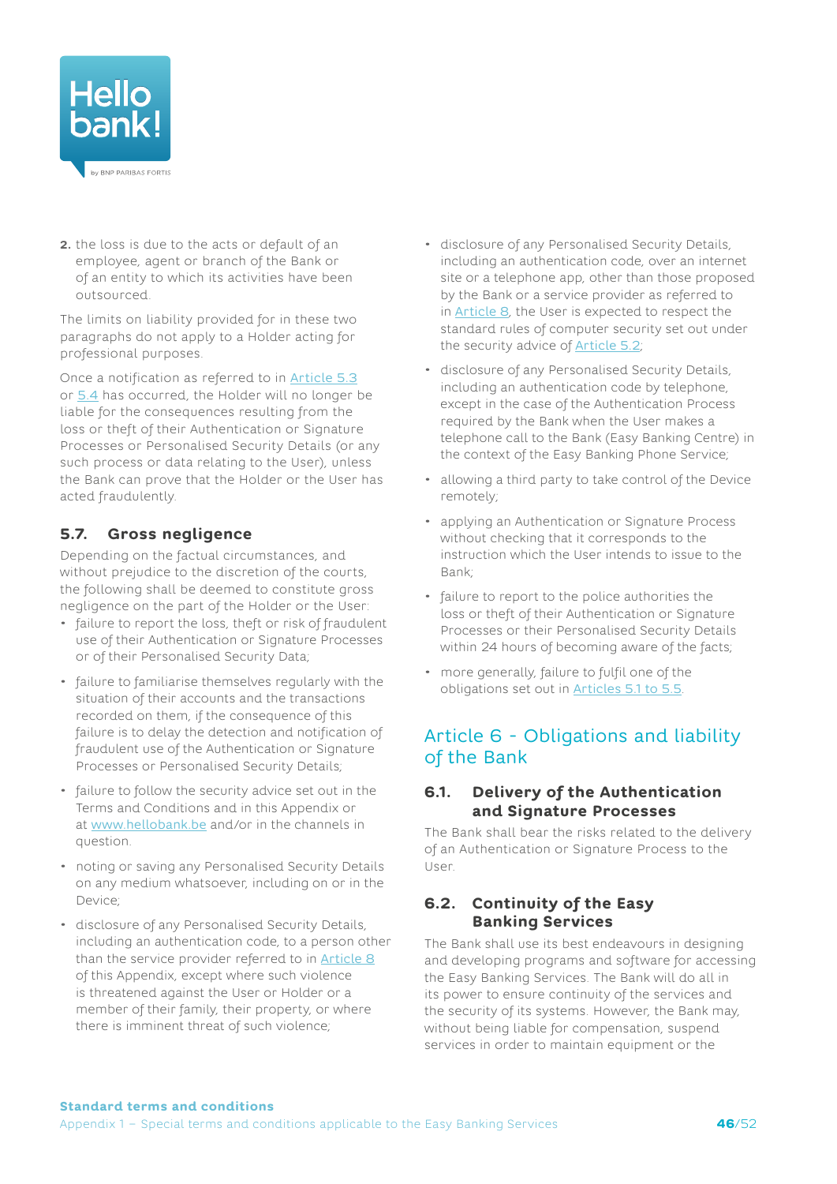2. the loss is due to the acts or default of an employee, agent or branch of the Bank or of an entity to which its activities have been outsourced.

The limits on liability provided for in these two paragraphs do not apply to a Holder acting for professional purposes.

Once a notification as referred to in Article 5.3 or 5.4 has occurred, the Holder will no longer be liable for the consequences resulting from the loss or theft of their Authentication or Signature Processes or Personalised Security Details (or any such process or data relating to the User), unless the Bank can prove that the Holder or the User has acted fraudulently.

### 5.7. Gross negligence

Depending on the factual circumstances, and without prejudice to the discretion of the courts, the following shall be deemed to constitute gross negligence on the part of the Holder or the User:

- failure to report the loss, theft or risk of fraudulent use of their Authentication or Signature Processes or of their Personalised Security Data;
- failure to familiarise themselves regularly with the situation of their accounts and the transactions recorded on them, if the consequence of this failure is to delay the detection and notification of fraudulent use of the Authentication or Signature Processes or Personalised Security Details;
- failure to follow the security advice set out in the Terms and Conditions and in this Appendix or at www.hellobank.be and/or in the channels in question.
- noting or saving any Personalised Security Details on any medium whatsoever, including on or in the Device;
- disclosure of any Personalised Security Details, including an authentication code, to a person other than the service provider referred to in Article 8 of this Appendix, except where such violence is threatened against the User or Holder or a member of their family, their property, or where there is imminent threat of such violence;
- disclosure of any Personalised Security Details, including an authentication code, over an internet site or a telephone app, other than those proposed by the Bank or a service provider as referred to in Article 8, the User is expected to respect the standard rules of computer security set out under the security advice of Article 5.2;
- disclosure of any Personalised Security Details, including an authentication code by telephone, except in the case of the Authentication Process required by the Bank when the User makes a telephone call to the Bank (Easy Banking Centre) in the context of the Easy Banking Phone Service;
- allowing a third party to take control of the Device remotely;
- applying an Authentication or Signature Process without checking that it corresponds to the instruction which the User intends to issue to the Bank;
- failure to report to the police authorities the loss or theft of their Authentication or Signature Processes or their Personalised Security Details within 24 hours of becoming aware of the facts;
- more generally, failure to fulfil one of the obligations set out in Articles 5.1 to 5.5.

## Article 6 - Obligations and liability of the Bank

### 6.1. Delivery of the Authentication and Signature Processes

The Bank shall bear the risks related to the delivery of an Authentication or Signature Process to the User.

### 6.2. Continuity of the Easy Banking Services

The Bank shall use its best endeavours in designing and developing programs and software for accessing the Easy Banking Services. The Bank will do all in its power to ensure continuity of the services and the security of its systems. However, the Bank may, without being liable for compensation, suspend services in order to maintain equipment or the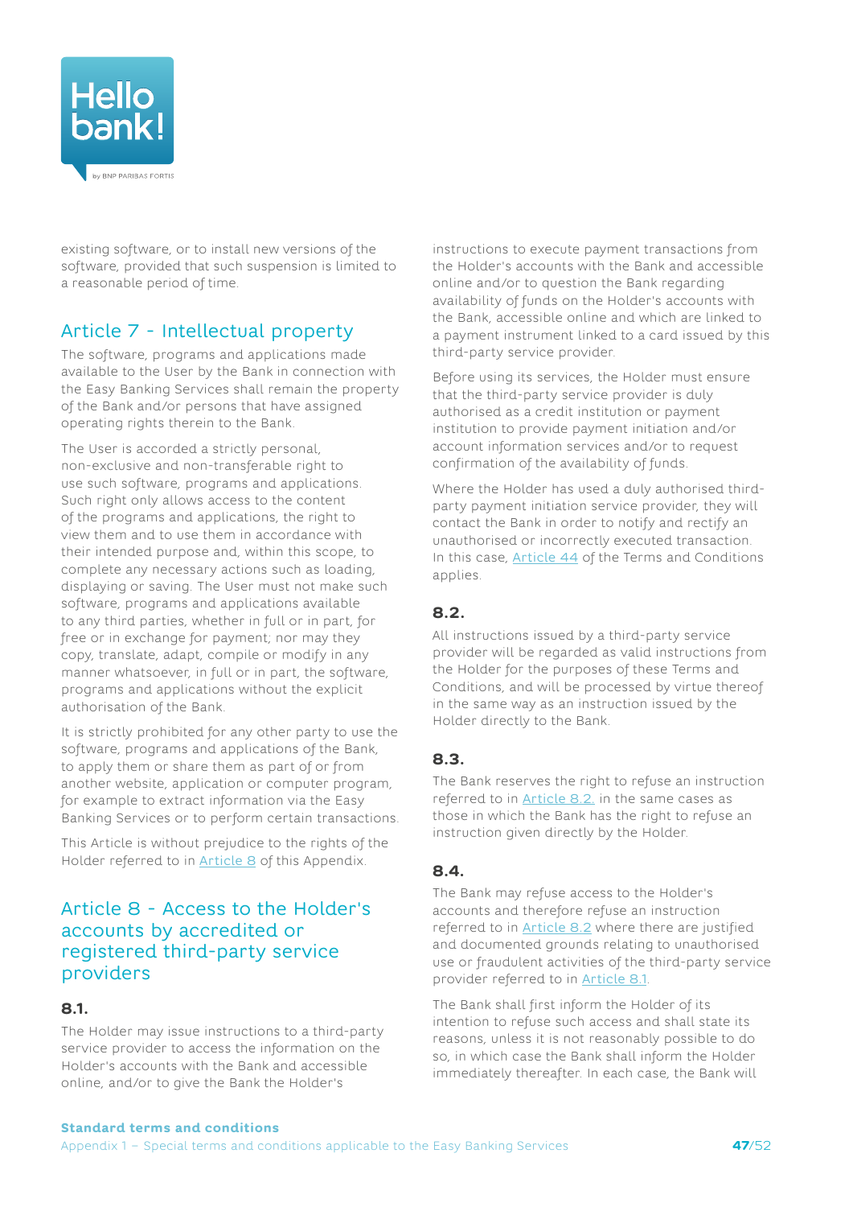existing software, or to install new versions of the software, provided that such suspension is limited to a reasonable period of time.

## Article 7 - Intellectual property

The software, programs and applications made available to the User by the Bank in connection with the Easy Banking Services shall remain the property of the Bank and/or persons that have assigned operating rights therein to the Bank.

The User is accorded a strictly personal, non-exclusive and non-transferable right to use such software, programs and applications. Such right only allows access to the content of the programs and applications, the right to view them and to use them in accordance with their intended purpose and, within this scope, to complete any necessary actions such as loading, displaying or saving. The User must not make such software, programs and applications available to any third parties, whether in full or in part, for free or in exchange for payment; nor may they copy, translate, adapt, compile or modify in any manner whatsoever, in full or in part, the software, programs and applications without the explicit authorisation of the Bank.

It is strictly prohibited for any other party to use the software, programs and applications of the Bank, to apply them or share them as part of or from another website, application or computer program, for example to extract information via the Easy Banking Services or to perform certain transactions.

This Article is without prejudice to the rights of the Holder referred to in Article 8 of this Appendix.

## Article 8 - Access to the Holder's accounts by accredited or registered third-party service providers

### 8.1.

The Holder may issue instructions to a third-party service provider to access the information on the Holder's accounts with the Bank and accessible online, and/or to give the Bank the Holder's instructions to execute payment transactions from the Holder's accounts with the Bank and accessible online and/or to question the Bank regarding availability of funds on the Holder's accounts with the Bank, accessible online and which are linked to a payment instrument linked to a card issued by this third-party service provider.

Before using its services, the Holder must ensure that the third-party service provider is duly authorised as a credit institution or payment institution to provide payment initiation and/or account information services and/or to request confirmation of the availability of funds.

Where the Holder has used a duly authorised third-party payment initiation service provider, they will contact the Bank in order to notify and rectify an unauthorised or incorrectly executed transaction. In this case, Article 44 of the Terms and Conditions applies.

### 8.2.

All instructions issued by a third-party service provider will be regarded as valid instructions from the Holder for the purposes of these Terms and Conditions, and will be processed by virtue thereof in the same way as an instruction issued by the Holder directly to the Bank.

### 8.3.

The Bank reserves the right to refuse an instruction referred to in Article 8.2. in the same cases as those in which the Bank has the right to refuse an instruction given directly by the Holder.

### 8.4.

The Bank may refuse access to the Holder's accounts and therefore refuse an instruction referred to in Article 8.2 where there are justified and documented grounds relating to unauthorised use or fraudulent activities of the third-party service provider referred to in Article 8.1.

The Bank shall first inform the Holder of its intention to refuse such access and shall state its reasons, unless it is not reasonably possible to do so, in which case the Bank shall inform the Holder immediately thereafter. In each case, the Bank will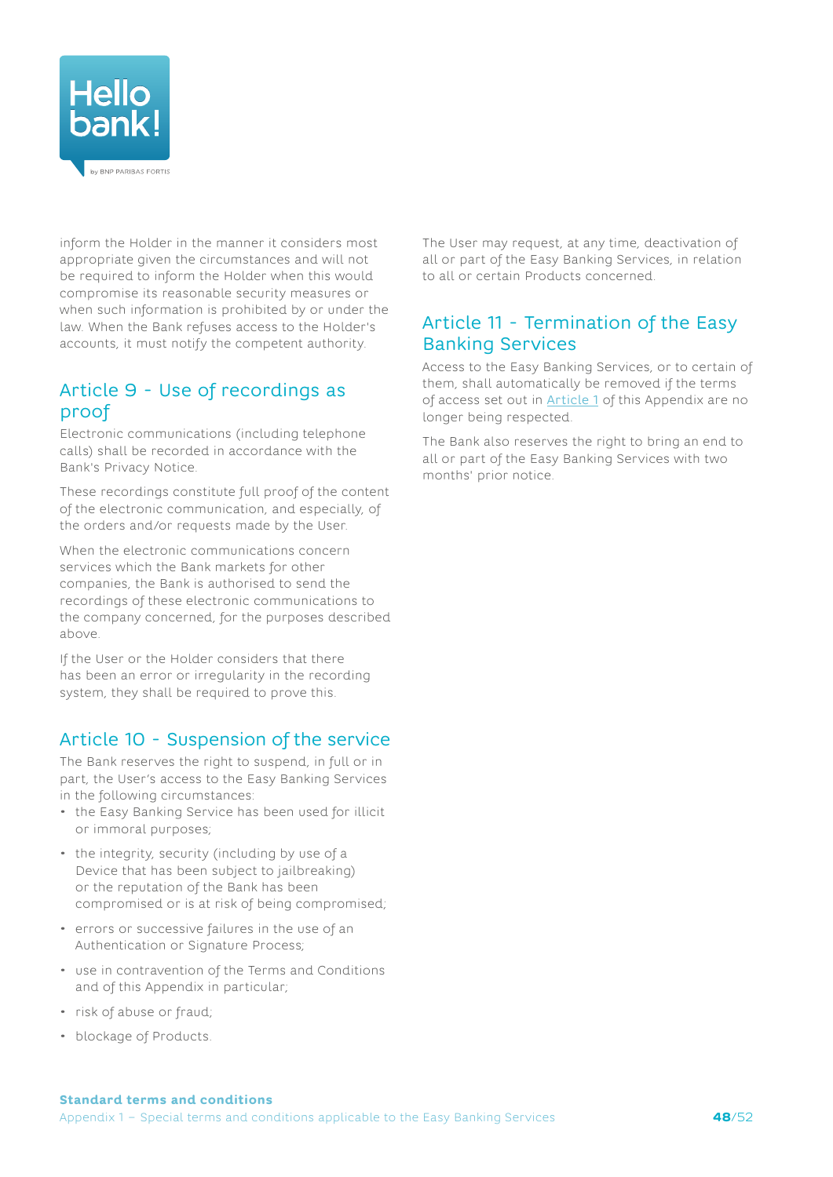inform the Holder in the manner it considers most appropriate given the circumstances and will not be required to inform the Holder when this would compromise its reasonable security measures or when such information is prohibited by or under the law. When the Bank refuses access to the Holder's accounts, it must notify the competent authority.

## Article 9 - Use of recordings as proof

Electronic communications (including telephone calls) shall be recorded in accordance with the Bank's Privacy Notice.

These recordings constitute full proof of the content of the electronic communication, and especially, of the orders and/or requests made by the User.

When the electronic communications concern services which the Bank markets for other companies, the Bank is authorised to send the recordings of these electronic communications to the company concerned, for the purposes described above.

If the User or the Holder considers that there has been an error or irregularity in the recording system, they shall be required to prove this.

## Article 10 - Suspension of the service

The Bank reserves the right to suspend, in full or in part, the User's access to the Easy Banking Services in the following circumstances:

- the Easy Banking Service has been used for illicit or immoral purposes;
- the integrity, security (including by use of a Device that has been subject to jailbreaking) or the reputation of the Bank has been compromised or is at risk of being compromised;
- errors or successive failures in the use of an Authentication or Signature Process;
- use in contravention of the Terms and Conditions and of this Appendix in particular;
- risk of abuse or fraud;
- blockage of Products.

The User may request, at any time, deactivation of all or part of the Easy Banking Services, in relation to all or certain Products concerned.

## Article 11 - Termination of the Easy Banking Services

Access to the Easy Banking Services, or to certain of them, shall automatically be removed if the terms of access set out in Article 1 of this Appendix are no longer being respected.

The Bank also reserves the right to bring an end to all or part of the Easy Banking Services with two months' prior notice.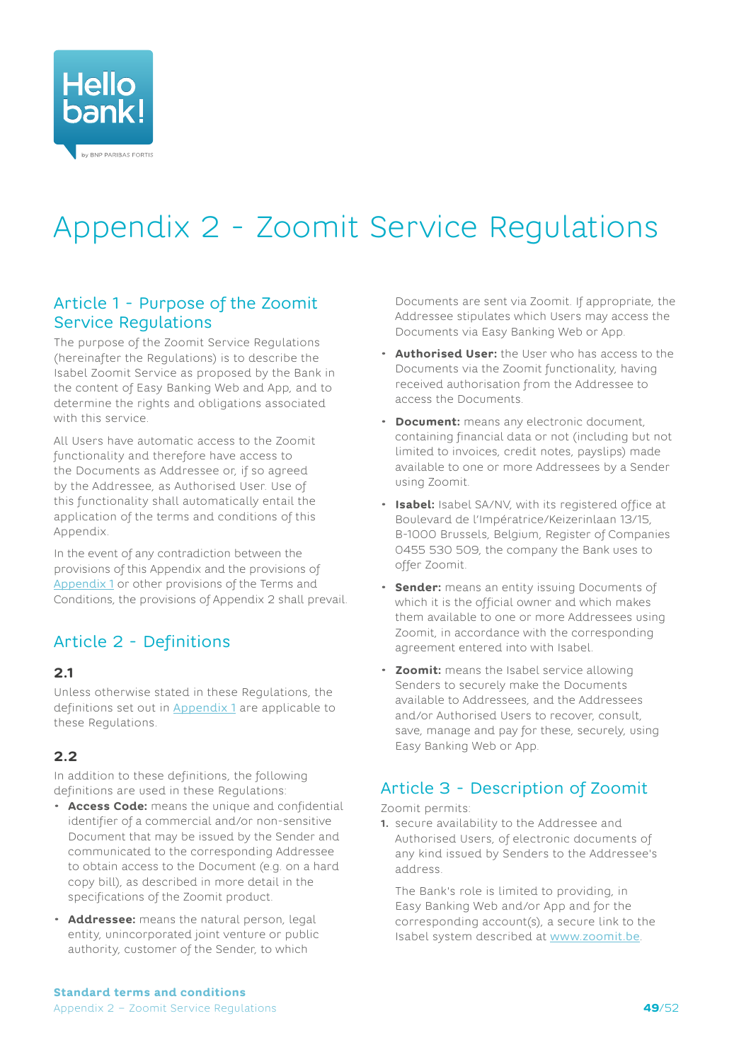# Appendix 2 - Zoomit Service Regulations

## Article 1 - Purpose of the Zoomit Service Regulations

The purpose of the Zoomit Service Regulations (hereinafter the Regulations) is to describe the Isabel Zoomit Service as proposed by the Bank in the content of Easy Banking Web and App, and to determine the rights and obligations associated with this service.

All Users have automatic access to the Zoomit functionality and therefore have access to the Documents as Addressee or, if so agreed by the Addressee, as Authorised User. Use of this functionality shall automatically entail the application of the terms and conditions of this Appendix.

In the event of any contradiction between the provisions of this Appendix and the provisions of Appendix 1 or other provisions of the Terms and Conditions, the provisions of Appendix 2 shall prevail.

## Article 2 - Definitions

### 2.1

Unless otherwise stated in these Regulations, the definitions set out in Appendix 1 are applicable to these Regulations.

### 2.2

In addition to these definitions, the following definitions are used in these Regulations:

- **Access Code:** means the unique and confidential identifier of a commercial and/or non-sensitive Document that may be issued by the Sender and communicated to the corresponding Addressee to obtain access to the Document (e.g. on a hard copy bill), as described in more detail in the specifications of the Zoomit product.
- **Addressee:** means the natural person, legal entity, unincorporated joint venture or public authority, customer of the Sender, to which Documents are sent via Zoomit. If appropriate, the Addressee stipulates which Users may access the Documents via Easy Banking Web or App.
- **Authorised User:** the User who has access to the Documents via the Zoomit functionality, having received authorisation from the Addressee to access the Documents.
- **Document:** means any electronic document, containing financial data or not (including but not limited to invoices, credit notes, payslips) made available to one or more Addressees by a Sender using Zoomit.
- **Isabel:** Isabel SA/NV, with its registered office at Boulevard de l'Impératrice/Keizerinlaan 13/15, B-1000 Brussels, Belgium, Register of Companies 0455 530 509, the company the Bank uses to offer Zoomit.
- **Sender:** means an entity issuing Documents of which it is the official owner and which makes them available to one or more Addressees using Zoomit, in accordance with the corresponding agreement entered into with Isabel.
- **Zoomit:** means the Isabel service allowing Senders to securely make the Documents available to Addressees, and the Addressees and/or Authorised Users to recover, consult, save, manage and pay for these, securely, using Easy Banking Web or App.

## Article 3 - Description of Zoomit

Zoomit permits:

1. secure availability to the Addressee and Authorised Users, of electronic documents of any kind issued by Senders to the Addressee's address.

   The Bank's role is limited to providing, in Easy Banking Web and/or App and for the corresponding account(s), a secure link to the Isabel system described at www.zoomit.be.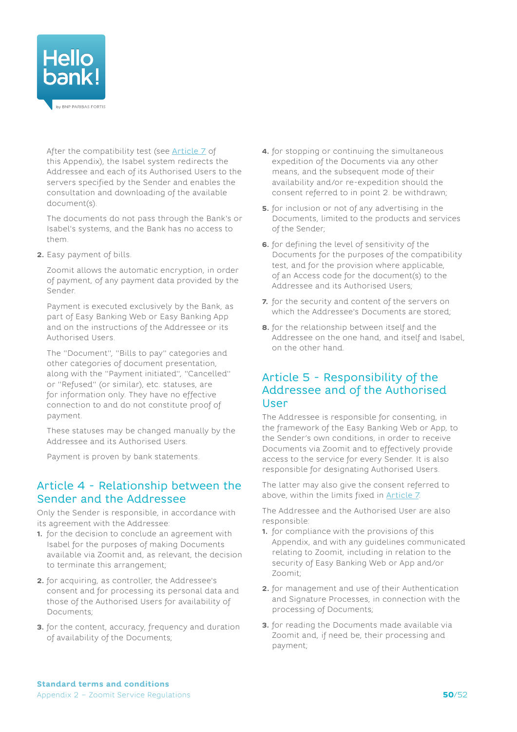After the compatibility test (see Article 7 of this Appendix), the Isabel system redirects the Addressee and each of its Authorised Users to the servers specified by the Sender and enables the consultation and downloading of the available document(s).

The documents do not pass through the Bank's or Isabel's systems, and the Bank has no access to them.

2. Easy payment of bills.

   Zoomit allows the automatic encryption, in order of payment, of any payment data provided by the Sender.

   Payment is executed exclusively by the Bank, as part of Easy Banking Web or Easy Banking App and on the instructions of the Addressee or its Authorised Users.

   The "Document", "Bills to pay" categories and other categories of document presentation, along with the "Payment initiated", "Cancelled" or "Refused" (or similar), etc. statuses, are for information only. They have no effective connection to and do not constitute proof of payment.

   These statuses may be changed manually by the Addressee and its Authorised Users.

   Payment is proven by bank statements.

## Article 4 - Relationship between the Sender and the Addressee

Only the Sender is responsible, in accordance with its agreement with the Addressee:

1. for the decision to conclude an agreement with Isabel for the purposes of making Documents available via Zoomit and, as relevant, the decision to terminate this arrangement;
2. for acquiring, as controller, the Addressee's consent and for processing its personal data and those of the Authorised Users for availability of Documents;
3. for the content, accuracy, frequency and duration of availability of the Documents;
4. for stopping or continuing the simultaneous expedition of the Documents via any other means, and the subsequent mode of their availability and/or re-expedition should the consent referred to in point 2. be withdrawn;
5. for inclusion or not of any advertising in the Documents, limited to the products and services of the Sender;
6. for defining the level of sensitivity of the Documents for the purposes of the compatibility test, and for the provision where applicable, of an Access code for the document(s) to the Addressee and its Authorised Users;
7. for the security and content of the servers on which the Addressee's Documents are stored;
8. for the relationship between itself and the Addressee on the one hand, and itself and Isabel, on the other hand.

## Article 5 - Responsibility of the Addressee and of the Authorised User

The Addressee is responsible for consenting, in the framework of the Easy Banking Web or App, to the Sender's own conditions, in order to receive Documents via Zoomit and to effectively provide access to the service for every Sender. It is also responsible for designating Authorised Users.

The latter may also give the consent referred to above, within the limits fixed in Article 7.

The Addressee and the Authorised User are also responsible:

1. for compliance with the provisions of this Appendix, and with any guidelines communicated relating to Zoomit, including in relation to the security of Easy Banking Web or App and/or Zoomit;
2. for management and use of their Authentication and Signature Processes, in connection with the processing of Documents;
3. for reading the Documents made available via Zoomit and, if need be, their processing and payment;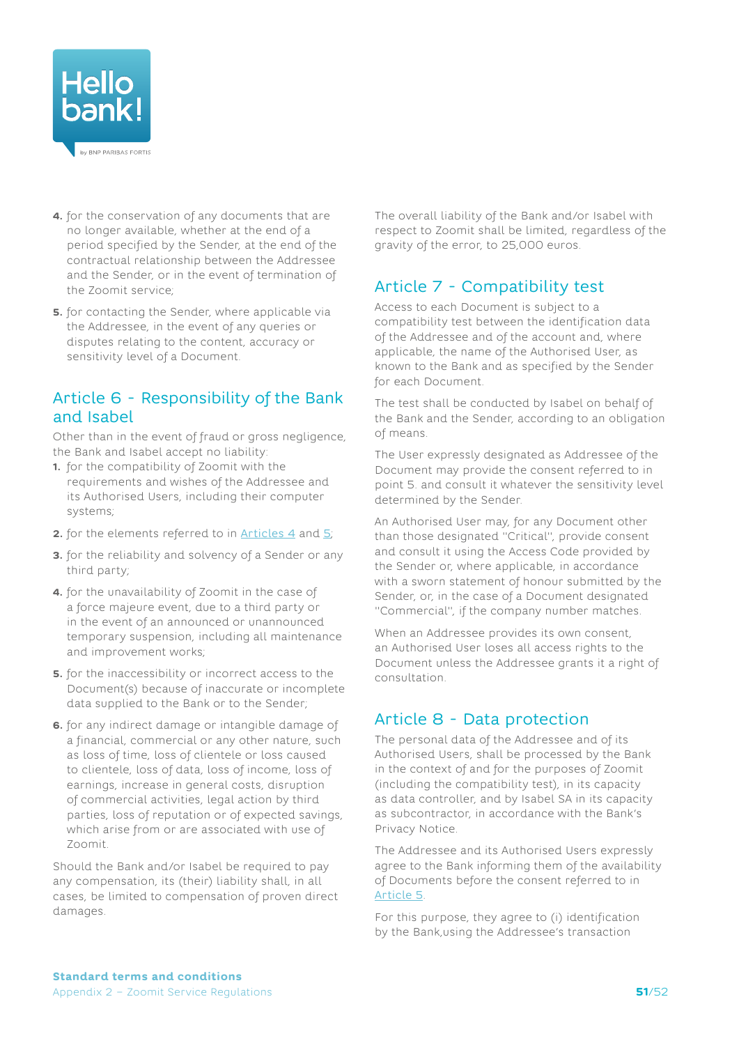4. for the conservation of any documents that are no longer available, whether at the end of a period specified by the Sender, at the end of the contractual relationship between the Addressee and the Sender, or in the event of termination of the Zoomit service;
5. for contacting the Sender, where applicable via the Addressee, in the event of any queries or disputes relating to the content, accuracy or sensitivity level of a Document.

## Article 6 - Responsibility of the Bank and Isabel

Other than in the event of fraud or gross negligence, the Bank and Isabel accept no liability:

1. for the compatibility of Zoomit with the requirements and wishes of the Addressee and its Authorised Users, including their computer systems;
2. for the elements referred to in Articles 4 and 5;
3. for the reliability and solvency of a Sender or any third party;
4. for the unavailability of Zoomit in the case of a force majeure event, due to a third party or in the event of an announced or unannounced temporary suspension, including all maintenance and improvement works;
5. for the inaccessibility or incorrect access to the Document(s) because of inaccurate or incomplete data supplied to the Bank or to the Sender;
6. for any indirect damage or intangible damage of a financial, commercial or any other nature, such as loss of time, loss of clientele or loss caused to clientele, loss of data, loss of income, loss of earnings, increase in general costs, disruption of commercial activities, legal action by third parties, loss of reputation or of expected savings, which arise from or are associated with use of Zoomit.

Should the Bank and/or Isabel be required to pay any compensation, its (their) liability shall, in all cases, be limited to compensation of proven direct damages.

The overall liability of the Bank and/or Isabel with respect to Zoomit shall be limited, regardless of the gravity of the error, to 25,000 euros.

## Article 7 - Compatibility test

Access to each Document is subject to a compatibility test between the identification data of the Addressee and of the account and, where applicable, the name of the Authorised User, as known to the Bank and as specified by the Sender for each Document.

The test shall be conducted by Isabel on behalf of the Bank and the Sender, according to an obligation of means.

The User expressly designated as Addressee of the Document may provide the consent referred to in point 5. and consult it whatever the sensitivity level determined by the Sender.

An Authorised User may, for any Document other than those designated "Critical", provide consent and consult it using the Access Code provided by the Sender or, where applicable, in accordance with a sworn statement of honour submitted by the Sender, or, in the case of a Document designated "Commercial", if the company number matches.

When an Addressee provides its own consent, an Authorised User loses all access rights to the Document unless the Addressee grants it a right of consultation.

## Article 8 - Data protection

The personal data of the Addressee and of its Authorised Users, shall be processed by the Bank in the context of and for the purposes of Zoomit (including the compatibility test), in its capacity as data controller, and by Isabel SA in its capacity as subcontractor, in accordance with the Bank's Privacy Notice.

The Addressee and its Authorised Users expressly agree to the Bank informing them of the availability of Documents before the consent referred to in Article 5.

For this purpose, they agree to (i) identification by the Bank,using the Addressee's transaction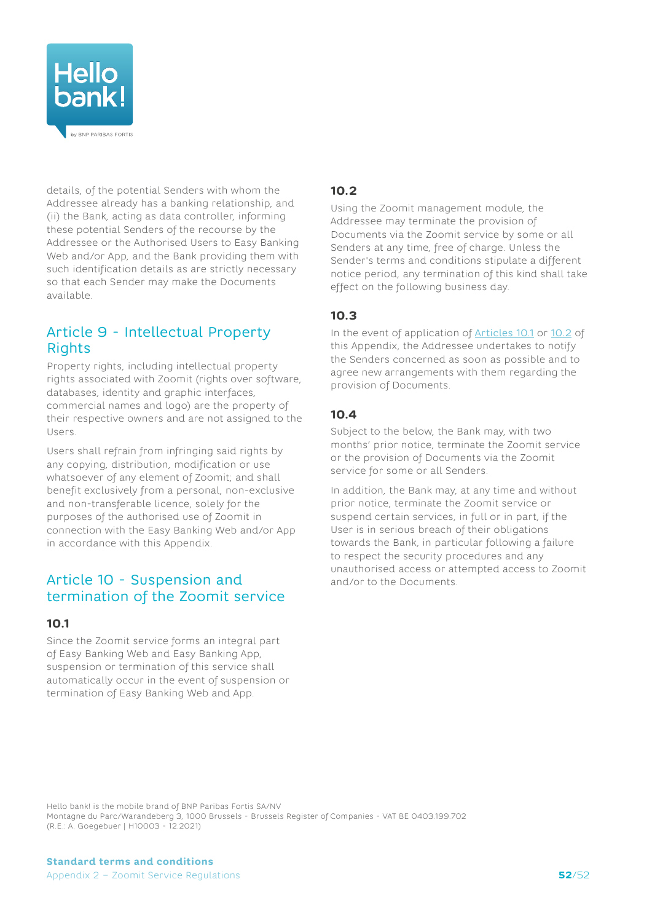details, of the potential Senders with whom the Addressee already has a banking relationship, and (ii) the Bank, acting as data controller, informing these potential Senders of the recourse by the Addressee or the Authorised Users to Easy Banking Web and/or App, and the Bank providing them with such identification details as are strictly necessary so that each Sender may make the Documents available.

## Article 9 - Intellectual Property Rights

Property rights, including intellectual property rights associated with Zoomit (rights over software, databases, identity and graphic interfaces, commercial names and logo) are the property of their respective owners and are not assigned to the Users.

Users shall refrain from infringing said rights by any copying, distribution, modification or use whatsoever of any element of Zoomit; and shall benefit exclusively from a personal, non-exclusive and non-transferable licence, solely for the purposes of the authorised use of Zoomit in connection with the Easy Banking Web and/or App in accordance with this Appendix.

## Article 10 - Suspension and termination of the Zoomit service

### 10.1

Since the Zoomit service forms an integral part of Easy Banking Web and Easy Banking App, suspension or termination of this service shall automatically occur in the event of suspension or termination of Easy Banking Web and App.

### 10.2

Using the Zoomit management module, the Addressee may terminate the provision of Documents via the Zoomit service by some or all Senders at any time, free of charge. Unless the Sender's terms and conditions stipulate a different notice period, any termination of this kind shall take effect on the following business day.

### 10.3

In the event of application of Articles 10.1 or 10.2 of this Appendix, the Addressee undertakes to notify the Senders concerned as soon as possible and to agree new arrangements with them regarding the provision of Documents.

### 10.4

Subject to the below, the Bank may, with two months' prior notice, terminate the Zoomit service or the provision of Documents via the Zoomit service for some or all Senders.

In addition, the Bank may, at any time and without prior notice, terminate the Zoomit service or suspend certain services, in full or in part, if the User is in serious breach of their obligations towards the Bank, in particular following a failure to respect the security procedures and any unauthorised access or attempted access to Zoomit and/or to the Documents.

Hello bank! is the mobile brand of BNP Paribas Fortis SA/NV
Montagne du Parc/Warandeberg 3, 1000 Brussels - Brussels Register of Companies - VAT BE 0403.199.702
(R.E.: A. Goegebuer | H10003 - 12.2021)